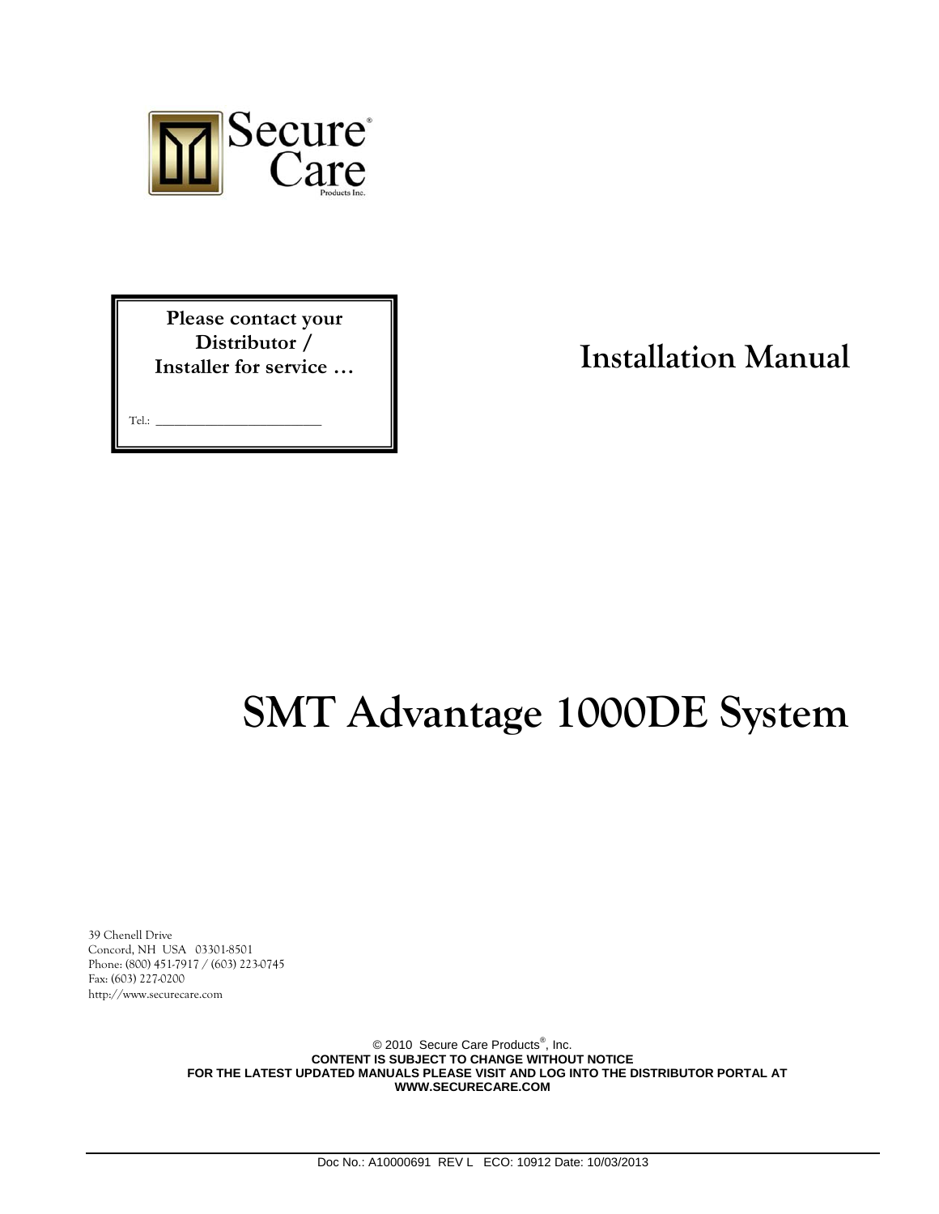Secure Care
Products Inc.

**Please contact your Distributor / Installer for service …**

Tel.: ________________________

# Installation Manual

# SMT Advantage 1000DE System

39 Chenell Drive
Concord, NH USA 03301-8501
Phone: (800) 451-7917 / (603) 223-0745
Fax: (603) 227-0200
http://www.securecare.com

© 2010 Secure Care Products®, Inc.
**CONTENT IS SUBJECT TO CHANGE WITHOUT NOTICE**
**FOR THE LATEST UPDATED MANUALS PLEASE VISIT AND LOG INTO THE DISTRIBUTOR PORTAL AT WWW.SECURECARE.COM**

Doc No.: A10000691 REV L ECO: 10912 Date: 10/03/2013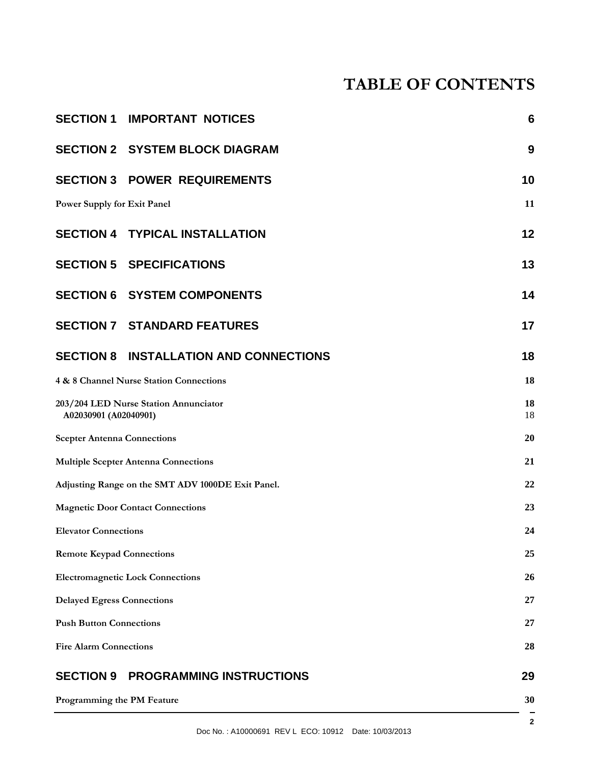# TABLE OF CONTENTS

**SECTION 1 IMPORTANT NOTICES** 6

**SECTION 2 SYSTEM BLOCK DIAGRAM** 9

**SECTION 3 POWER REQUIREMENTS** 10

**Power Supply for Exit Panel** 11

**SECTION 4 TYPICAL INSTALLATION** 12

**SECTION 5 SPECIFICATIONS** 13

**SECTION 6 SYSTEM COMPONENTS** 14

**SECTION 7 STANDARD FEATURES** 17

**SECTION 8 INSTALLATION AND CONNECTIONS** 18

**4 & 8 Channel Nurse Station Connections** 18

**203/204 LED Nurse Station Annunciator** 18
A02030901 (A02040901) 18

**Scepter Antenna Connections** 20

**Multiple Scepter Antenna Connections** 21

**Adjusting Range on the SMT ADV 1000DE Exit Panel.** 22

**Magnetic Door Contact Connections** 23

**Elevator Connections** 24

**Remote Keypad Connections** 25

**Electromagnetic Lock Connections** 26

**Delayed Egress Connections** 27

**Push Button Connections** 27

**Fire Alarm Connections** 28

**SECTION 9 PROGRAMMING INSTRUCTIONS** 29

**Programming the PM Feature** 30

Doc No. : A10000691 REV L ECO: 10912 Date: 10/03/2013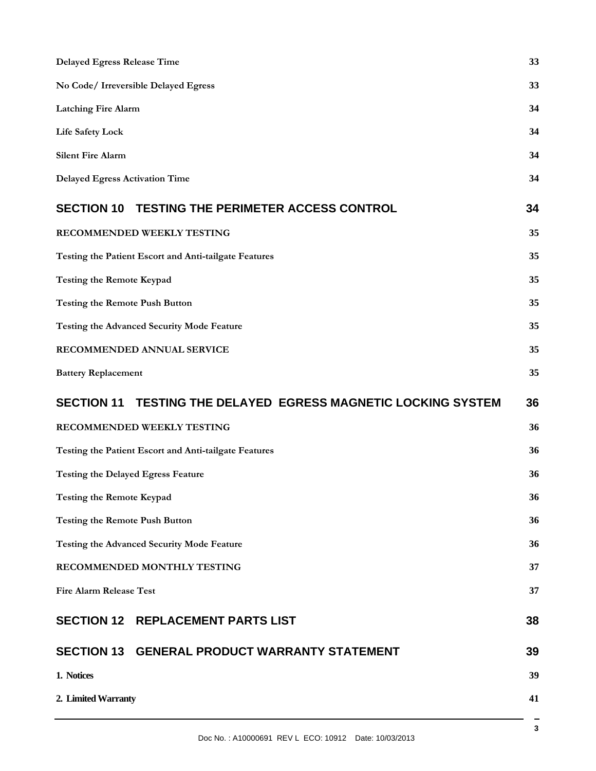| | |
|---|---|
| **Delayed Egress Release Time** | **33** |
| **No Code/ Irreversible Delayed Egress** | **33** |
| **Latching Fire Alarm** | **34** |
| **Life Safety Lock** | **34** |
| **Silent Fire Alarm** | **34** |
| **Delayed Egress Activation Time** | **34** |
| **SECTION 10 TESTING THE PERIMETER ACCESS CONTROL** | **34** |
| **RECOMMENDED WEEKLY TESTING** | **35** |
| **Testing the Patient Escort and Anti-tailgate Features** | **35** |
| **Testing the Remote Keypad** | **35** |
| **Testing the Remote Push Button** | **35** |
| **Testing the Advanced Security Mode Feature** | **35** |
| **RECOMMENDED ANNUAL SERVICE** | **35** |
| **Battery Replacement** | **35** |
| **SECTION 11 TESTING THE DELAYED EGRESS MAGNETIC LOCKING SYSTEM** | **36** |
| **RECOMMENDED WEEKLY TESTING** | **36** |
| **Testing the Patient Escort and Anti-tailgate Features** | **36** |
| **Testing the Delayed Egress Feature** | **36** |
| **Testing the Remote Keypad** | **36** |
| **Testing the Remote Push Button** | **36** |
| **Testing the Advanced Security Mode Feature** | **36** |
| **RECOMMENDED MONTHLY TESTING** | **37** |
| **Fire Alarm Release Test** | **37** |
| **SECTION 12 REPLACEMENT PARTS LIST** | **38** |
| **SECTION 13 GENERAL PRODUCT WARRANTY STATEMENT** | **39** |
| **1. Notices** | **39** |
| **2. Limited Warranty** | **41** |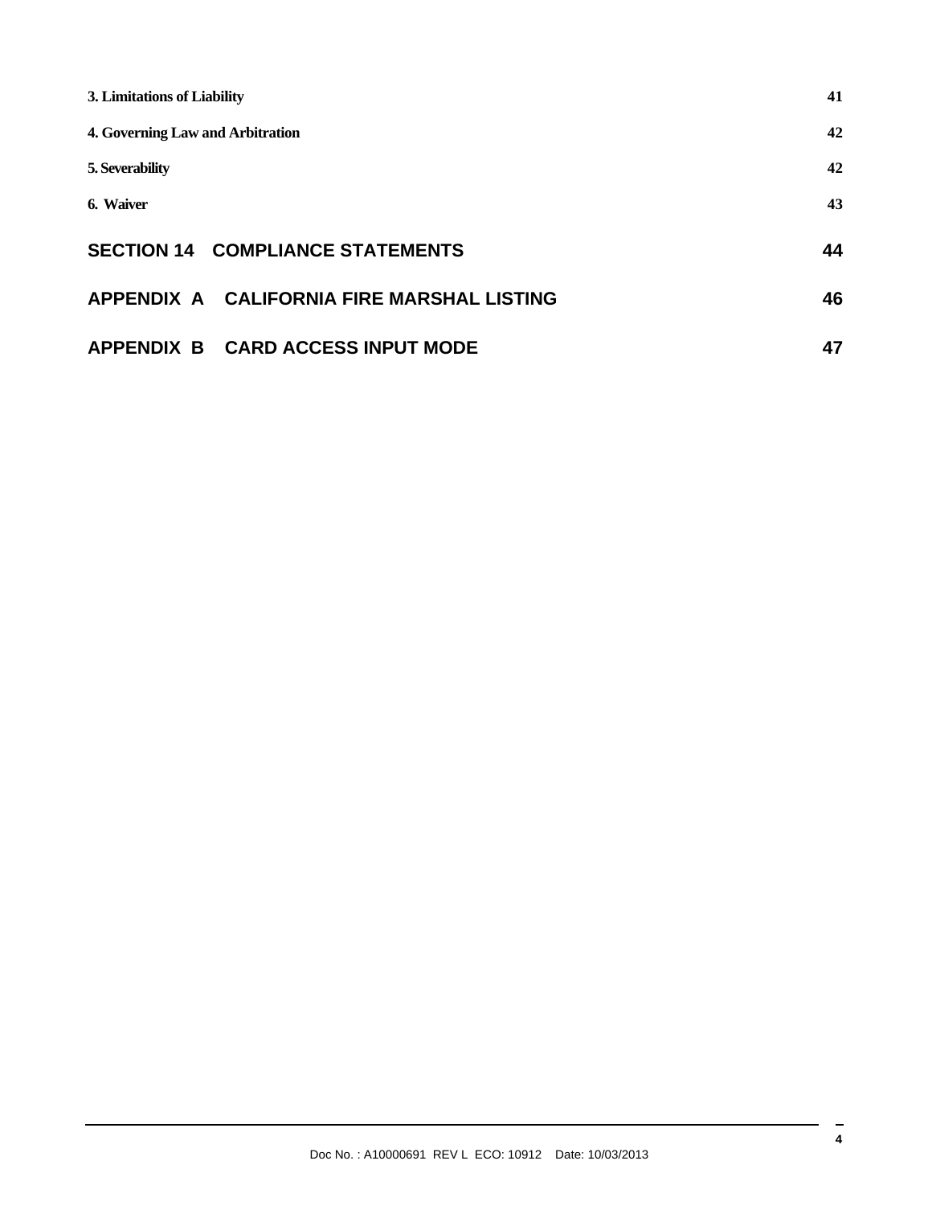**3. Limitations of Liability** 41

**4. Governing Law and Arbitration** 42

**5. Severability** 42

**6. Waiver** 43

**SECTION 14 COMPLIANCE STATEMENTS** 44

**APPENDIX A CALIFORNIA FIRE MARSHAL LISTING** 46

**APPENDIX B CARD ACCESS INPUT MODE** 47

Doc No. : A10000691 REV L ECO: 10912 Date: 10/03/2013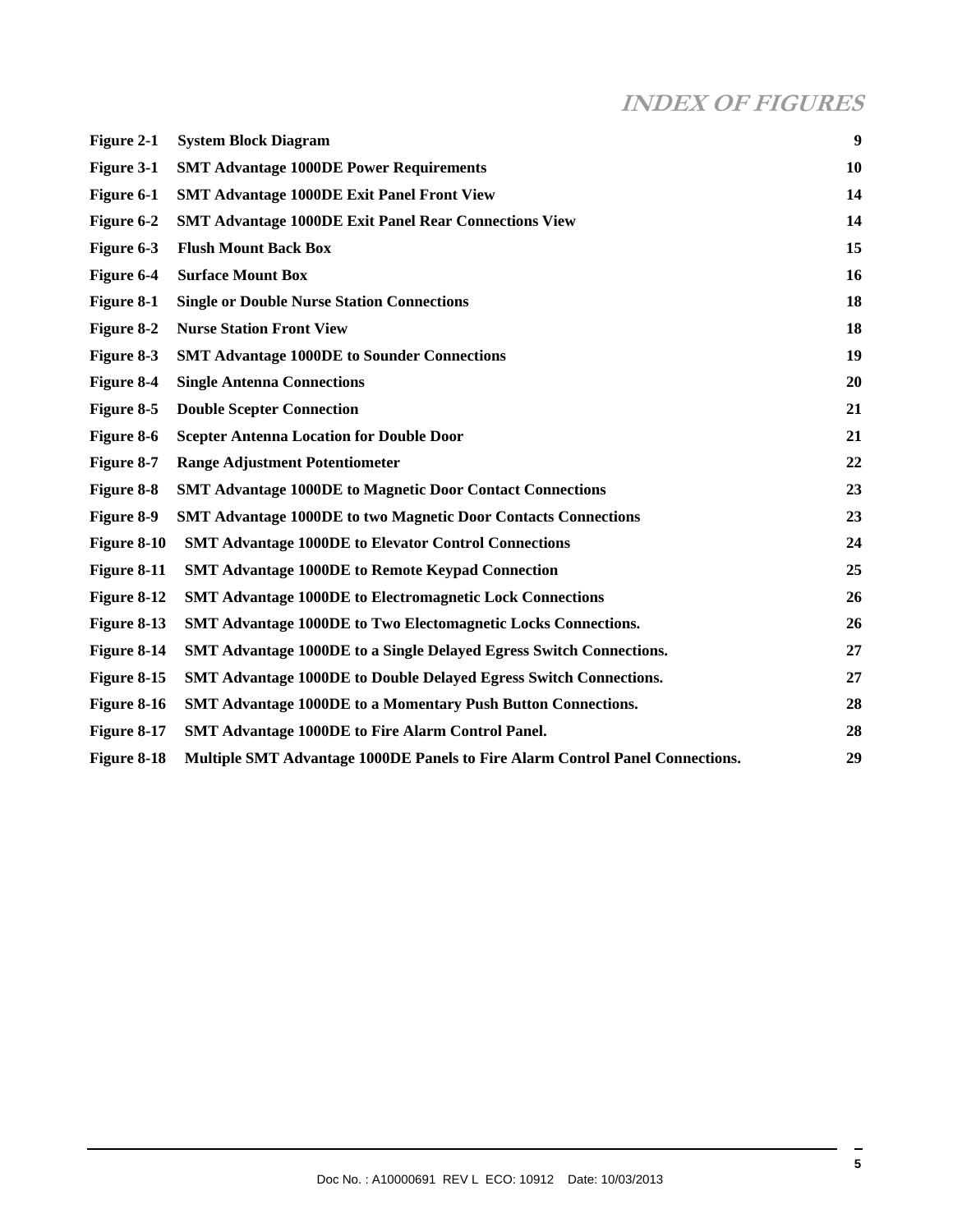# INDEX OF FIGURES

| | | |
|---|---|---|
| **Figure 2-1** | **System Block Diagram** | **9** |
| **Figure 3-1** | **SMT Advantage 1000DE Power Requirements** | **10** |
| **Figure 6-1** | **SMT Advantage 1000DE Exit Panel Front View** | **14** |
| **Figure 6-2** | **SMT Advantage 1000DE Exit Panel Rear Connections View** | **14** |
| **Figure 6-3** | **Flush Mount Back Box** | **15** |
| **Figure 6-4** | **Surface Mount Box** | **16** |
| **Figure 8-1** | **Single or Double Nurse Station Connections** | **18** |
| **Figure 8-2** | **Nurse Station Front View** | **18** |
| **Figure 8-3** | **SMT Advantage 1000DE to Sounder Connections** | **19** |
| **Figure 8-4** | **Single Antenna Connections** | **20** |
| **Figure 8-5** | **Double Scepter Connection** | **21** |
| **Figure 8-6** | **Scepter Antenna Location for Double Door** | **21** |
| **Figure 8-7** | **Range Adjustment Potentiometer** | **22** |
| **Figure 8-8** | **SMT Advantage 1000DE to Magnetic Door Contact Connections** | **23** |
| **Figure 8-9** | **SMT Advantage 1000DE to two Magnetic Door Contacts Connections** | **23** |
| **Figure 8-10** | **SMT Advantage 1000DE to Elevator Control Connections** | **24** |
| **Figure 8-11** | **SMT Advantage 1000DE to Remote Keypad Connection** | **25** |
| **Figure 8-12** | **SMT Advantage 1000DE to Electromagnetic Lock Connections** | **26** |
| **Figure 8-13** | **SMT Advantage 1000DE to Two Electomagnetic Locks Connections.** | **26** |
| **Figure 8-14** | **SMT Advantage 1000DE to a Single Delayed Egress Switch Connections.** | **27** |
| **Figure 8-15** | **SMT Advantage 1000DE to Double Delayed Egress Switch Connections.** | **27** |
| **Figure 8-16** | **SMT Advantage 1000DE to a Momentary Push Button Connections.** | **28** |
| **Figure 8-17** | **SMT Advantage 1000DE to Fire Alarm Control Panel.** | **28** |
| **Figure 8-18** | **Multiple SMT Advantage 1000DE Panels to Fire Alarm Control Panel Connections.** | **29** |

Doc No. : A10000691 REV L ECO: 10912 Date: 10/03/2013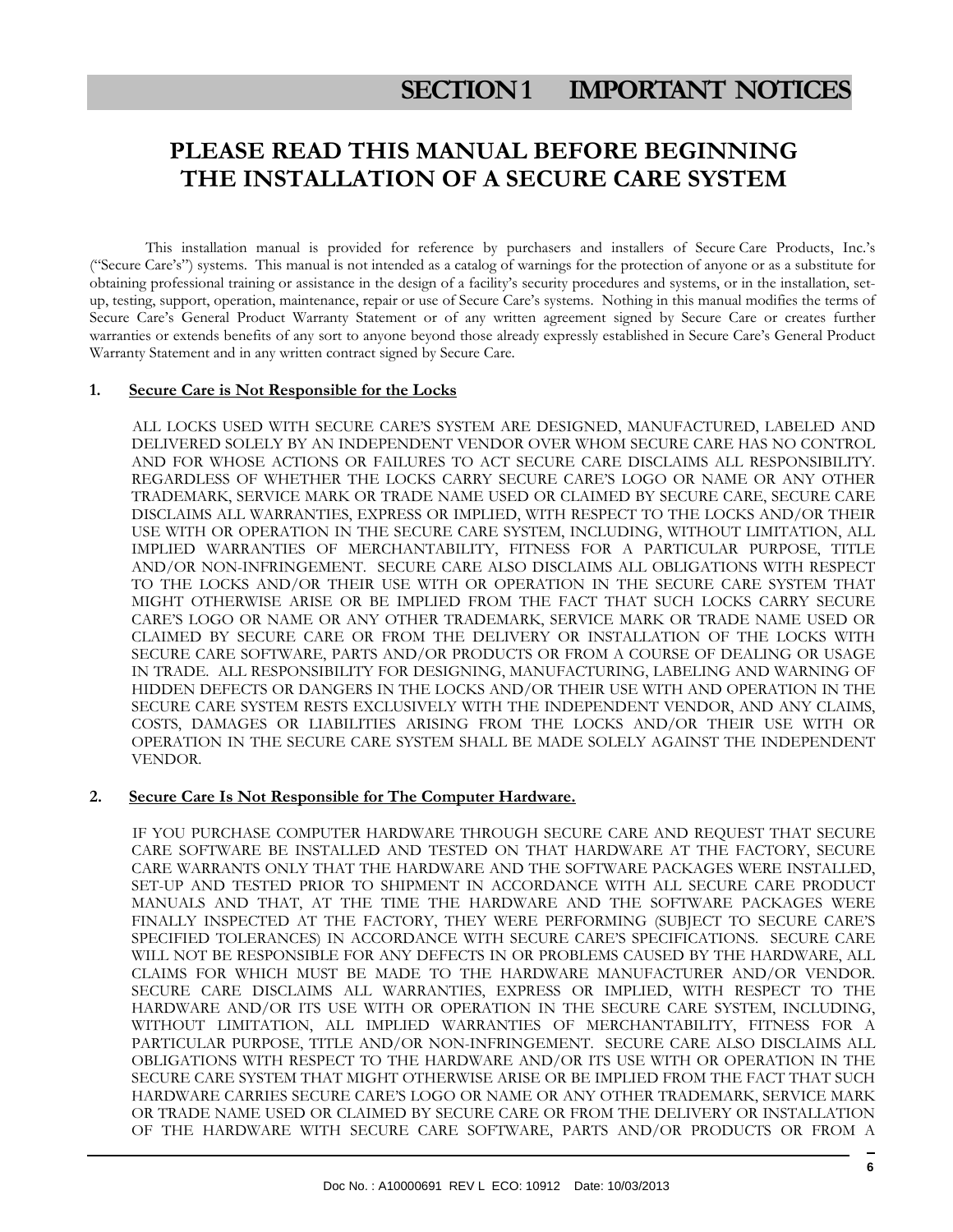# SECTION 1 IMPORTANT NOTICES

## PLEASE READ THIS MANUAL BEFORE BEGINNING THE INSTALLATION OF A SECURE CARE SYSTEM

This installation manual is provided for reference by purchasers and installers of Secure Care Products, Inc.'s ("Secure Care's") systems. This manual is not intended as a catalog of warnings for the protection of anyone or as a substitute for obtaining professional training or assistance in the design of a facility's security procedures and systems, or in the installation, set-up, testing, support, operation, maintenance, repair or use of Secure Care's systems. Nothing in this manual modifies the terms of Secure Care's General Product Warranty Statement or of any written agreement signed by Secure Care or creates further warranties or extends benefits of any sort to anyone beyond those already expressly established in Secure Care's General Product Warranty Statement and in any written contract signed by Secure Care.

**1. Secure Care is Not Responsible for the Locks**

ALL LOCKS USED WITH SECURE CARE'S SYSTEM ARE DESIGNED, MANUFACTURED, LABELED AND DELIVERED SOLELY BY AN INDEPENDENT VENDOR OVER WHOM SECURE CARE HAS NO CONTROL AND FOR WHOSE ACTIONS OR FAILURES TO ACT SECURE CARE DISCLAIMS ALL RESPONSIBILITY. REGARDLESS OF WHETHER THE LOCKS CARRY SECURE CARE'S LOGO OR NAME OR ANY OTHER TRADEMARK, SERVICE MARK OR TRADE NAME USED OR CLAIMED BY SECURE CARE, SECURE CARE DISCLAIMS ALL WARRANTIES, EXPRESS OR IMPLIED, WITH RESPECT TO THE LOCKS AND/OR THEIR USE WITH OR OPERATION IN THE SECURE CARE SYSTEM, INCLUDING, WITHOUT LIMITATION, ALL IMPLIED WARRANTIES OF MERCHANTABILITY, FITNESS FOR A PARTICULAR PURPOSE, TITLE AND/OR NON-INFRINGEMENT. SECURE CARE ALSO DISCLAIMS ALL OBLIGATIONS WITH RESPECT TO THE LOCKS AND/OR THEIR USE WITH OR OPERATION IN THE SECURE CARE SYSTEM THAT MIGHT OTHERWISE ARISE OR BE IMPLIED FROM THE FACT THAT SUCH LOCKS CARRY SECURE CARE'S LOGO OR NAME OR ANY OTHER TRADEMARK, SERVICE MARK OR TRADE NAME USED OR CLAIMED BY SECURE CARE OR FROM THE DELIVERY OR INSTALLATION OF THE LOCKS WITH SECURE CARE SOFTWARE, PARTS AND/OR PRODUCTS OR FROM A COURSE OF DEALING OR USAGE IN TRADE. ALL RESPONSIBILITY FOR DESIGNING, MANUFACTURING, LABELING AND WARNING OF HIDDEN DEFECTS OR DANGERS IN THE LOCKS AND/OR THEIR USE WITH AND OPERATION IN THE SECURE CARE SYSTEM RESTS EXCLUSIVELY WITH THE INDEPENDENT VENDOR, AND ANY CLAIMS, COSTS, DAMAGES OR LIABILITIES ARISING FROM THE LOCKS AND/OR THEIR USE WITH OR OPERATION IN THE SECURE CARE SYSTEM SHALL BE MADE SOLELY AGAINST THE INDEPENDENT VENDOR.

**2. Secure Care Is Not Responsible for The Computer Hardware.**

IF YOU PURCHASE COMPUTER HARDWARE THROUGH SECURE CARE AND REQUEST THAT SECURE CARE SOFTWARE BE INSTALLED AND TESTED ON THAT HARDWARE AT THE FACTORY, SECURE CARE WARRANTS ONLY THAT THE HARDWARE AND THE SOFTWARE PACKAGES WERE INSTALLED, SET-UP AND TESTED PRIOR TO SHIPMENT IN ACCORDANCE WITH ALL SECURE CARE PRODUCT MANUALS AND THAT, AT THE TIME THE HARDWARE AND THE SOFTWARE PACKAGES WERE FINALLY INSPECTED AT THE FACTORY, THEY WERE PERFORMING (SUBJECT TO SECURE CARE'S SPECIFIED TOLERANCES) IN ACCORDANCE WITH SECURE CARE'S SPECIFICATIONS. SECURE CARE WILL NOT BE RESPONSIBLE FOR ANY DEFECTS IN OR PROBLEMS CAUSED BY THE HARDWARE, ALL CLAIMS FOR WHICH MUST BE MADE TO THE HARDWARE MANUFACTURER AND/OR VENDOR. SECURE CARE DISCLAIMS ALL WARRANTIES, EXPRESS OR IMPLIED, WITH RESPECT TO THE HARDWARE AND/OR ITS USE WITH OR OPERATION IN THE SECURE CARE SYSTEM, INCLUDING, WITHOUT LIMITATION, ALL IMPLIED WARRANTIES OF MERCHANTABILITY, FITNESS FOR A PARTICULAR PURPOSE, TITLE AND/OR NON-INFRINGEMENT. SECURE CARE ALSO DISCLAIMS ALL OBLIGATIONS WITH RESPECT TO THE HARDWARE AND/OR ITS USE WITH OR OPERATION IN THE SECURE CARE SYSTEM THAT MIGHT OTHERWISE ARISE OR BE IMPLIED FROM THE FACT THAT SUCH HARDWARE CARRIES SECURE CARE'S LOGO OR NAME OR ANY OTHER TRADEMARK, SERVICE MARK OR TRADE NAME USED OR CLAIMED BY SECURE CARE OR FROM THE DELIVERY OR INSTALLATION OF THE HARDWARE WITH SECURE CARE SOFTWARE, PARTS AND/OR PRODUCTS OR FROM A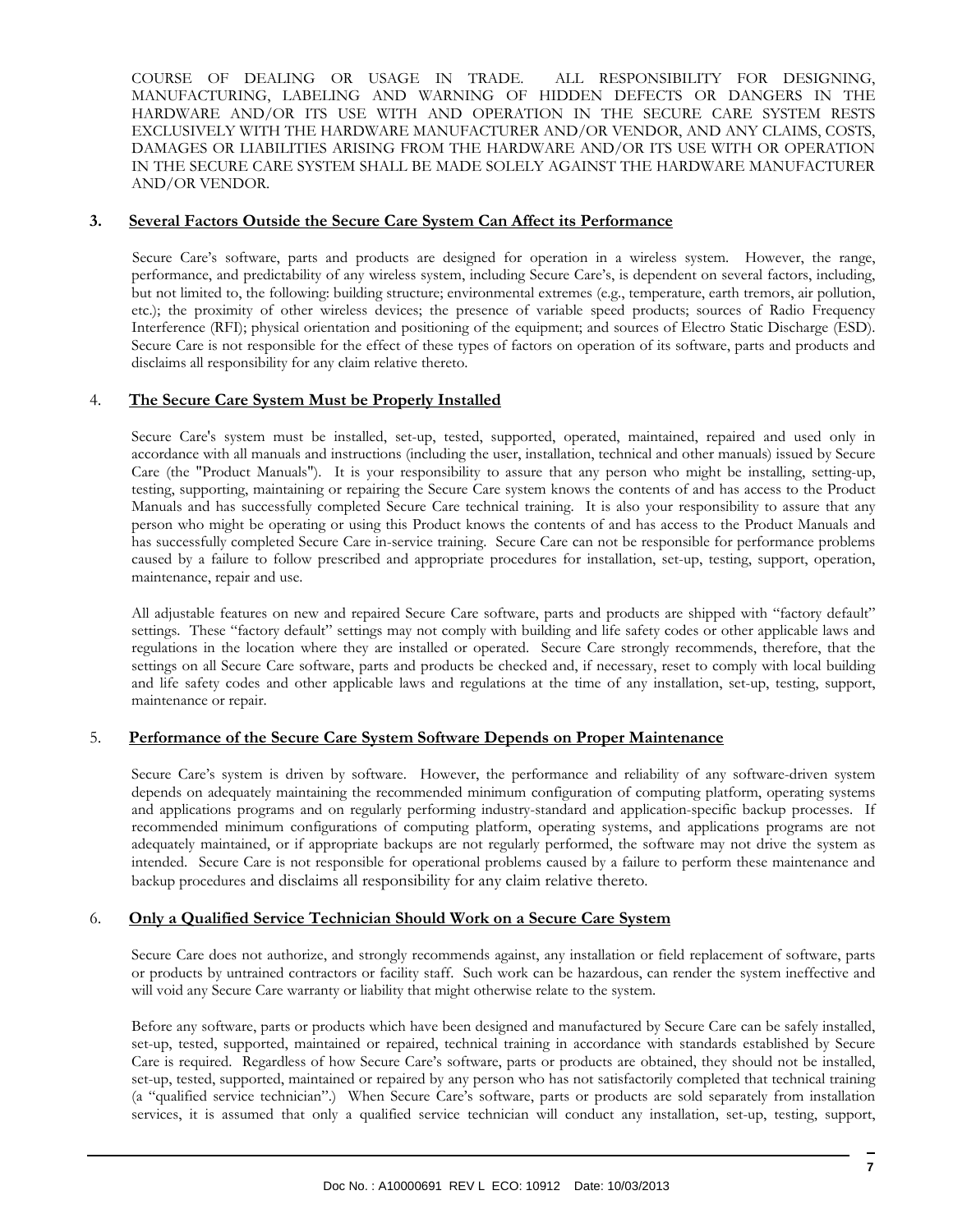COURSE OF DEALING OR USAGE IN TRADE. ALL RESPONSIBILITY FOR DESIGNING, MANUFACTURING, LABELING AND WARNING OF HIDDEN DEFECTS OR DANGERS IN THE HARDWARE AND/OR ITS USE WITH AND OPERATION IN THE SECURE CARE SYSTEM RESTS EXCLUSIVELY WITH THE HARDWARE MANUFACTURER AND/OR VENDOR, AND ANY CLAIMS, COSTS, DAMAGES OR LIABILITIES ARISING FROM THE HARDWARE AND/OR ITS USE WITH OR OPERATION IN THE SECURE CARE SYSTEM SHALL BE MADE SOLELY AGAINST THE HARDWARE MANUFACTURER AND/OR VENDOR.

## 3. Several Factors Outside the Secure Care System Can Affect its Performance

Secure Care's software, parts and products are designed for operation in a wireless system. However, the range, performance, and predictability of any wireless system, including Secure Care's, is dependent on several factors, including, but not limited to, the following: building structure; environmental extremes (e.g., temperature, earth tremors, air pollution, etc.); the proximity of other wireless devices; the presence of variable speed products; sources of Radio Frequency Interference (RFI); physical orientation and positioning of the equipment; and sources of Electro Static Discharge (ESD). Secure Care is not responsible for the effect of these types of factors on operation of its software, parts and products and disclaims all responsibility for any claim relative thereto.

## 4. The Secure Care System Must be Properly Installed

Secure Care's system must be installed, set-up, tested, supported, operated, maintained, repaired and used only in accordance with all manuals and instructions (including the user, installation, technical and other manuals) issued by Secure Care (the "Product Manuals"). It is your responsibility to assure that any person who might be installing, setting-up, testing, supporting, maintaining or repairing the Secure Care system knows the contents of and has access to the Product Manuals and has successfully completed Secure Care technical training. It is also your responsibility to assure that any person who might be operating or using this Product knows the contents of and has access to the Product Manuals and has successfully completed Secure Care in-service training. Secure Care can not be responsible for performance problems caused by a failure to follow prescribed and appropriate procedures for installation, set-up, testing, support, operation, maintenance, repair and use.

All adjustable features on new and repaired Secure Care software, parts and products are shipped with "factory default" settings. These "factory default" settings may not comply with building and life safety codes or other applicable laws and regulations in the location where they are installed or operated. Secure Care strongly recommends, therefore, that the settings on all Secure Care software, parts and products be checked and, if necessary, reset to comply with local building and life safety codes and other applicable laws and regulations at the time of any installation, set-up, testing, support, maintenance or repair.

## 5. Performance of the Secure Care System Software Depends on Proper Maintenance

Secure Care's system is driven by software. However, the performance and reliability of any software-driven system depends on adequately maintaining the recommended minimum configuration of computing platform, operating systems and applications programs and on regularly performing industry-standard and application-specific backup processes. If recommended minimum configurations of computing platform, operating systems, and applications programs are not adequately maintained, or if appropriate backups are not regularly performed, the software may not drive the system as intended. Secure Care is not responsible for operational problems caused by a failure to perform these maintenance and backup procedures and disclaims all responsibility for any claim relative thereto.

## 6. Only a Qualified Service Technician Should Work on a Secure Care System

Secure Care does not authorize, and strongly recommends against, any installation or field replacement of software, parts or products by untrained contractors or facility staff. Such work can be hazardous, can render the system ineffective and will void any Secure Care warranty or liability that might otherwise relate to the system.

Before any software, parts or products which have been designed and manufactured by Secure Care can be safely installed, set-up, tested, supported, maintained or repaired, technical training in accordance with standards established by Secure Care is required. Regardless of how Secure Care's software, parts or products are obtained, they should not be installed, set-up, tested, supported, maintained or repaired by any person who has not satisfactorily completed that technical training (a "qualified service technician".) When Secure Care's software, parts or products are sold separately from installation services, it is assumed that only a qualified service technician will conduct any installation, set-up, testing, support,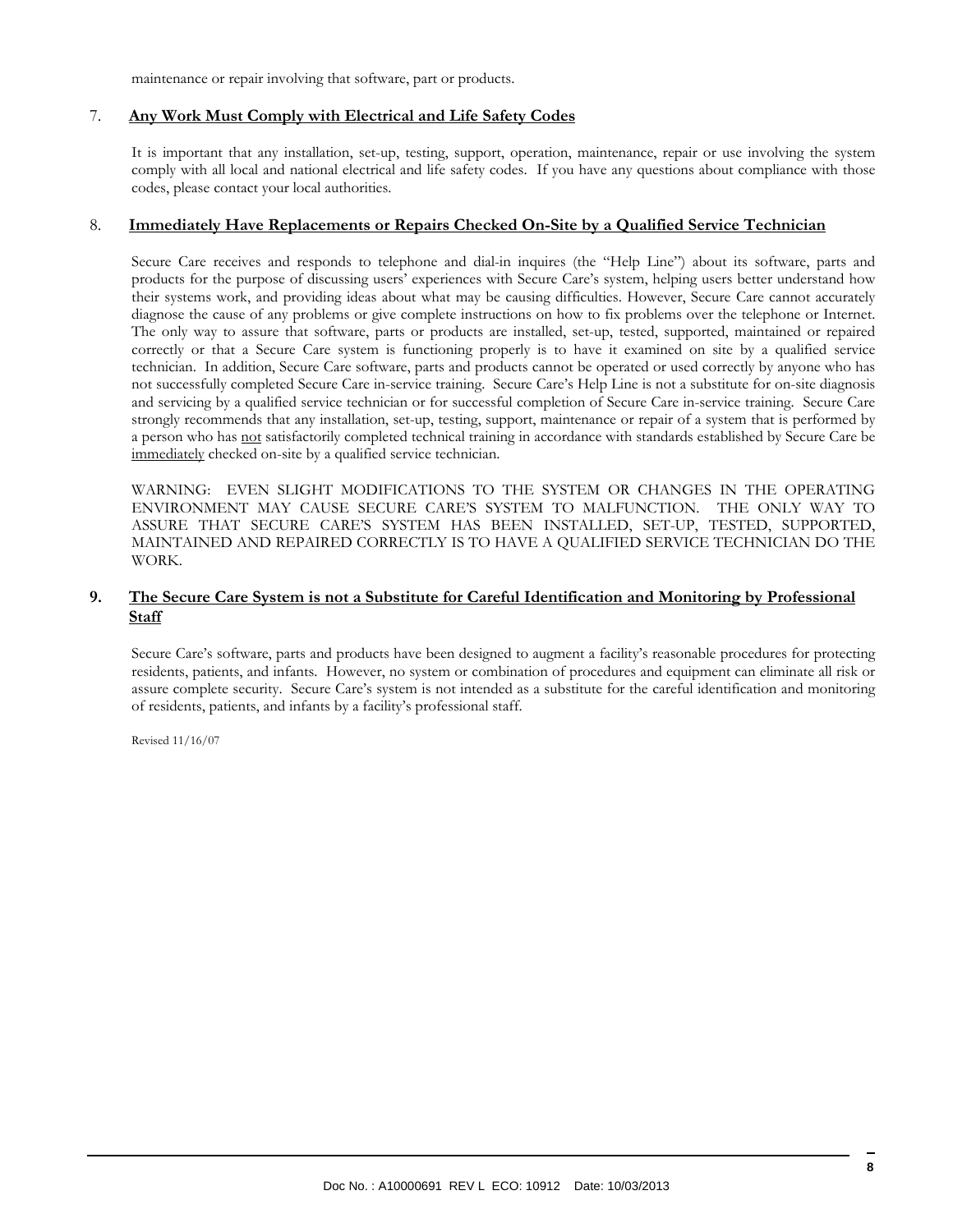maintenance or repair involving that software, part or products.

## 7. <u>Any Work Must Comply with Electrical and Life Safety Codes</u>

It is important that any installation, set-up, testing, support, operation, maintenance, repair or use involving the system comply with all local and national electrical and life safety codes. If you have any questions about compliance with those codes, please contact your local authorities.

## 8. <u>Immediately Have Replacements or Repairs Checked On-Site by a Qualified Service Technician</u>

Secure Care receives and responds to telephone and dial-in inquires (the "Help Line") about its software, parts and products for the purpose of discussing users' experiences with Secure Care's system, helping users better understand how their systems work, and providing ideas about what may be causing difficulties. However, Secure Care cannot accurately diagnose the cause of any problems or give complete instructions on how to fix problems over the telephone or Internet. The only way to assure that software, parts or products are installed, set-up, tested, supported, maintained or repaired correctly or that a Secure Care system is functioning properly is to have it examined on site by a qualified service technician. In addition, Secure Care software, parts and products cannot be operated or used correctly by anyone who has not successfully completed Secure Care in-service training. Secure Care's Help Line is not a substitute for on-site diagnosis and servicing by a qualified service technician or for successful completion of Secure Care in-service training. Secure Care strongly recommends that any installation, set-up, testing, support, maintenance or repair of a system that is performed by a person who has <u>not</u> satisfactorily completed technical training in accordance with standards established by Secure Care be <u>immediately</u> checked on-site by a qualified service technician.

WARNING: EVEN SLIGHT MODIFICATIONS TO THE SYSTEM OR CHANGES IN THE OPERATING ENVIRONMENT MAY CAUSE SECURE CARE'S SYSTEM TO MALFUNCTION. THE ONLY WAY TO ASSURE THAT SECURE CARE'S SYSTEM HAS BEEN INSTALLED, SET-UP, TESTED, SUPPORTED, MAINTAINED AND REPAIRED CORRECTLY IS TO HAVE A QUALIFIED SERVICE TECHNICIAN DO THE WORK.

## 9. <u>The Secure Care System is not a Substitute for Careful Identification and Monitoring by Professional Staff</u>

Secure Care's software, parts and products have been designed to augment a facility's reasonable procedures for protecting residents, patients, and infants. However, no system or combination of procedures and equipment can eliminate all risk or assure complete security. Secure Care's system is not intended as a substitute for the careful identification and monitoring of residents, patients, and infants by a facility's professional staff.

Revised 11/16/07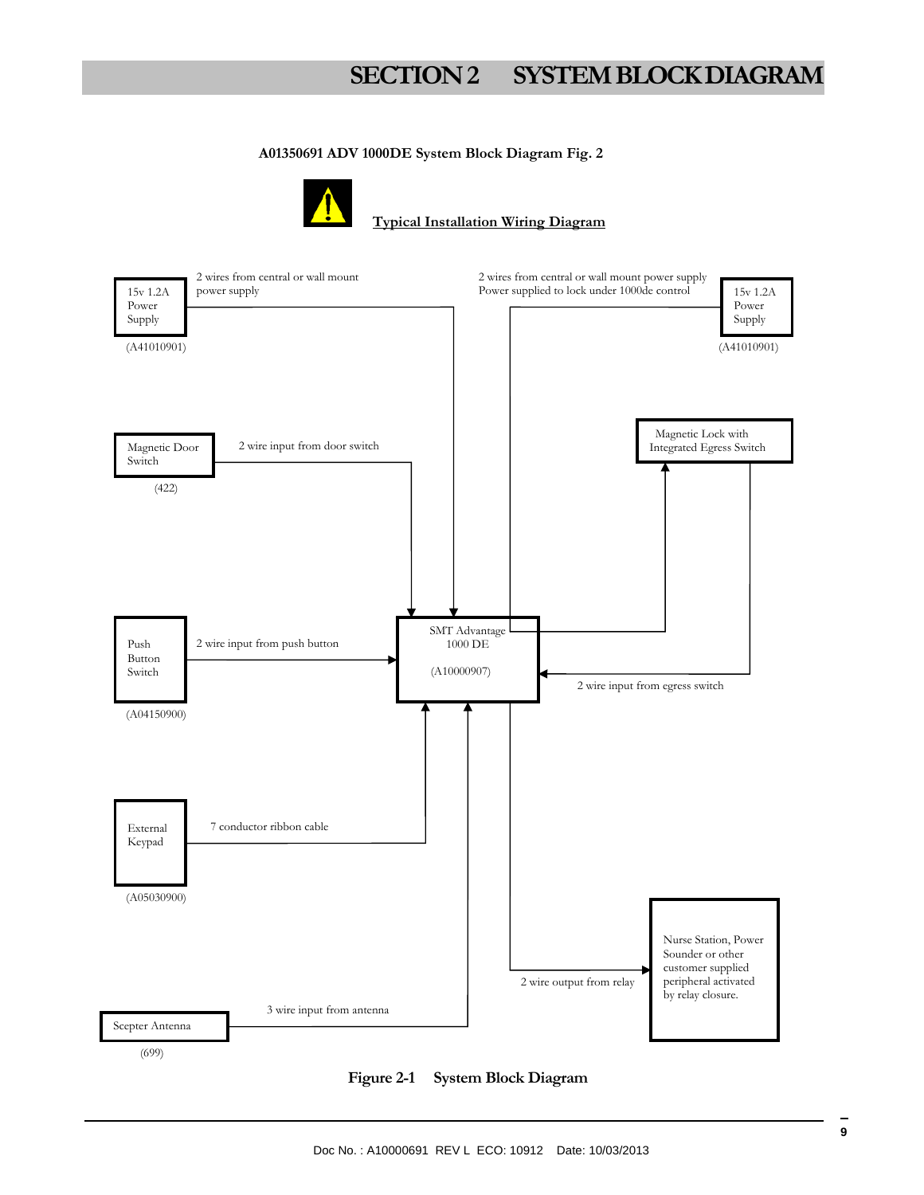# SECTION 2 SYSTEM BLOCK DIAGRAM

**A01350691 ADV 1000DE System Block Diagram Fig. 2**

**Typical Installation Wiring Diagram**

15v 1.2A Power Supply (A41010901) — 2 wires from central or wall mount power supply

15v 1.2A Power Supply (A41010901) — 2 wires from central or wall mount power supply. Power supplied to lock under 1000de control

Magnetic Door Switch (422) — 2 wire input from door switch

Magnetic Lock with Integrated Egress Switch — 2 wire input from egress switch

Push Button Switch (A04150900) — 2 wire input from push button

SMT Advantage 1000 DE (A10000907)

External Keypad (A05030900) — 7 conductor ribbon cable

Nurse Station, Power Sounder or other customer supplied peripheral activated by relay closure. — 2 wire output from relay

Scepter Antenna (699) — 3 wire input from antenna

**Figure 2-1 System Block Diagram**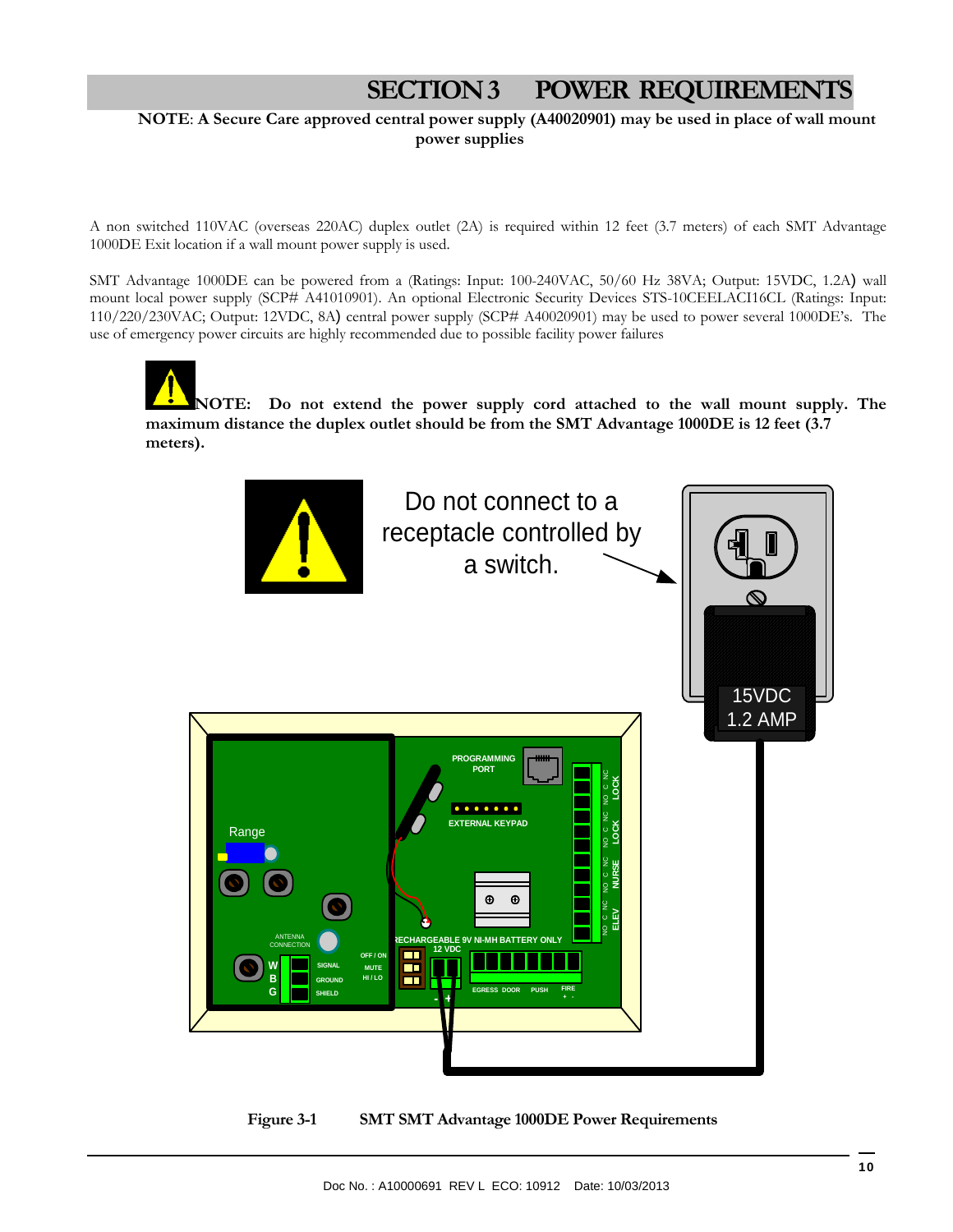# SECTION 3 POWER REQUIREMENTS

**NOTE**: **A Secure Care approved central power supply (A40020901) may be used in place of wall mount power supplies**

A non switched 110VAC (overseas 220AC) duplex outlet (2A) is required within 12 feet (3.7 meters) of each SMT Advantage 1000DE Exit location if a wall mount power supply is used.

SMT Advantage 1000DE can be powered from a (Ratings: Input: 100-240VAC, 50/60 Hz 38VA; Output: 15VDC, 1.2A) wall mount local power supply (SCP# A41010901). An optional Electronic Security Devices STS-10CEELACI16CL (Ratings: Input: 110/220/230VAC; Output: 12VDC, 8A) central power supply (SCP# A40020901) may be used to power several 1000DE's. The use of emergency power circuits are highly recommended due to possible facility power failures

**NOTE: Do not extend the power supply cord attached to the wall mount supply. The maximum distance the duplex outlet should be from the SMT Advantage 1000DE is 12 feet (3.7 meters).**

Do not connect to a receptacle controlled by a switch.

15VDC 1.2 AMP

**Figure 3-1 SMT SMT Advantage 1000DE Power Requirements**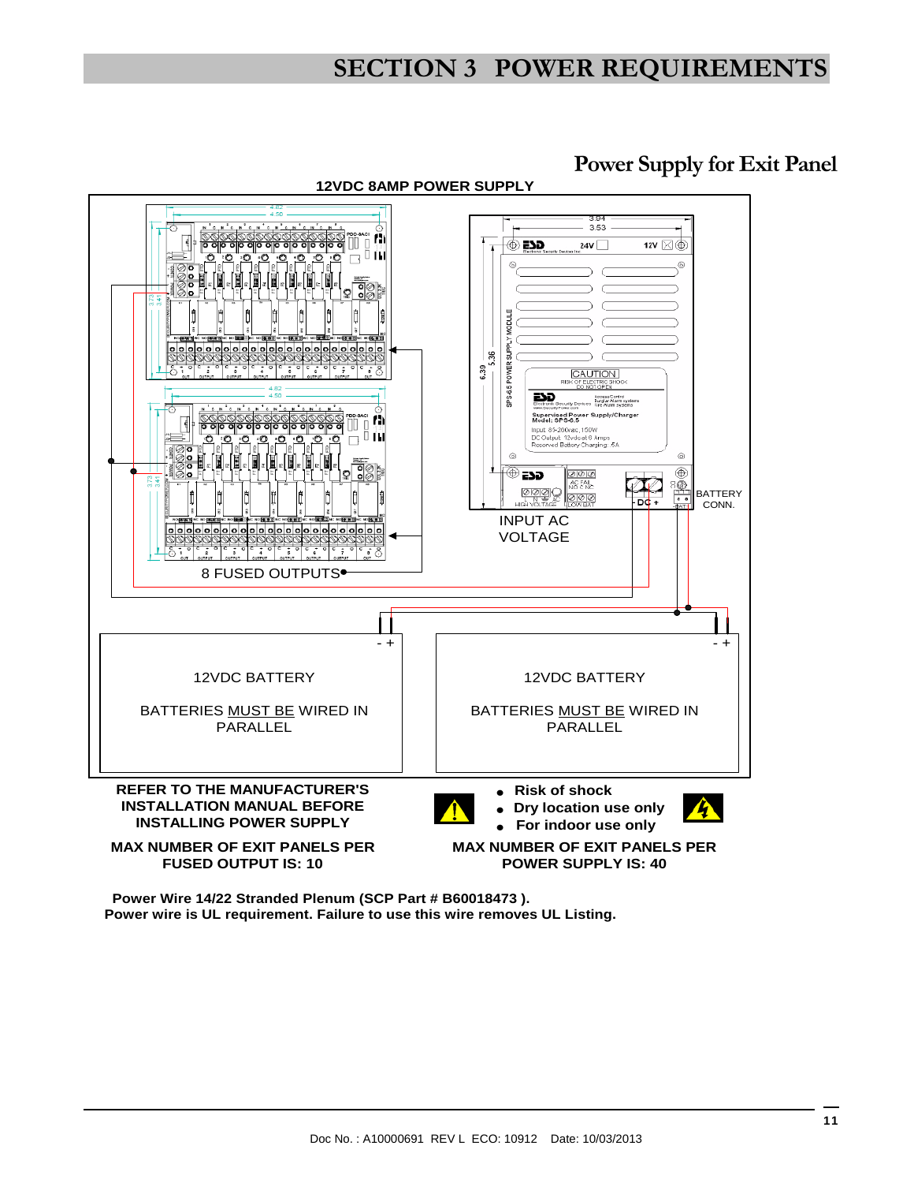# SECTION 3 POWER REQUIREMENTS

## Power Supply for Exit Panel

**12VDC 8AMP POWER SUPPLY**

INPUT AC VOLTAGE

8 FUSED OUTPUTS

BATTERY CONN.

12VDC BATTERY

BATTERIES MUST BE WIRED IN PARALLEL

12VDC BATTERY

BATTERIES MUST BE WIRED IN PARALLEL

**REFER TO THE MANUFACTURER'S INSTALLATION MANUAL BEFORE INSTALLING POWER SUPPLY**

- **Risk of shock**
- **Dry location use only**
- **For indoor use only**

**MAX NUMBER OF EXIT PANELS PER FUSED OUTPUT IS: 10**

**MAX NUMBER OF EXIT PANELS PER POWER SUPPLY IS: 40**

**Power Wire 14/22 Stranded Plenum (SCP Part # B60018473 ).**
**Power wire is UL requirement. Failure to use this wire removes UL Listing.**

Doc No. : A10000691 REV L ECO: 10912 Date: 10/03/2013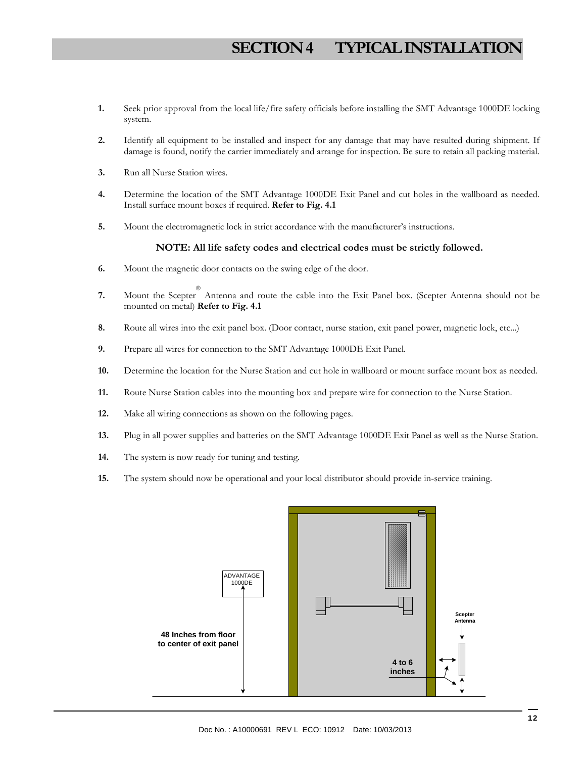# SECTION 4 TYPICAL INSTALLATION

1. Seek prior approval from the local life/fire safety officials before installing the SMT Advantage 1000DE locking system.

2. Identify all equipment to be installed and inspect for any damage that may have resulted during shipment. If damage is found, notify the carrier immediately and arrange for inspection. Be sure to retain all packing material.

3. Run all Nurse Station wires.

4. Determine the location of the SMT Advantage 1000DE Exit Panel and cut holes in the wallboard as needed. Install surface mount boxes if required. **Refer to Fig. 4.1**

5. Mount the electromagnetic lock in strict accordance with the manufacturer's instructions.

   **NOTE: All life safety codes and electrical codes must be strictly followed.**

6. Mount the magnetic door contacts on the swing edge of the door.

7. Mount the Scepter® Antenna and route the cable into the Exit Panel box. (Scepter Antenna should not be mounted on metal) **Refer to Fig. 4.1**

8. Route all wires into the exit panel box. (Door contact, nurse station, exit panel power, magnetic lock, etc...)

9. Prepare all wires for connection to the SMT Advantage 1000DE Exit Panel.

10. Determine the location for the Nurse Station and cut hole in wallboard or mount surface mount box as needed.

11. Route Nurse Station cables into the mounting box and prepare wire for connection to the Nurse Station.

12. Make all wiring connections as shown on the following pages.

13. Plug in all power supplies and batteries on the SMT Advantage 1000DE Exit Panel as well as the Nurse Station.

14. The system is now ready for tuning and testing.

15. The system should now be operational and your local distributor should provide in-service training.

ADVANTAGE 1000DE

**48 Inches from floor to center of exit panel**

**Scepter Antenna**

**4 to 6 inches**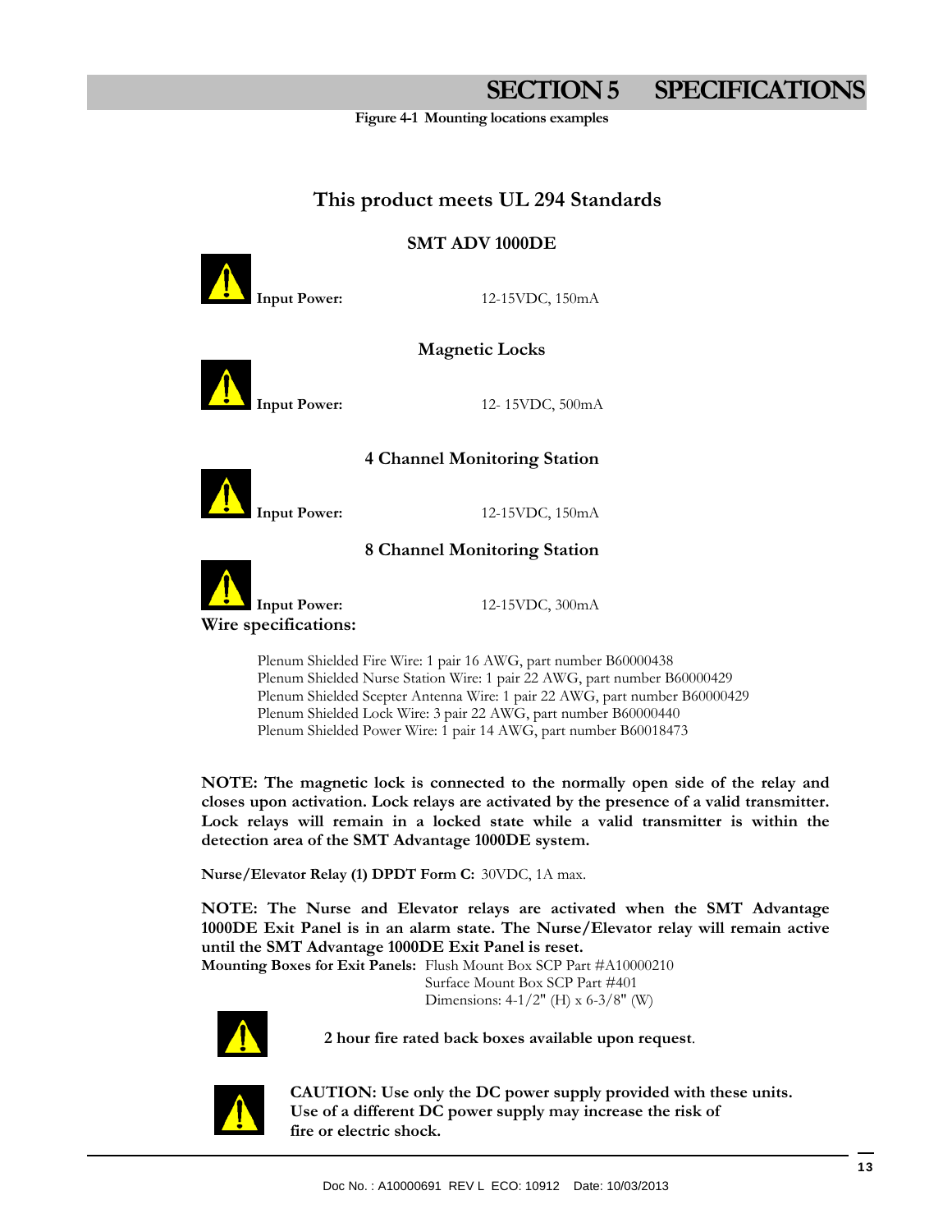# SECTION 5 SPECIFICATIONS

**Figure 4-1 Mounting locations examples**

## This product meets UL 294 Standards

### SMT ADV 1000DE

**Input Power:** 12-15VDC, 150mA

### Magnetic Locks

**Input Power:** 12- 15VDC, 500mA

### 4 Channel Monitoring Station

**Input Power:** 12-15VDC, 150mA

### 8 Channel Monitoring Station

**Input Power:** 12-15VDC, 300mA

**Wire specifications:**

Plenum Shielded Fire Wire: 1 pair 16 AWG, part number B60000438
Plenum Shielded Nurse Station Wire: 1 pair 22 AWG, part number B60000429
Plenum Shielded Scepter Antenna Wire: 1 pair 22 AWG, part number B60000429
Plenum Shielded Lock Wire: 3 pair 22 AWG, part number B60000440
Plenum Shielded Power Wire: 1 pair 14 AWG, part number B60018473

**NOTE: The magnetic lock is connected to the normally open side of the relay and closes upon activation. Lock relays are activated by the presence of a valid transmitter. Lock relays will remain in a locked state while a valid transmitter is within the detection area of the SMT Advantage 1000DE system.**

**Nurse/Elevator Relay (1) DPDT Form C:** 30VDC, 1A max.

**NOTE: The Nurse and Elevator relays are activated when the SMT Advantage 1000DE Exit Panel is in an alarm state. The Nurse/Elevator relay will remain active until the SMT Advantage 1000DE Exit Panel is reset.**

**Mounting Boxes for Exit Panels:** Flush Mount Box SCP Part #A10000210
Surface Mount Box SCP Part #401
Dimensions: 4-1/2" (H) x 6-3/8" (W)

**2 hour fire rated back boxes available upon request**.

**CAUTION: Use only the DC power supply provided with these units. Use of a different DC power supply may increase the risk of fire or electric shock.**

Doc No. : A10000691 REV L ECO: 10912 Date: 10/03/2013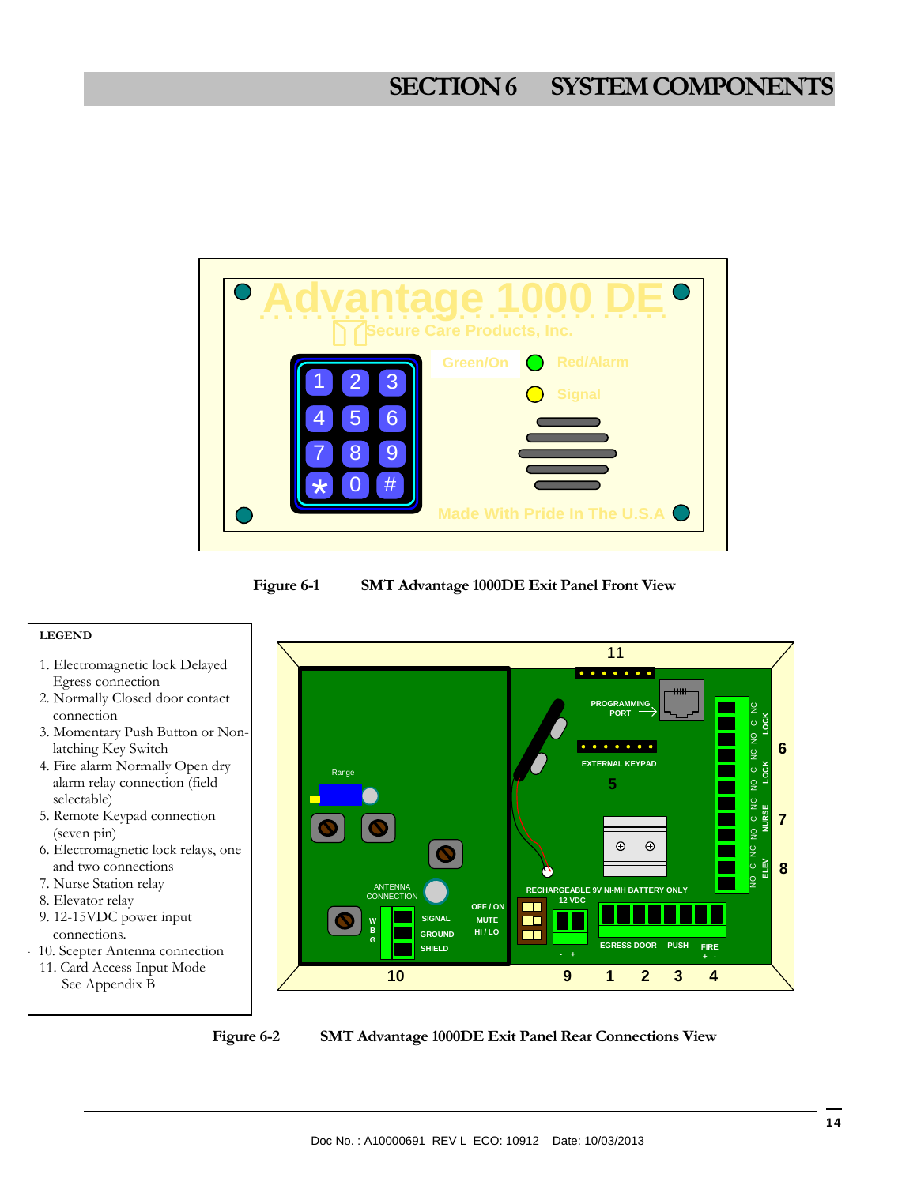# SECTION 6 SYSTEM COMPONENTS

**Figure 6-1 SMT Advantage 1000DE Exit Panel Front View**

**LEGEND**

1. Electromagnetic lock Delayed Egress connection
2. Normally Closed door contact connection
3. Momentary Push Button or Non-latching Key Switch
4. Fire alarm Normally Open dry alarm relay connection (field selectable)
5. Remote Keypad connection (seven pin)
6. Electromagnetic lock relays, one and two connections
7. Nurse Station relay
8. Elevator relay
9. 12-15VDC power input connections.
10. Scepter Antenna connection
11. Card Access Input Mode
    See Appendix B

**Figure 6-2 SMT Advantage 1000DE Exit Panel Rear Connections View**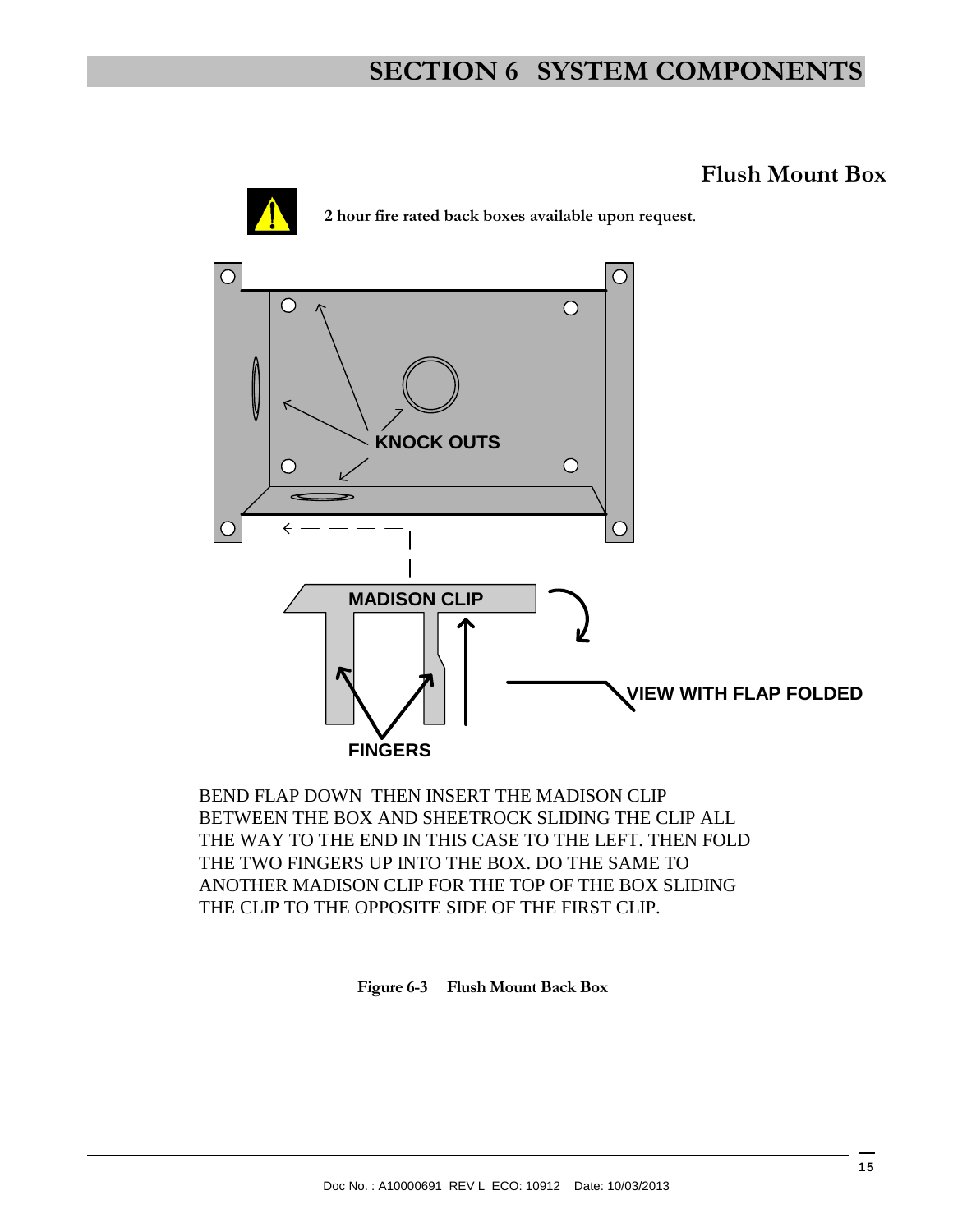## Flush Mount Box

**2 hour fire rated back boxes available upon request.**

KNOCK OUTS

MADISON CLIP

VIEW WITH FLAP FOLDED

FINGERS

BEND FLAP DOWN THEN INSERT THE MADISON CLIP BETWEEN THE BOX AND SHEETROCK SLIDING THE CLIP ALL THE WAY TO THE END IN THIS CASE TO THE LEFT. THEN FOLD THE TWO FINGERS UP INTO THE BOX. DO THE SAME TO ANOTHER MADISON CLIP FOR THE TOP OF THE BOX SLIDING THE CLIP TO THE OPPOSITE SIDE OF THE FIRST CLIP.

**Figure 6-3 Flush Mount Back Box**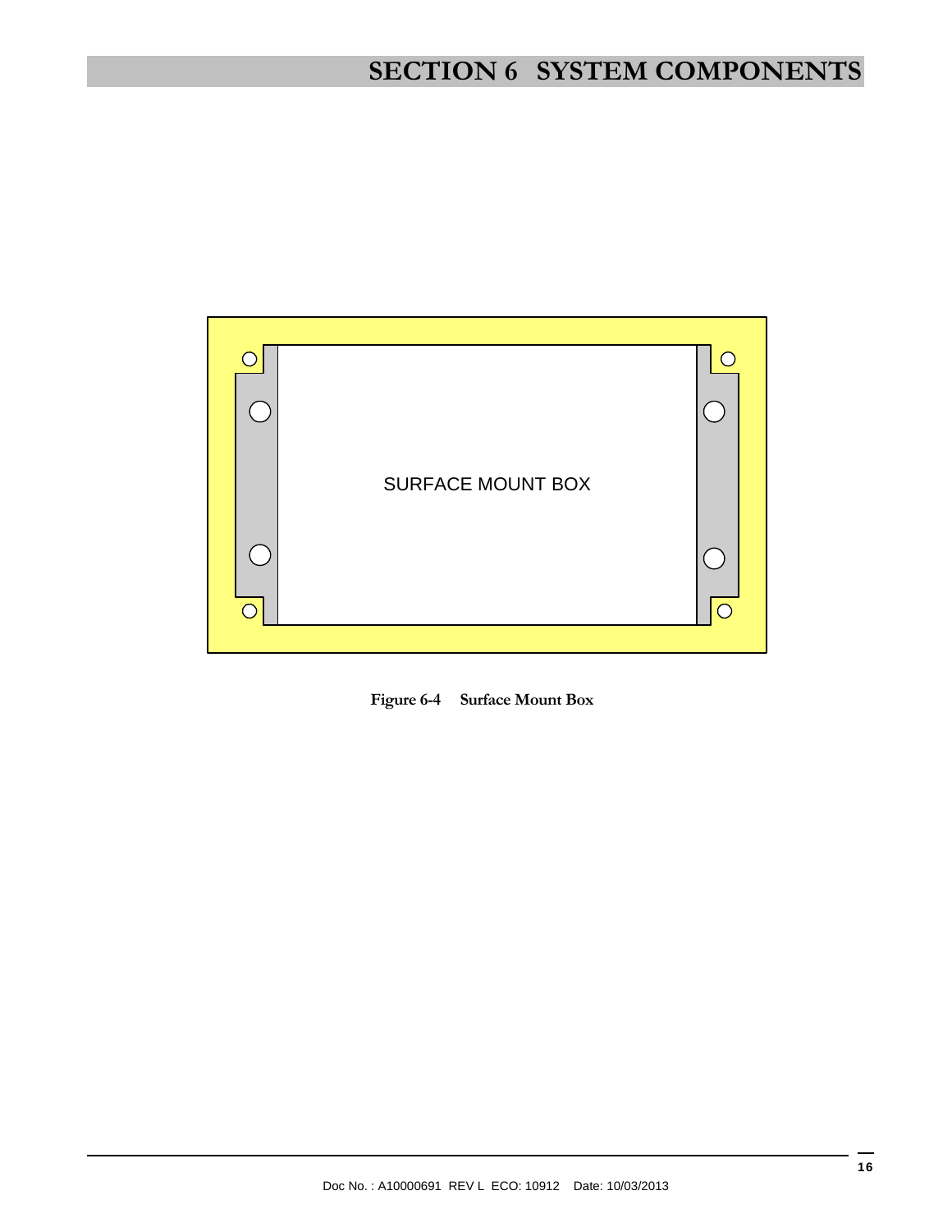SURFACE MOUNT BOX

**Figure 6-4 Surface Mount Box**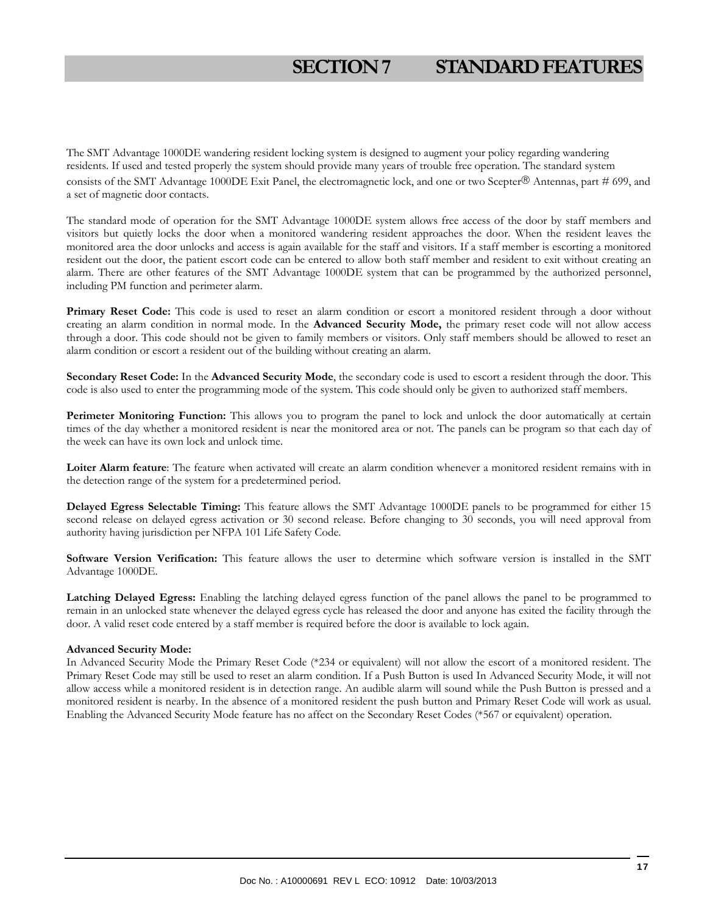# SECTION 7 STANDARD FEATURES

The SMT Advantage 1000DE wandering resident locking system is designed to augment your policy regarding wandering residents. If used and tested properly the system should provide many years of trouble free operation. The standard system consists of the SMT Advantage 1000DE Exit Panel, the electromagnetic lock, and one or two Scepter® Antennas, part # 699, and a set of magnetic door contacts.

The standard mode of operation for the SMT Advantage 1000DE system allows free access of the door by staff members and visitors but quietly locks the door when a monitored wandering resident approaches the door. When the resident leaves the monitored area the door unlocks and access is again available for the staff and visitors. If a staff member is escorting a monitored resident out the door, the patient escort code can be entered to allow both staff member and resident to exit without creating an alarm. There are other features of the SMT Advantage 1000DE system that can be programmed by the authorized personnel, including PM function and perimeter alarm.

**Primary Reset Code:** This code is used to reset an alarm condition or escort a monitored resident through a door without creating an alarm condition in normal mode. In the **Advanced Security Mode,** the primary reset code will not allow access through a door. This code should not be given to family members or visitors. Only staff members should be allowed to reset an alarm condition or escort a resident out of the building without creating an alarm.

**Secondary Reset Code:** In the **Advanced Security Mode**, the secondary code is used to escort a resident through the door. This code is also used to enter the programming mode of the system. This code should only be given to authorized staff members.

**Perimeter Monitoring Function:** This allows you to program the panel to lock and unlock the door automatically at certain times of the day whether a monitored resident is near the monitored area or not. The panels can be program so that each day of the week can have its own lock and unlock time.

**Loiter Alarm feature**: The feature when activated will create an alarm condition whenever a monitored resident remains with in the detection range of the system for a predetermined period.

**Delayed Egress Selectable Timing:** This feature allows the SMT Advantage 1000DE panels to be programmed for either 15 second release on delayed egress activation or 30 second release. Before changing to 30 seconds, you will need approval from authority having jurisdiction per NFPA 101 Life Safety Code.

**Software Version Verification:** This feature allows the user to determine which software version is installed in the SMT Advantage 1000DE.

**Latching Delayed Egress:** Enabling the latching delayed egress function of the panel allows the panel to be programmed to remain in an unlocked state whenever the delayed egress cycle has released the door and anyone has exited the facility through the door. A valid reset code entered by a staff member is required before the door is available to lock again.

**Advanced Security Mode:**

In Advanced Security Mode the Primary Reset Code (*234 or equivalent) will not allow the escort of a monitored resident. The Primary Reset Code may still be used to reset an alarm condition. If a Push Button is used In Advanced Security Mode, it will not allow access while a monitored resident is in detection range. An audible alarm will sound while the Push Button is pressed and a monitored resident is nearby. In the absence of a monitored resident the push button and Primary Reset Code will work as usual. Enabling the Advanced Security Mode feature has no affect on the Secondary Reset Codes (*567 or equivalent) operation.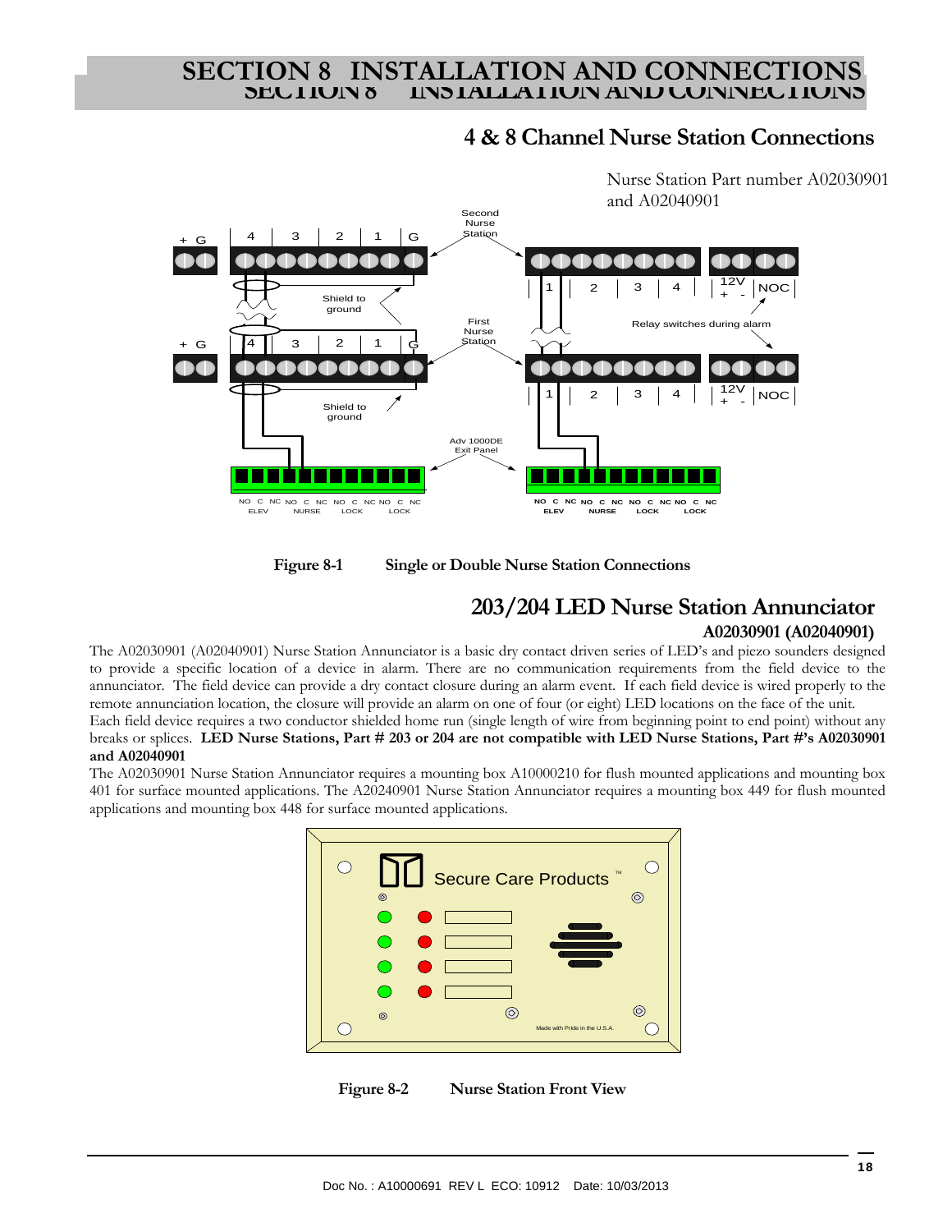# SECTION 8 INSTALLATION AND CONNECTIONS

## 4 & 8 Channel Nurse Station Connections

Nurse Station Part number A02030901 and A02040901

Figure 8-1 Single or Double Nurse Station Connections

## 203/204 LED Nurse Station Annunciator

**A02030901 (A02040901)**

The A02030901 (A02040901) Nurse Station Annunciator is a basic dry contact driven series of LED's and piezo sounders designed to provide a specific location of a device in alarm. There are no communication requirements from the field device to the annunciator. The field device can provide a dry contact closure during an alarm event. If each field device is wired properly to the remote annunciation location, the closure will provide an alarm on one of four (or eight) LED locations on the face of the unit.

Each field device requires a two conductor shielded home run (single length of wire from beginning point to end point) without any breaks or splices. **LED Nurse Stations, Part # 203 or 204 are not compatible with LED Nurse Stations, Part #'s A02030901 and A02040901**

The A02030901 Nurse Station Annunciator requires a mounting box A10000210 for flush mounted applications and mounting box 401 for surface mounted applications. The A20240901 Nurse Station Annunciator requires a mounting box 449 for flush mounted applications and mounting box 448 for surface mounted applications.

Figure 8-2 Nurse Station Front View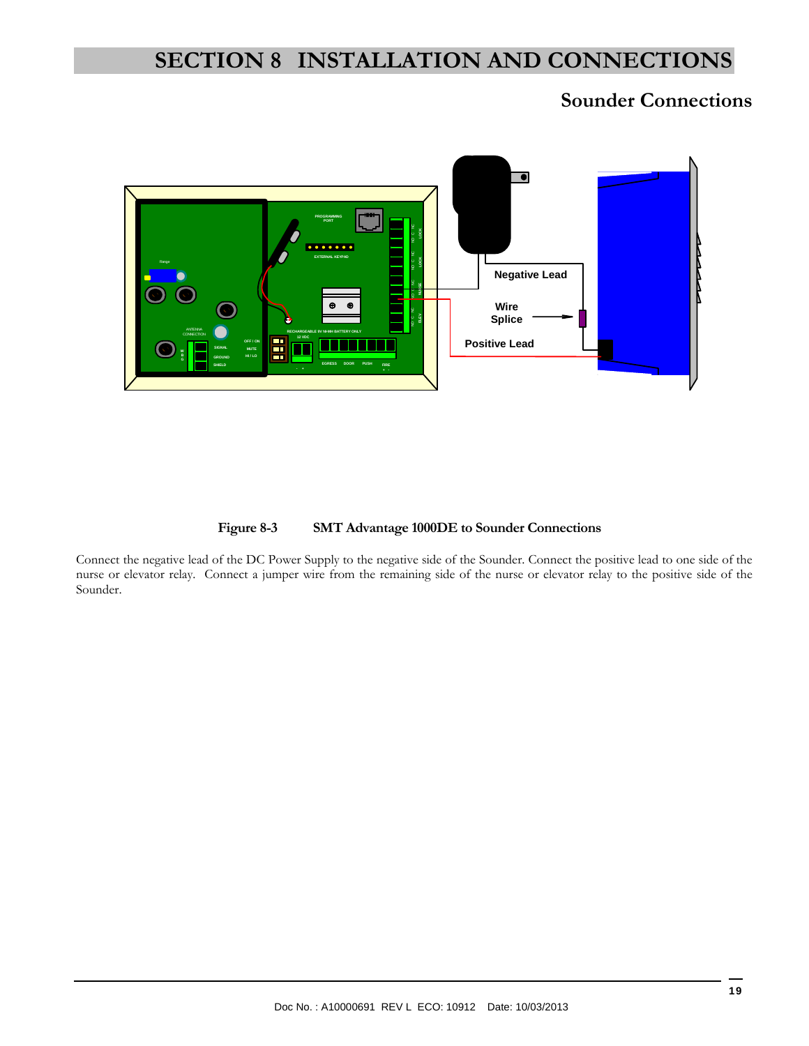# SECTION 8 INSTALLATION AND CONNECTIONS

## Sounder Connections

**Figure 8-3 SMT Advantage 1000DE to Sounder Connections**

Connect the negative lead of the DC Power Supply to the negative side of the Sounder. Connect the positive lead to one side of the nurse or elevator relay. Connect a jumper wire from the remaining side of the nurse or elevator relay to the positive side of the Sounder.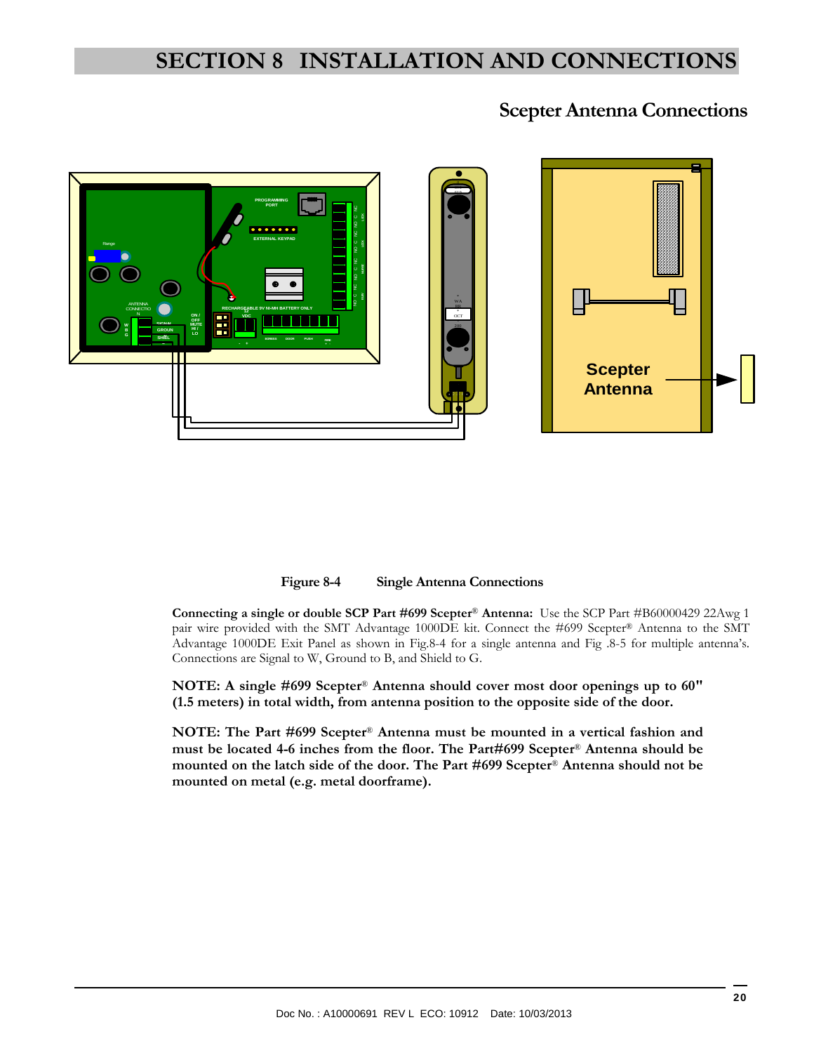# SECTION 8 INSTALLATION AND CONNECTIONS

## Scepter Antenna Connections

**Figure 8-4 Single Antenna Connections**

**Connecting a single or double SCP Part #699 Scepter® Antenna:** Use the SCP Part #B60000429 22Awg 1 pair wire provided with the SMT Advantage 1000DE kit. Connect the #699 Scepter® Antenna to the SMT Advantage 1000DE Exit Panel as shown in Fig.8-4 for a single antenna and Fig .8-5 for multiple antenna's. Connections are Signal to W, Ground to B, and Shield to G.

**NOTE: A single #699 Scepter® Antenna should cover most door openings up to 60" (1.5 meters) in total width, from antenna position to the opposite side of the door.**

**NOTE: The Part #699 Scepter® Antenna must be mounted in a vertical fashion and must be located 4-6 inches from the floor. The Part#699 Scepter® Antenna should be mounted on the latch side of the door. The Part #699 Scepter® Antenna should not be mounted on metal (e.g. metal doorframe).**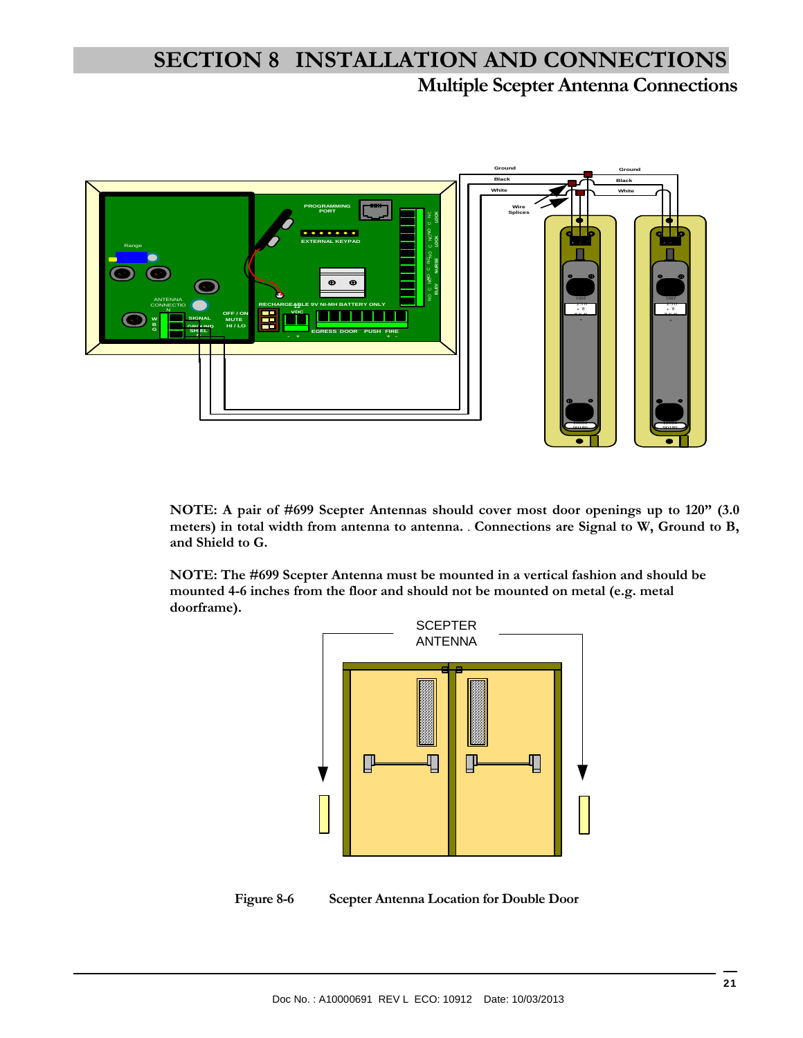# SECTION 8 INSTALLATION AND CONNECTIONS

## Multiple Scepter Antenna Connections

**NOTE: A pair of #699 Scepter Antennas should cover most door openings up to 120" (3.0 meters) in total width from antenna to antenna. . Connections are Signal to W, Ground to B, and Shield to G.**

**NOTE: The #699 Scepter Antenna must be mounted in a vertical fashion and should be mounted 4-6 inches from the floor and should not be mounted on metal (e.g. metal doorframe).**

**Figure 8-6 Scepter Antenna Location for Double Door**

Doc No. : A10000691 REV L ECO: 10912 Date: 10/03/2013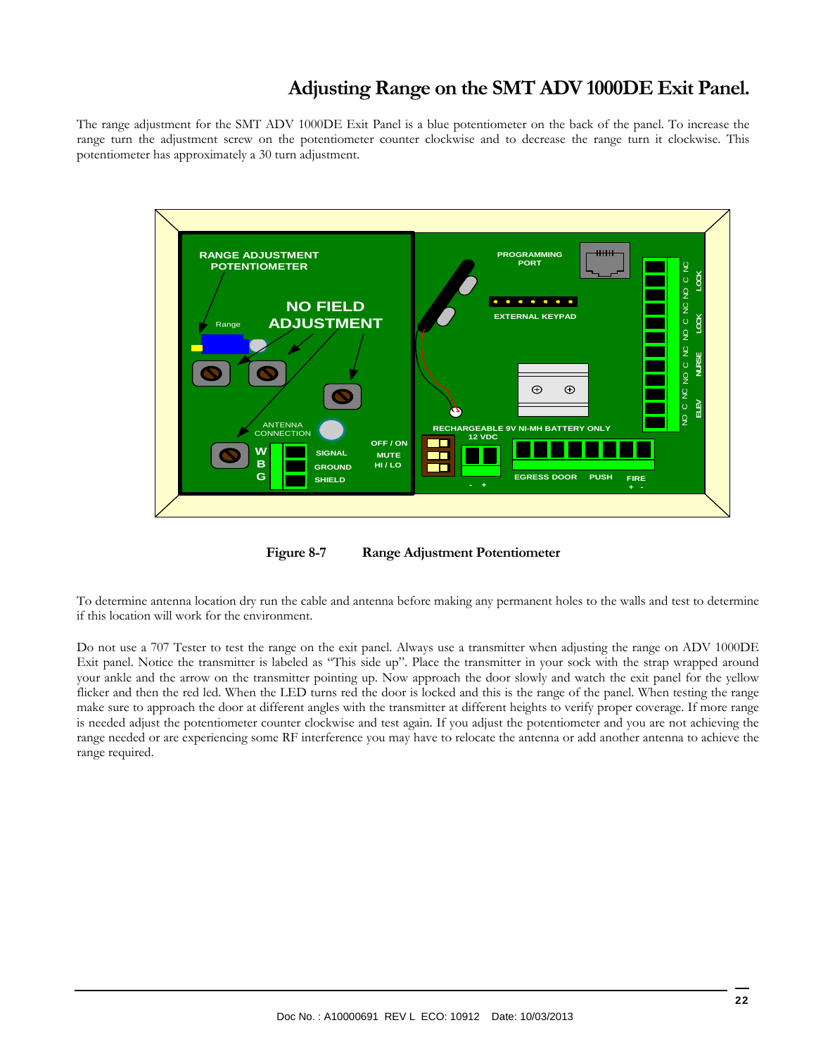# Adjusting Range on the SMT ADV 1000DE Exit Panel.

The range adjustment for the SMT ADV 1000DE Exit Panel is a blue potentiometer on the back of the panel. To increase the range turn the adjustment screw on the potentiometer counter clockwise and to decrease the range turn it clockwise. This potentiometer has approximately a 30 turn adjustment.

**Figure 8-7 Range Adjustment Potentiometer**

To determine antenna location dry run the cable and antenna before making any permanent holes to the walls and test to determine if this location will work for the environment.

Do not use a 707 Tester to test the range on the exit panel. Always use a transmitter when adjusting the range on ADV 1000DE Exit panel. Notice the transmitter is labeled as "This side up". Place the transmitter in your sock with the strap wrapped around your ankle and the arrow on the transmitter pointing up. Now approach the door slowly and watch the exit panel for the yellow flicker and then the red led. When the LED turns red the door is locked and this is the range of the panel. When testing the range make sure to approach the door at different angles with the transmitter at different heights to verify proper coverage. If more range is needed adjust the potentiometer counter clockwise and test again. If you adjust the potentiometer and you are not achieving the range needed or are experiencing some RF interference you may have to relocate the antenna or add another antenna to achieve the range required.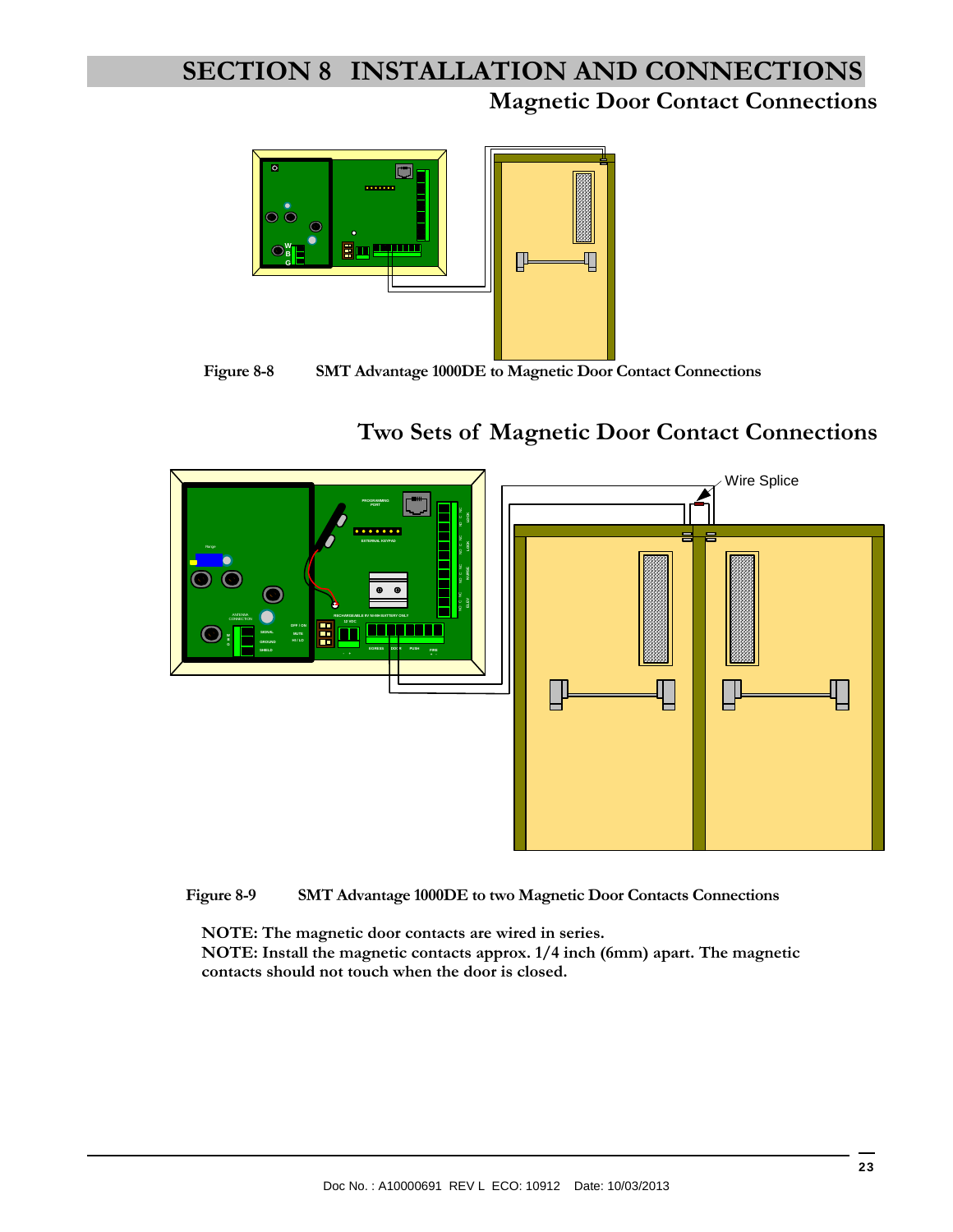# SECTION 8 INSTALLATION AND CONNECTIONS

## Magnetic Door Contact Connections

Figure 8-8 SMT Advantage 1000DE to Magnetic Door Contact Connections

## Two Sets of Magnetic Door Contact Connections

Wire Splice

Figure 8-9 SMT Advantage 1000DE to two Magnetic Door Contacts Connections

**NOTE: The magnetic door contacts are wired in series.**
**NOTE: Install the magnetic contacts approx. 1/4 inch (6mm) apart. The magnetic contacts should not touch when the door is closed.**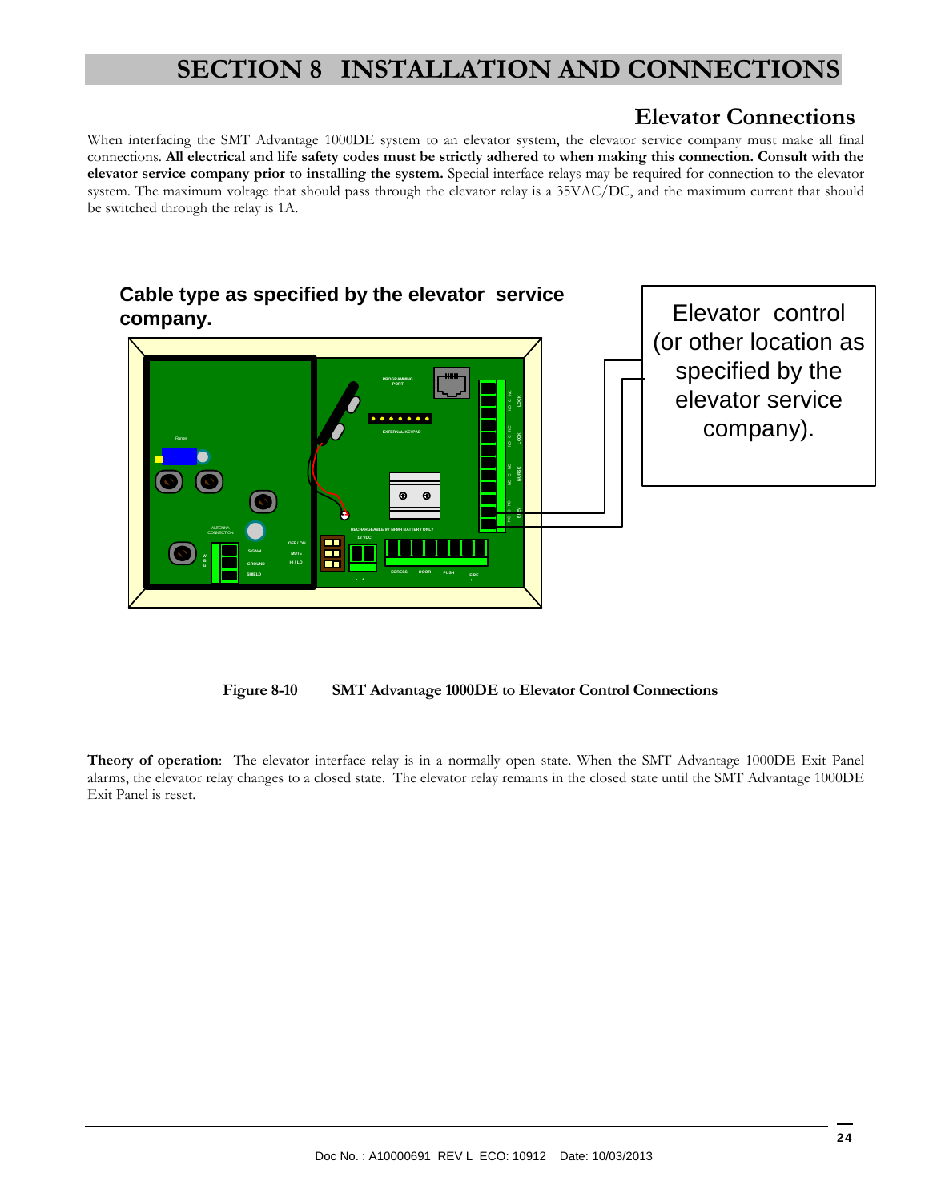# SECTION 8 INSTALLATION AND CONNECTIONS

## Elevator Connections

When interfacing the SMT Advantage 1000DE system to an elevator system, the elevator service company must make all final connections. **All electrical and life safety codes must be strictly adhered to when making this connection. Consult with the elevator service company prior to installing the system.** Special interface relays may be required for connection to the elevator system. The maximum voltage that should pass through the elevator relay is a 35VAC/DC, and the maximum current that should be switched through the relay is 1A.

**Cable type as specified by the elevator service company.**

Elevator control (or other location as specified by the elevator service company).

**Figure 8-10 SMT Advantage 1000DE to Elevator Control Connections**

**Theory of operation**: The elevator interface relay is in a normally open state. When the SMT Advantage 1000DE Exit Panel alarms, the elevator relay changes to a closed state. The elevator relay remains in the closed state until the SMT Advantage 1000DE Exit Panel is reset.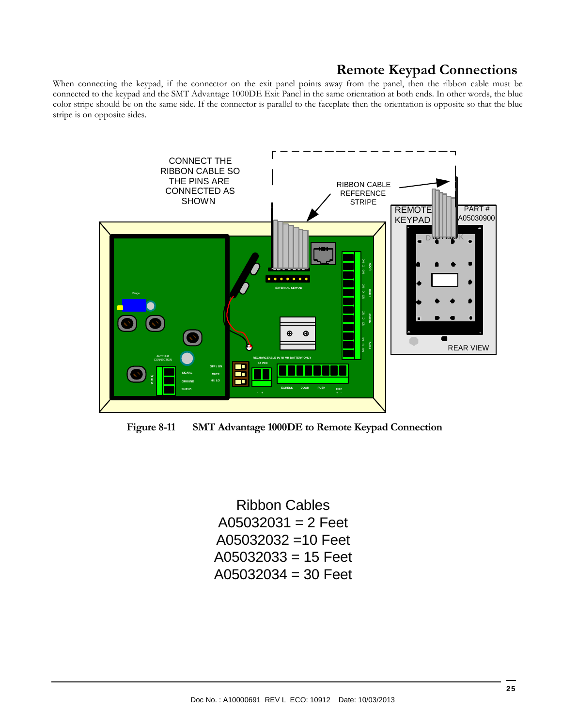## Remote Keypad Connections

When connecting the keypad, if the connector on the exit panel points away from the panel, then the ribbon cable must be connected to the keypad and the SMT Advantage 1000DE Exit Panel in the same orientation at both ends. In other words, the blue color stripe should be on the same side. If the connector is parallel to the faceplate then the orientation is opposite so that the blue stripe is on opposite sides.

**Figure 8-11 SMT Advantage 1000DE to Remote Keypad Connection**

Ribbon Cables
A05032031 = 2 Feet
A05032032 =10 Feet
A05032033 = 15 Feet
A05032034 = 30 Feet

Doc No. : A10000691 REV L ECO: 10912 Date: 10/03/2013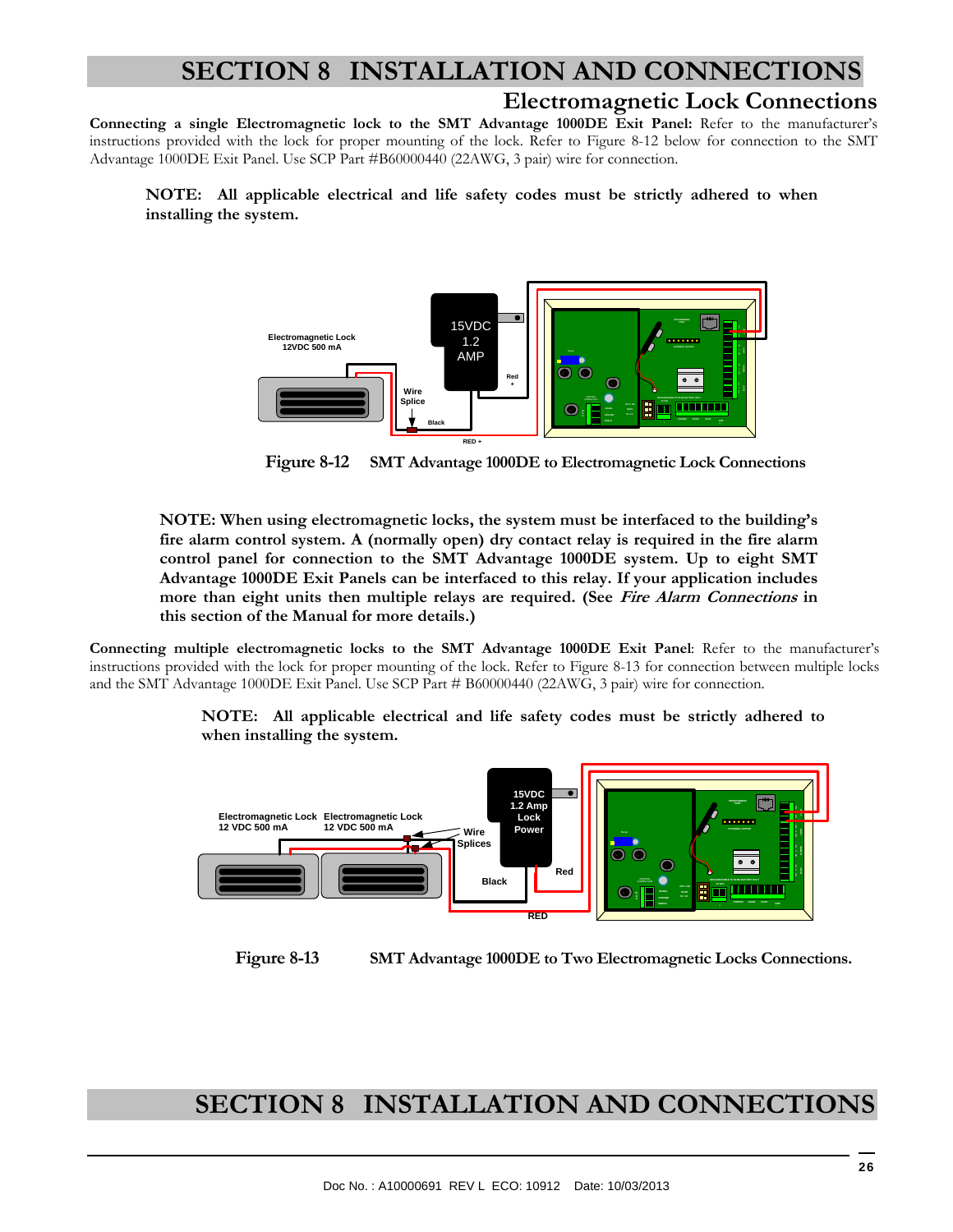# SECTION 8 INSTALLATION AND CONNECTIONS

## Electromagnetic Lock Connections

**Connecting a single Electromagnetic lock to the SMT Advantage 1000DE Exit Panel:** Refer to the manufacturer's instructions provided with the lock for proper mounting of the lock. Refer to Figure 8-12 below for connection to the SMT Advantage 1000DE Exit Panel. Use SCP Part #B60000440 (22AWG, 3 pair) wire for connection.

> **NOTE: All applicable electrical and life safety codes must be strictly adhered to when installing the system.**

Figure 8-12 SMT Advantage 1000DE to Electromagnetic Lock Connections

> **NOTE: When using electromagnetic locks, the system must be interfaced to the building's fire alarm control system. A (normally open) dry contact relay is required in the fire alarm control panel for connection to the SMT Advantage 1000DE system. Up to eight SMT Advantage 1000DE Exit Panels can be interfaced to this relay. If your application includes more than eight units then multiple relays are required. (See *Fire Alarm Connections* in this section of the Manual for more details.)**

**Connecting multiple electromagnetic locks to the SMT Advantage 1000DE Exit Panel**: Refer to the manufacturer's instructions provided with the lock for proper mounting of the lock. Refer to Figure 8-13 for connection between multiple locks and the SMT Advantage 1000DE Exit Panel. Use SCP Part # B60000440 (22AWG, 3 pair) wire for connection.

> **NOTE: All applicable electrical and life safety codes must be strictly adhered to when installing the system.**

Figure 8-13 SMT Advantage 1000DE to Two Electromagnetic Locks Connections.

# SECTION 8 INSTALLATION AND CONNECTIONS

Doc No. : A10000691 REV L ECO: 10912 Date: 10/03/2013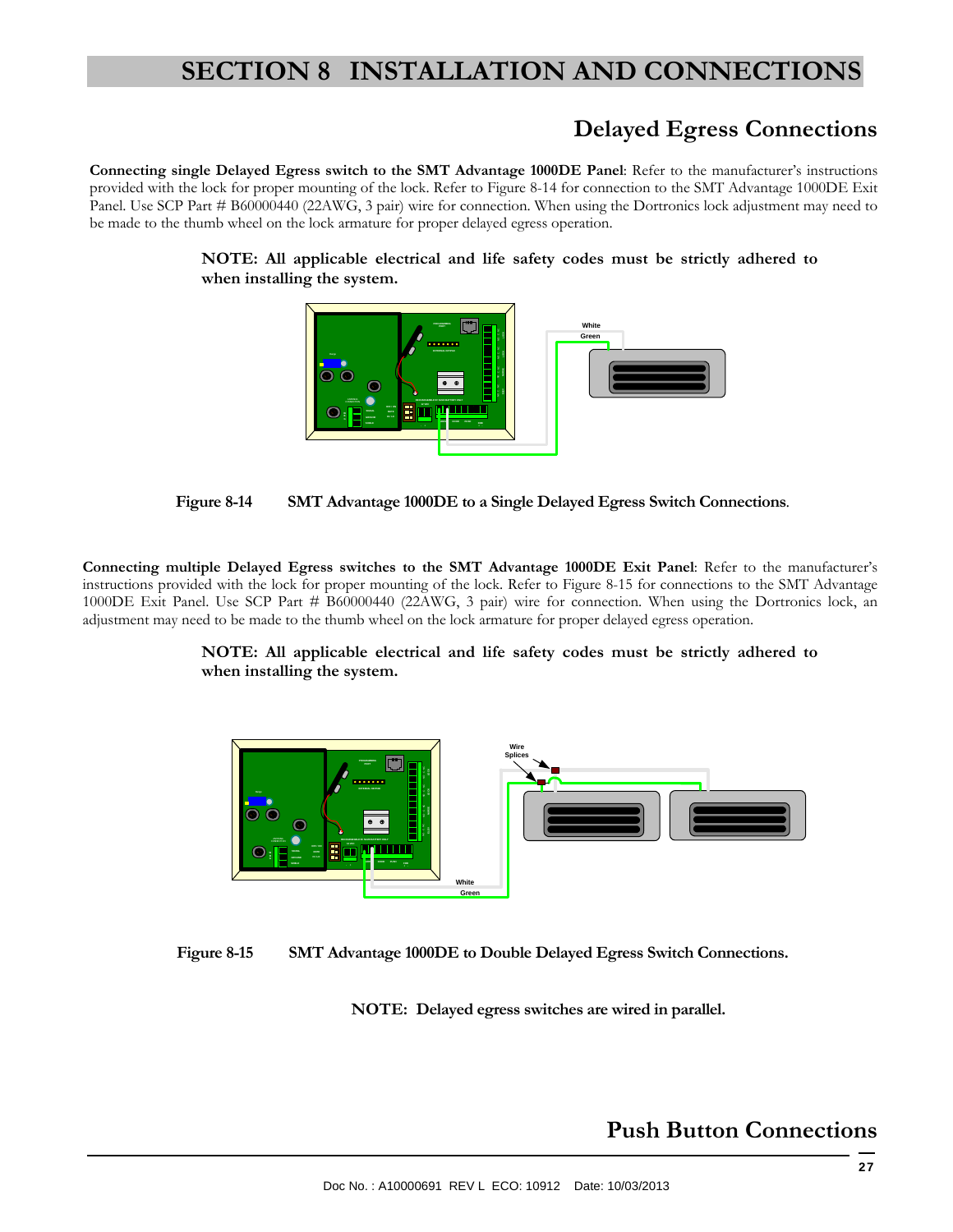# SECTION 8 INSTALLATION AND CONNECTIONS

## Delayed Egress Connections

**Connecting single Delayed Egress switch to the SMT Advantage 1000DE Panel**: Refer to the manufacturer's instructions provided with the lock for proper mounting of the lock. Refer to Figure 8-14 for connection to the SMT Advantage 1000DE Exit Panel. Use SCP Part # B60000440 (22AWG, 3 pair) wire for connection. When using the Dortronics lock adjustment may need to be made to the thumb wheel on the lock armature for proper delayed egress operation.

**NOTE: All applicable electrical and life safety codes must be strictly adhered to when installing the system.**

White
Green

**Figure 8-14 SMT Advantage 1000DE to a Single Delayed Egress Switch Connections.**

**Connecting multiple Delayed Egress switches to the SMT Advantage 1000DE Exit Panel**: Refer to the manufacturer's instructions provided with the lock for proper mounting of the lock. Refer to Figure 8-15 for connections to the SMT Advantage 1000DE Exit Panel. Use SCP Part # B60000440 (22AWG, 3 pair) wire for connection. When using the Dortronics lock, an adjustment may need to be made to the thumb wheel on the lock armature for proper delayed egress operation.

**NOTE: All applicable electrical and life safety codes must be strictly adhered to when installing the system.**

Wire Splices
White
Green

**Figure 8-15 SMT Advantage 1000DE to Double Delayed Egress Switch Connections.**

**NOTE: Delayed egress switches are wired in parallel.**

## Push Button Connections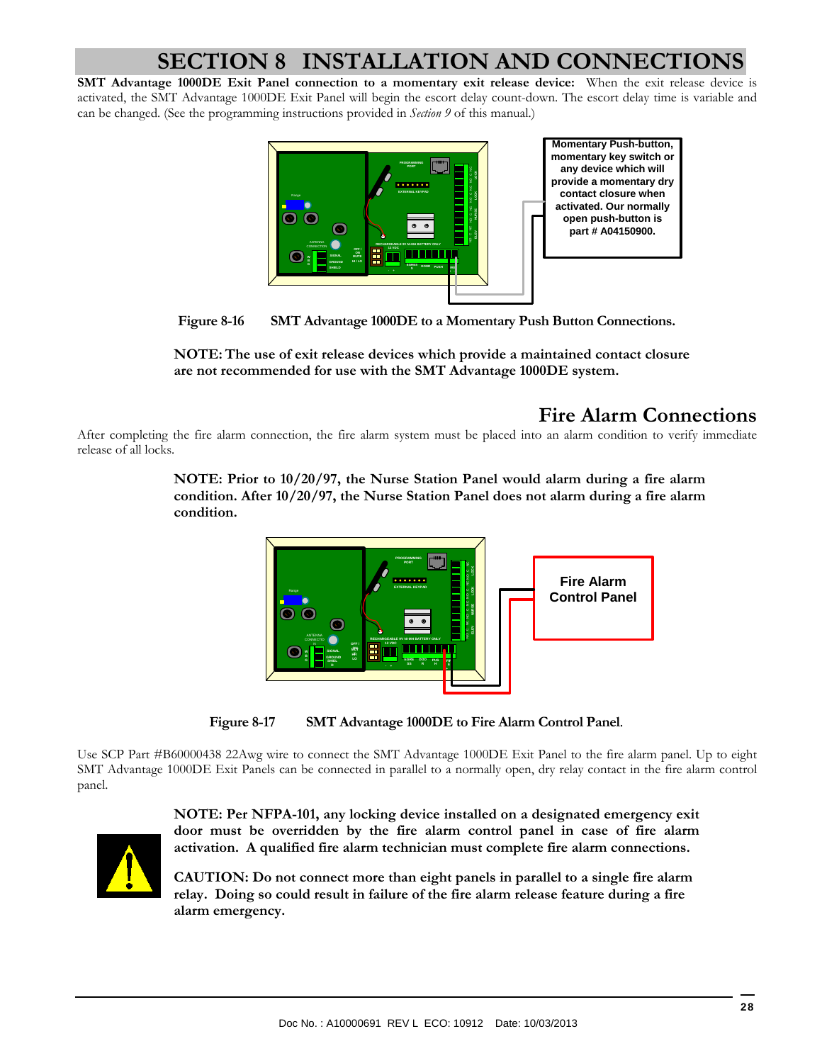# SECTION 8 INSTALLATION AND CONNECTIONS

**SMT Advantage 1000DE Exit Panel connection to a momentary exit release device:** When the exit release device is activated, the SMT Advantage 1000DE Exit Panel will begin the escort delay count-down. The escort delay time is variable and can be changed. (See the programming instructions provided in *Section 9* of this manual.)

Momentary Push-button, momentary key switch or any device which will provide a momentary dry contact closure when activated. Our normally open push-button is part # A04150900.

**Figure 8-16 SMT Advantage 1000DE to a Momentary Push Button Connections.**

**NOTE: The use of exit release devices which provide a maintained contact closure are not recommended for use with the SMT Advantage 1000DE system.**

## Fire Alarm Connections

After completing the fire alarm connection, the fire alarm system must be placed into an alarm condition to verify immediate release of all locks.

**NOTE: Prior to 10/20/97, the Nurse Station Panel would alarm during a fire alarm condition. After 10/20/97, the Nurse Station Panel does not alarm during a fire alarm condition.**

Fire Alarm Control Panel

**Figure 8-17 SMT Advantage 1000DE to Fire Alarm Control Panel.**

Use SCP Part #B60000438 22Awg wire to connect the SMT Advantage 1000DE Exit Panel to the fire alarm panel. Up to eight SMT Advantage 1000DE Exit Panels can be connected in parallel to a normally open, dry relay contact in the fire alarm control panel.

**NOTE: Per NFPA-101, any locking device installed on a designated emergency exit door must be overridden by the fire alarm control panel in case of fire alarm activation. A qualified fire alarm technician must complete fire alarm connections.**

**CAUTION: Do not connect more than eight panels in parallel to a single fire alarm relay. Doing so could result in failure of the fire alarm release feature during a fire alarm emergency.**

Doc No. : A10000691 REV L ECO: 10912 Date: 10/03/2013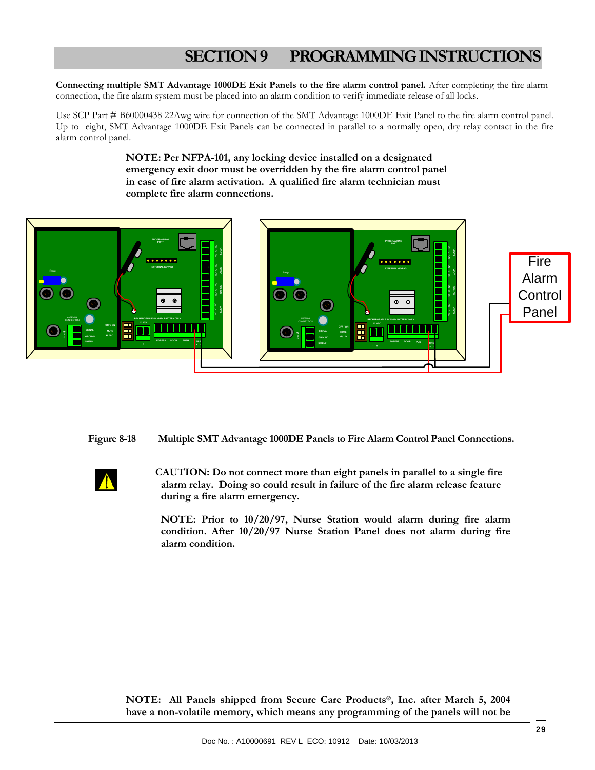# SECTION 9 PROGRAMMING INSTRUCTIONS

**Connecting multiple SMT Advantage 1000DE Exit Panels to the fire alarm control panel.** After completing the fire alarm connection, the fire alarm system must be placed into an alarm condition to verify immediate release of all locks.

Use SCP Part # B60000438 22Awg wire for connection of the SMT Advantage 1000DE Exit Panel to the fire alarm control panel. Up to eight, SMT Advantage 1000DE Exit Panels can be connected in parallel to a normally open, dry relay contact in the fire alarm control panel.

**NOTE: Per NFPA-101, any locking device installed on a designated emergency exit door must be overridden by the fire alarm control panel in case of fire alarm activation. A qualified fire alarm technician must complete fire alarm connections.**

**Figure 8-18 Multiple SMT Advantage 1000DE Panels to Fire Alarm Control Panel Connections.**

**CAUTION: Do not connect more than eight panels in parallel to a single fire alarm relay. Doing so could result in failure of the fire alarm release feature during a fire alarm emergency.**

**NOTE: Prior to 10/20/97, Nurse Station would alarm during fire alarm condition. After 10/20/97 Nurse Station Panel does not alarm during fire alarm condition.**

**NOTE: All Panels shipped from Secure Care Products®, Inc. after March 5, 2004 have a non-volatile memory, which means any programming of the panels will not be**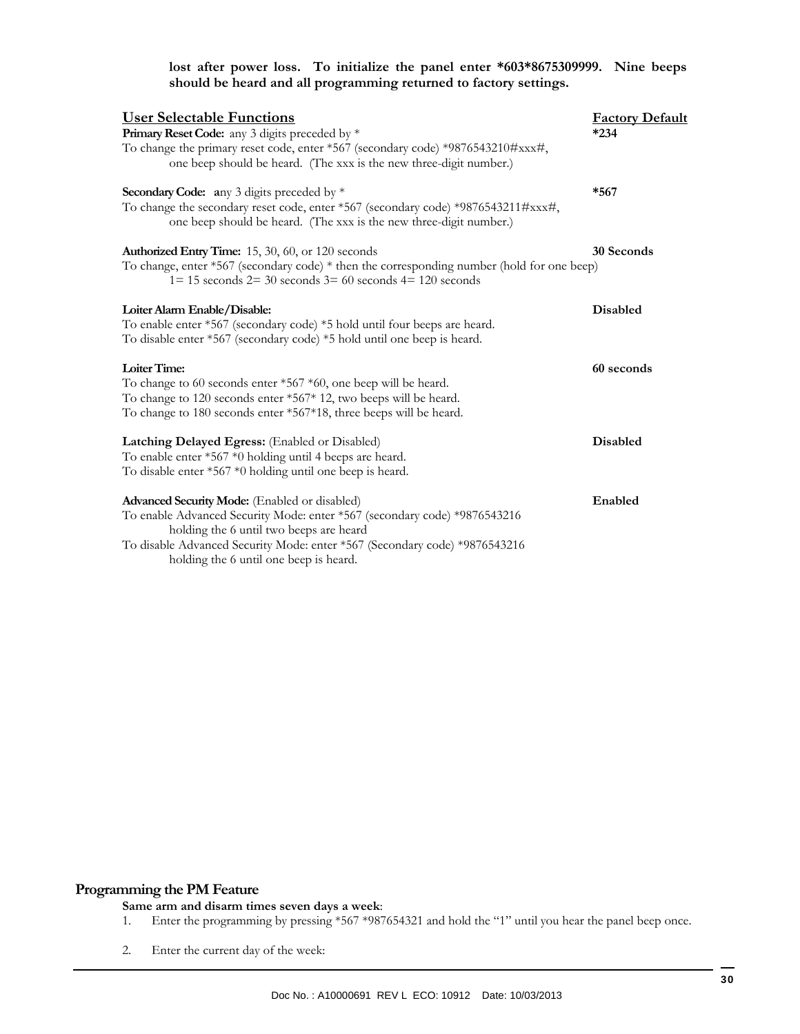**lost after power loss. To initialize the panel enter *603*8675309999. Nine beeps should be heard and all programming returned to factory settings.**

| User Selectable Functions | Factory Default |
|---|---|
| **Primary Reset Code:** any 3 digits preceded by * <br> To change the primary reset code, enter *567 (secondary code) *9876543210#xxx#, one beep should be heard. (The xxx is the new three-digit number.) | ***234** |
| **Secondary Code:** **a**ny 3 digits preceded by * <br> To change the secondary reset code, enter *567 (secondary code) *9876543211#xxx#, one beep should be heard. (The xxx is the new three-digit number.) | ***567** |
| **Authorized Entry Time:** 15, 30, 60, or 120 seconds <br> To change, enter *567 (secondary code) * then the corresponding number (hold for one beep) <br> 1= 15 seconds 2= 30 seconds 3= 60 seconds 4= 120 seconds | **30 Seconds** |
| **Loiter Alarm Enable/Disable:** <br> To enable enter *567 (secondary code) *5 hold until four beeps are heard. <br> To disable enter *567 (secondary code) *5 hold until one beep is heard. | **Disabled** |
| **Loiter Time:** <br> To change to 60 seconds enter *567 *60, one beep will be heard. <br> To change to 120 seconds enter *567* 12, two beeps will be heard. <br> To change to 180 seconds enter *567*18, three beeps will be heard. | **60 seconds** |
| **Latching Delayed Egress:** (Enabled or Disabled) <br> To enable enter *567 *0 holding until 4 beeps are heard. <br> To disable enter *567 *0 holding until one beep is heard. | **Disabled** |
| **Advanced Security Mode:** (Enabled or disabled) <br> To enable Advanced Security Mode: enter *567 (secondary code) *9876543216 holding the 6 until two beeps are heard <br> To disable Advanced Security Mode: enter *567 (Secondary code) *9876543216 holding the 6 until one beep is heard. | **Enabled** |

## Programming the PM Feature

**Same arm and disarm times seven days a week**:

1. Enter the programming by pressing *567 *987654321 and hold the "1" until you hear the panel beep once.

2. Enter the current day of the week: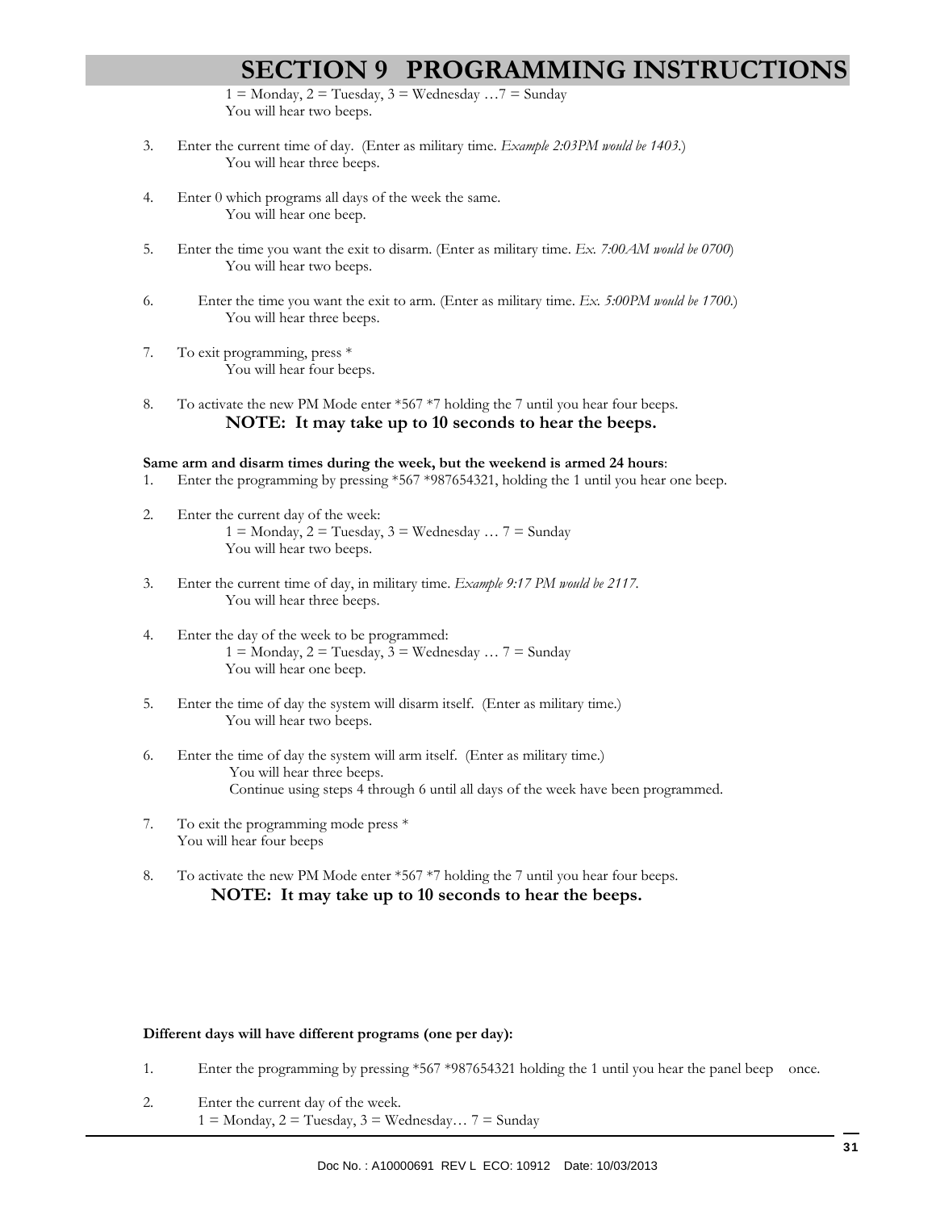# SECTION 9 PROGRAMMING INSTRUCTIONS

1 = Monday, 2 = Tuesday, 3 = Wednesday …7 = Sunday
You will hear two beeps.

3. Enter the current time of day. (Enter as military time. *Example 2:03PM would be 1403.*)
   You will hear three beeps.

4. Enter 0 which programs all days of the week the same.
   You will hear one beep.

5. Enter the time you want the exit to disarm. (Enter as military time. *Ex. 7:00AM would be 0700*)
   You will hear two beeps.

6. Enter the time you want the exit to arm. (Enter as military time. *Ex. 5:00PM would be 1700.*)
   You will hear three beeps.

7. To exit programming, press *
   You will hear four beeps.

8. To activate the new PM Mode enter *567 *7 holding the 7 until you hear four beeps.
   **NOTE: It may take up to 10 seconds to hear the beeps.**

**Same arm and disarm times during the week, but the weekend is armed 24 hours**:

1. Enter the programming by pressing *567 *987654321, holding the 1 until you hear one beep.

2. Enter the current day of the week:
   1 = Monday, 2 = Tuesday, 3 = Wednesday … 7 = Sunday
   You will hear two beeps.

3. Enter the current time of day, in military time. *Example 9:17 PM would be 2117.*
   You will hear three beeps.

4. Enter the day of the week to be programmed:
   1 = Monday, 2 = Tuesday, 3 = Wednesday … 7 = Sunday
   You will hear one beep.

5. Enter the time of day the system will disarm itself. (Enter as military time.)
   You will hear two beeps.

6. Enter the time of day the system will arm itself. (Enter as military time.)
   You will hear three beeps.
   Continue using steps 4 through 6 until all days of the week have been programmed.

7. To exit the programming mode press *
   You will hear four beeps

8. To activate the new PM Mode enter *567 *7 holding the 7 until you hear four beeps.
   **NOTE: It may take up to 10 seconds to hear the beeps.**

**Different days will have different programs (one per day):**

1. Enter the programming by pressing *567 *987654321 holding the 1 until you hear the panel beep once.

2. Enter the current day of the week.
   1 = Monday, 2 = Tuesday, 3 = Wednesday… 7 = Sunday

Doc No. : A10000691 REV L ECO: 10912 Date: 10/03/2013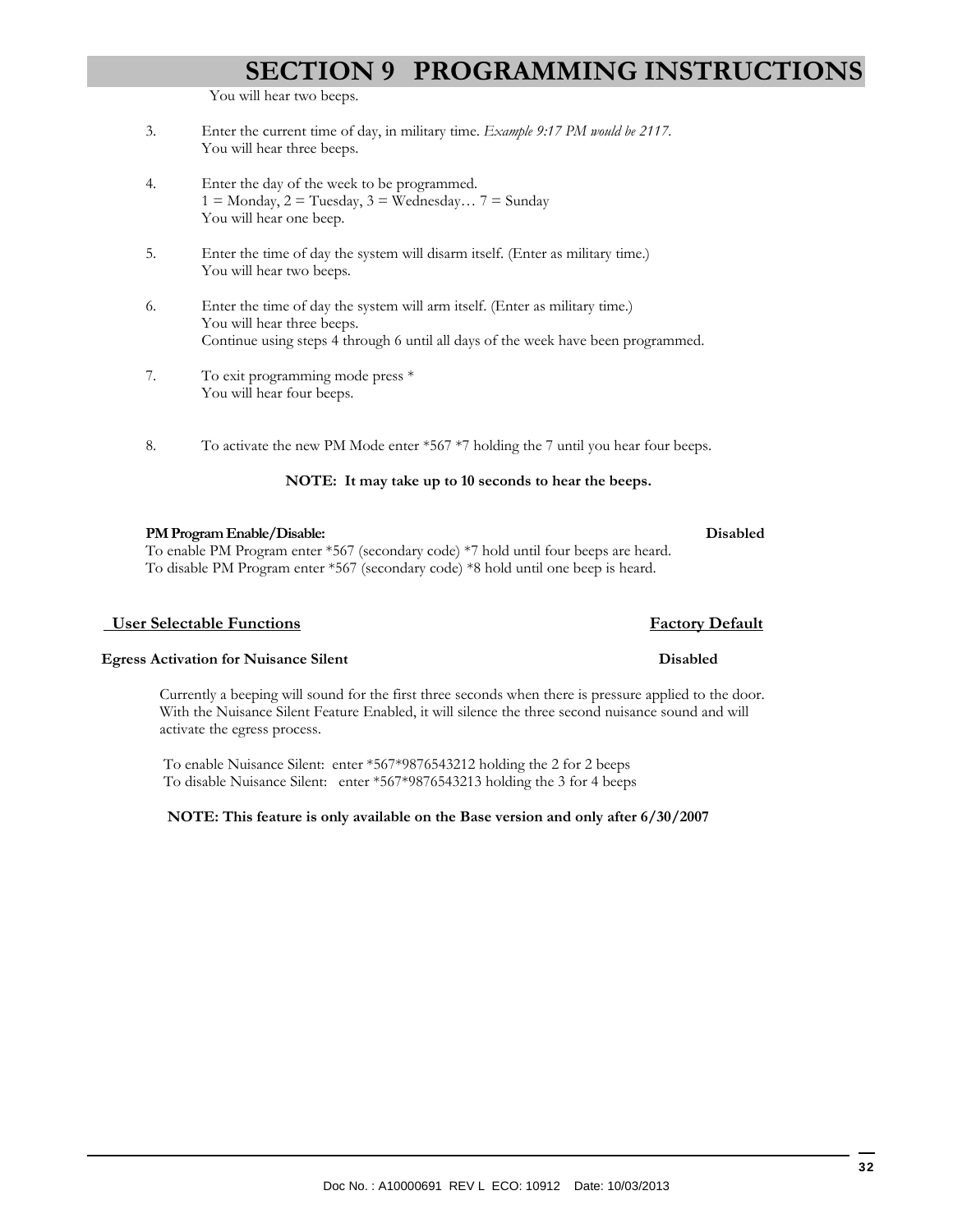# SECTION 9 PROGRAMMING INSTRUCTIONS

You will hear two beeps.

3. Enter the current time of day, in military time. *Example 9:17 PM would be 2117.*
   You will hear three beeps.

4. Enter the day of the week to be programmed.
   1 = Monday, 2 = Tuesday, 3 = Wednesday… 7 = Sunday
   You will hear one beep.

5. Enter the time of day the system will disarm itself. (Enter as military time.)
   You will hear two beeps.

6. Enter the time of day the system will arm itself. (Enter as military time.)
   You will hear three beeps.
   Continue using steps 4 through 6 until all days of the week have been programmed.

7. To exit programming mode press *
   You will hear four beeps.

8. To activate the new PM Mode enter *567 *7 holding the 7 until you hear four beeps.

**NOTE: It may take up to 10 seconds to hear the beeps.**

**PM Program Enable/Disable:** **Disabled**

To enable PM Program enter *567 (secondary code) *7 hold until four beeps are heard.
To disable PM Program enter *567 (secondary code) *8 hold until one beep is heard.

**User Selectable Functions** **Factory Default**

**Egress Activation for Nuisance Silent** **Disabled**

Currently a beeping will sound for the first three seconds when there is pressure applied to the door. With the Nuisance Silent Feature Enabled, it will silence the three second nuisance sound and will activate the egress process.

To enable Nuisance Silent: enter *567*9876543212 holding the 2 for 2 beeps
To disable Nuisance Silent: enter *567*9876543213 holding the 3 for 4 beeps

**NOTE: This feature is only available on the Base version and only after 6/30/2007**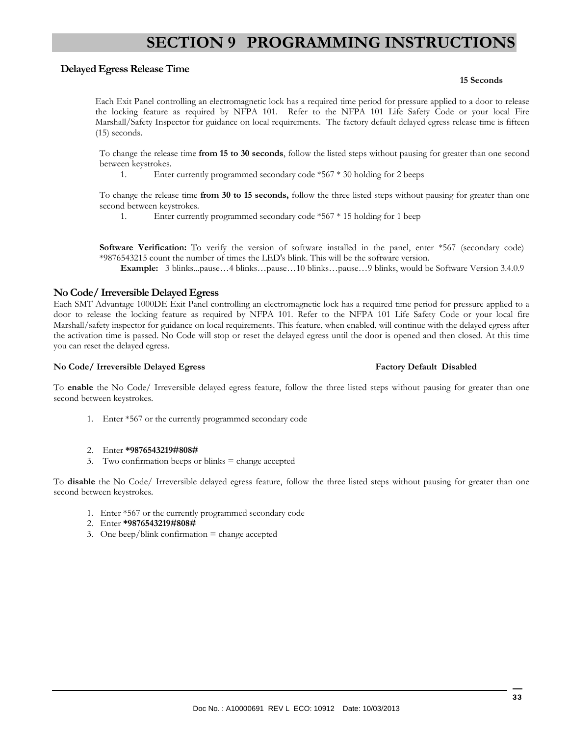# SECTION 9 PROGRAMMING INSTRUCTIONS

## Delayed Egress Release Time

**15 Seconds**

Each Exit Panel controlling an electromagnetic lock has a required time period for pressure applied to a door to release the locking feature as required by NFPA 101. Refer to the NFPA 101 Life Safety Code or your local Fire Marshall/Safety Inspector for guidance on local requirements. The factory default delayed egress release time is fifteen (15) seconds.

To change the release time **from 15 to 30 seconds**, follow the listed steps without pausing for greater than one second between keystrokes.

1. Enter currently programmed secondary code *567 * 30 holding for 2 beeps

To change the release time **from 30 to 15 seconds,** follow the three listed steps without pausing for greater than one second between keystrokes.

1. Enter currently programmed secondary code *567 * 15 holding for 1 beep

**Software Verification:** To verify the version of software installed in the panel, enter *567 (secondary code) *9876543215 count the number of times the LED's blink. This will be the software version.

**Example:** 3 blinks...pause…4 blinks…pause…10 blinks…pause…9 blinks, would be Software Version 3.4.0.9

## No Code/ Irreversible Delayed Egress

Each SMT Advantage 1000DE Exit Panel controlling an electromagnetic lock has a required time period for pressure applied to a door to release the locking feature as required by NFPA 101. Refer to the NFPA 101 Life Safety Code or your local fire Marshall/safety inspector for guidance on local requirements. This feature, when enabled, will continue with the delayed egress after the activation time is passed. No Code will stop or reset the delayed egress until the door is opened and then closed. At this time you can reset the delayed egress.

**No Code/ Irreversible Delayed Egress** **Factory Default Disabled**

To **enable** the No Code/ Irreversible delayed egress feature, follow the three listed steps without pausing for greater than one second between keystrokes.

1. Enter *567 or the currently programmed secondary code
2. Enter ***9876543219#808#**
3. Two confirmation beeps or blinks = change accepted

To **disable** the No Code/ Irreversible delayed egress feature, follow the three listed steps without pausing for greater than one second between keystrokes.

1. Enter *567 or the currently programmed secondary code
2. Enter ***9876543219#808#**
3. One beep/blink confirmation = change accepted

Doc No. : A10000691 REV L ECO: 10912 Date: 10/03/2013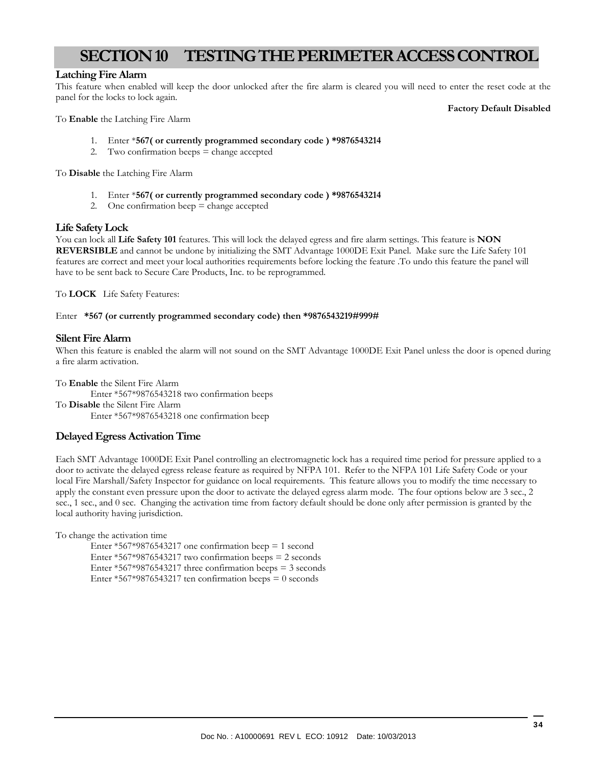# SECTION 10 TESTING THE PERIMETER ACCESS CONTROL

## Latching Fire Alarm

This feature when enabled will keep the door unlocked after the fire alarm is cleared you will need to enter the reset code at the panel for the locks to lock again.

**Factory Default Disabled**

To **Enable** the Latching Fire Alarm

1. Enter ***567( or currently programmed secondary code ) *9876543214**
2. Two confirmation beeps = change accepted

To **Disable** the Latching Fire Alarm

1. Enter ***567( or currently programmed secondary code ) *9876543214**
2. One confirmation beep = change accepted

## Life Safety Lock

You can lock all **Life Safety 101** features. This will lock the delayed egress and fire alarm settings. This feature is **NON REVERSIBLE** and cannot be undone by initializing the SMT Advantage 1000DE Exit Panel. Make sure the Life Safety 101 features are correct and meet your local authorities requirements before locking the feature .To undo this feature the panel will have to be sent back to Secure Care Products, Inc. to be reprogrammed.

To **LOCK** Life Safety Features:

Enter **\*567 (or currently programmed secondary code) then *9876543219#999#**

## Silent Fire Alarm

When this feature is enabled the alarm will not sound on the SMT Advantage 1000DE Exit Panel unless the door is opened during a fire alarm activation.

To **Enable** the Silent Fire Alarm
 Enter *567*9876543218 two confirmation beeps
To **Disable** the Silent Fire Alarm
 Enter *567*9876543218 one confirmation beep

## Delayed Egress Activation Time

Each SMT Advantage 1000DE Exit Panel controlling an electromagnetic lock has a required time period for pressure applied to a door to activate the delayed egress release feature as required by NFPA 101. Refer to the NFPA 101 Life Safety Code or your local Fire Marshall/Safety Inspector for guidance on local requirements. This feature allows you to modify the time necessary to apply the constant even pressure upon the door to activate the delayed egress alarm mode. The four options below are 3 sec., 2 sec., 1 sec., and 0 sec. Changing the activation time from factory default should be done only after permission is granted by the local authority having jurisdiction.

To change the activation time
 Enter *567*9876543217 one confirmation beep = 1 second
 Enter *567*9876543217 two confirmation beeps = 2 seconds
 Enter *567*9876543217 three confirmation beeps = 3 seconds
 Enter *567*9876543217 ten confirmation beeps = 0 seconds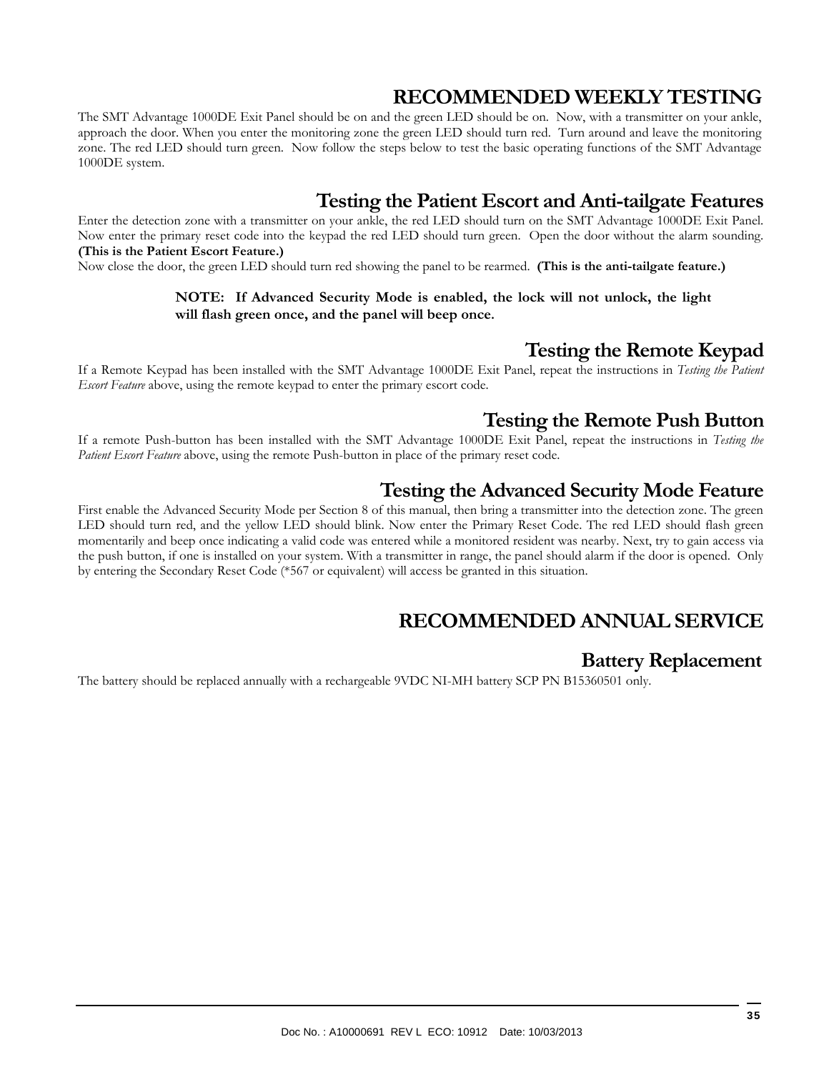# RECOMMENDED WEEKLY TESTING

The SMT Advantage 1000DE Exit Panel should be on and the green LED should be on. Now, with a transmitter on your ankle, approach the door. When you enter the monitoring zone the green LED should turn red. Turn around and leave the monitoring zone. The red LED should turn green. Now follow the steps below to test the basic operating functions of the SMT Advantage 1000DE system.

## Testing the Patient Escort and Anti-tailgate Features

Enter the detection zone with a transmitter on your ankle, the red LED should turn on the SMT Advantage 1000DE Exit Panel. Now enter the primary reset code into the keypad the red LED should turn green. Open the door without the alarm sounding. **(This is the Patient Escort Feature.)**

Now close the door, the green LED should turn red showing the panel to be rearmed. **(This is the anti-tailgate feature.)**

> **NOTE: If Advanced Security Mode is enabled, the lock will not unlock, the light will flash green once, and the panel will beep once.**

## Testing the Remote Keypad

If a Remote Keypad has been installed with the SMT Advantage 1000DE Exit Panel, repeat the instructions in *Testing the Patient Escort Feature* above, using the remote keypad to enter the primary escort code.

## Testing the Remote Push Button

If a remote Push-button has been installed with the SMT Advantage 1000DE Exit Panel, repeat the instructions in *Testing the Patient Escort Feature* above, using the remote Push-button in place of the primary reset code.

## Testing the Advanced Security Mode Feature

First enable the Advanced Security Mode per Section 8 of this manual, then bring a transmitter into the detection zone. The green LED should turn red, and the yellow LED should blink. Now enter the Primary Reset Code. The red LED should flash green momentarily and beep once indicating a valid code was entered while a monitored resident was nearby. Next, try to gain access via the push button, if one is installed on your system. With a transmitter in range, the panel should alarm if the door is opened. Only by entering the Secondary Reset Code (*567 or equivalent) will access be granted in this situation.

# RECOMMENDED ANNUAL SERVICE

## Battery Replacement

The battery should be replaced annually with a rechargeable 9VDC NI-MH battery SCP PN B15360501 only.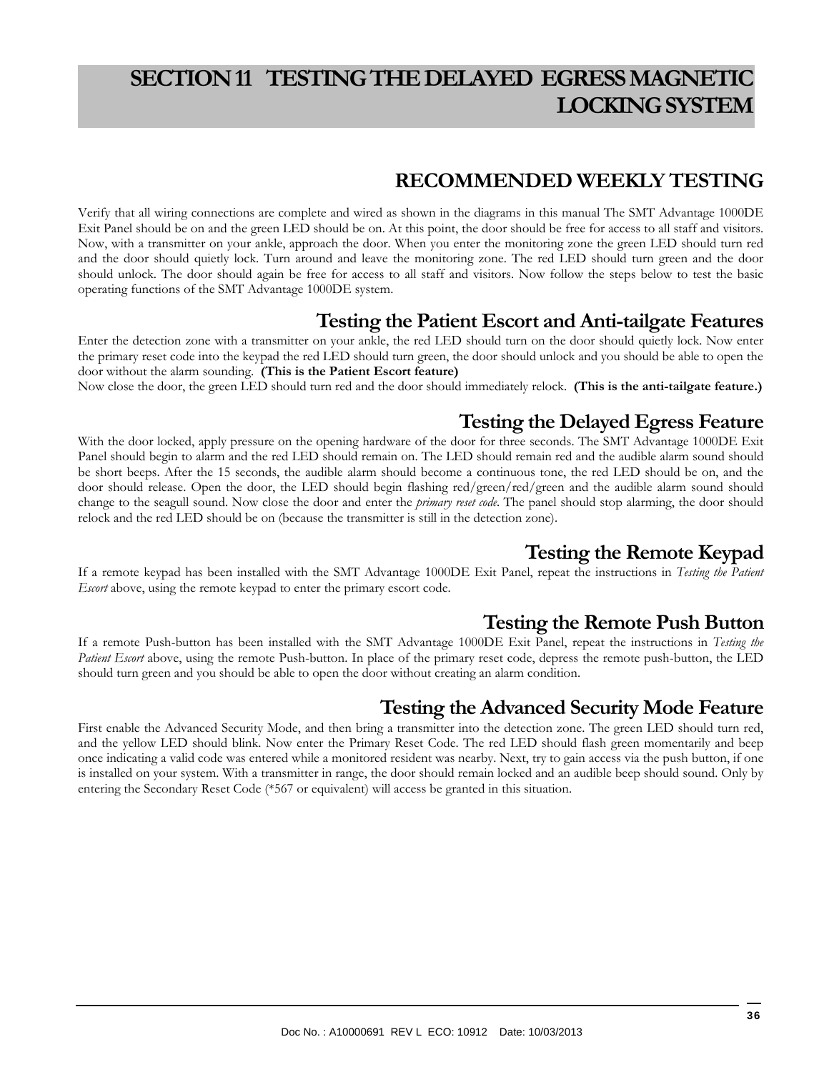# SECTION 11 TESTING THE DELAYED EGRESS MAGNETIC LOCKING SYSTEM

## RECOMMENDED WEEKLY TESTING

Verify that all wiring connections are complete and wired as shown in the diagrams in this manual The SMT Advantage 1000DE Exit Panel should be on and the green LED should be on. At this point, the door should be free for access to all staff and visitors. Now, with a transmitter on your ankle, approach the door. When you enter the monitoring zone the green LED should turn red and the door should quietly lock. Turn around and leave the monitoring zone. The red LED should turn green and the door should unlock. The door should again be free for access to all staff and visitors. Now follow the steps below to test the basic operating functions of the SMT Advantage 1000DE system.

### Testing the Patient Escort and Anti-tailgate Features

Enter the detection zone with a transmitter on your ankle, the red LED should turn on the door should quietly lock. Now enter the primary reset code into the keypad the red LED should turn green, the door should unlock and you should be able to open the door without the alarm sounding. **(This is the Patient Escort feature)**

Now close the door, the green LED should turn red and the door should immediately relock. **(This is the anti-tailgate feature.)**

### Testing the Delayed Egress Feature

With the door locked, apply pressure on the opening hardware of the door for three seconds. The SMT Advantage 1000DE Exit Panel should begin to alarm and the red LED should remain on. The LED should remain red and the audible alarm sound should be short beeps. After the 15 seconds, the audible alarm should become a continuous tone, the red LED should be on, and the door should release. Open the door, the LED should begin flashing red/green/red/green and the audible alarm sound should change to the seagull sound. Now close the door and enter the *primary reset code*. The panel should stop alarming, the door should relock and the red LED should be on (because the transmitter is still in the detection zone).

### Testing the Remote Keypad

If a remote keypad has been installed with the SMT Advantage 1000DE Exit Panel, repeat the instructions in *Testing the Patient Escort* above, using the remote keypad to enter the primary escort code.

### Testing the Remote Push Button

If a remote Push-button has been installed with the SMT Advantage 1000DE Exit Panel, repeat the instructions in *Testing the Patient Escort* above, using the remote Push-button. In place of the primary reset code, depress the remote push-button, the LED should turn green and you should be able to open the door without creating an alarm condition.

### Testing the Advanced Security Mode Feature

First enable the Advanced Security Mode, and then bring a transmitter into the detection zone. The green LED should turn red, and the yellow LED should blink. Now enter the Primary Reset Code. The red LED should flash green momentarily and beep once indicating a valid code was entered while a monitored resident was nearby. Next, try to gain access via the push button, if one is installed on your system. With a transmitter in range, the door should remain locked and an audible beep should sound. Only by entering the Secondary Reset Code (*567 or equivalent) will access be granted in this situation.

Doc No. : A10000691 REV L ECO: 10912 Date: 10/03/2013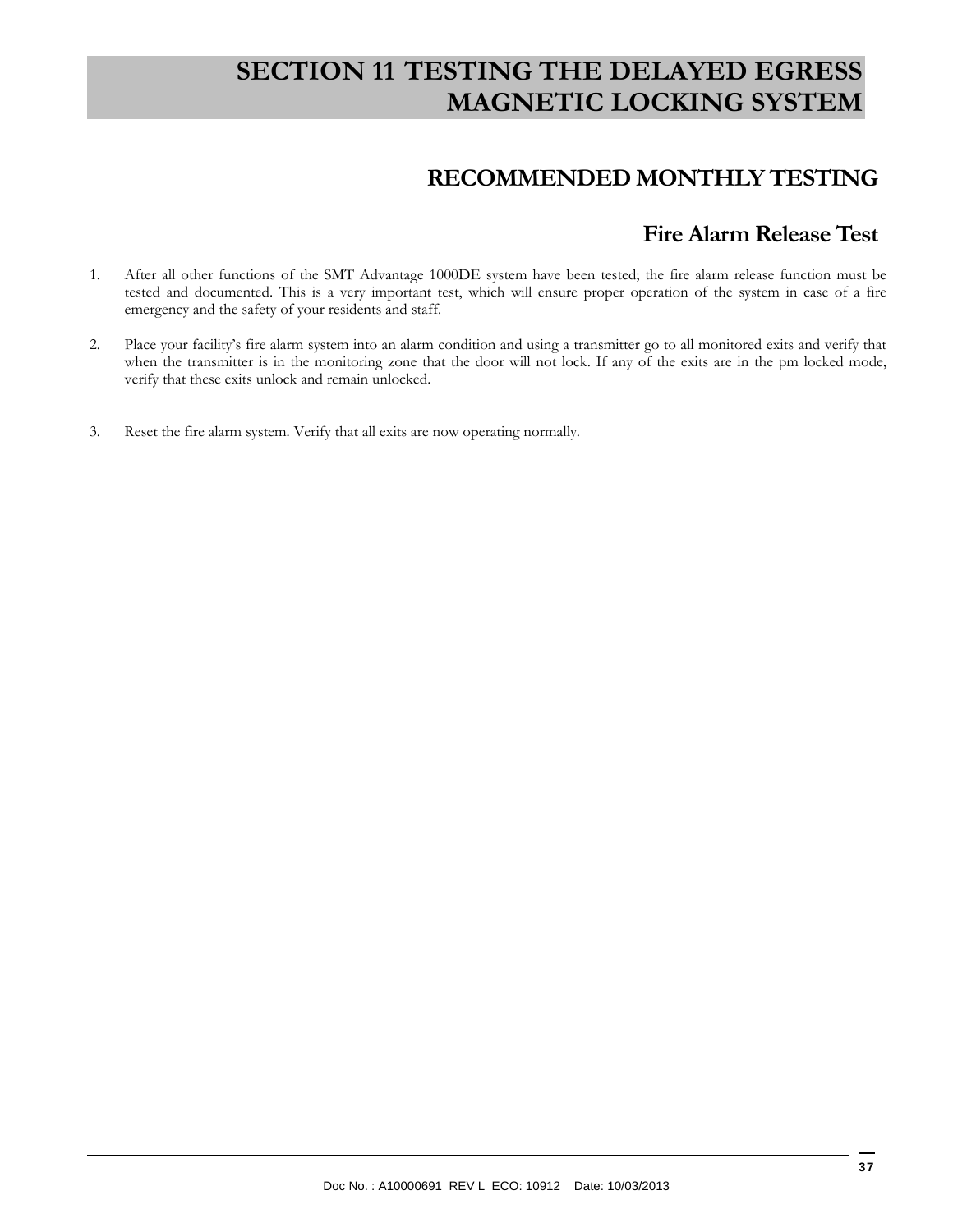# SECTION 11 TESTING THE DELAYED EGRESS MAGNETIC LOCKING SYSTEM

## RECOMMENDED MONTHLY TESTING

### Fire Alarm Release Test

1. After all other functions of the SMT Advantage 1000DE system have been tested; the fire alarm release function must be tested and documented. This is a very important test, which will ensure proper operation of the system in case of a fire emergency and the safety of your residents and staff.

2. Place your facility's fire alarm system into an alarm condition and using a transmitter go to all monitored exits and verify that when the transmitter is in the monitoring zone that the door will not lock. If any of the exits are in the pm locked mode, verify that these exits unlock and remain unlocked.

3. Reset the fire alarm system. Verify that all exits are now operating normally.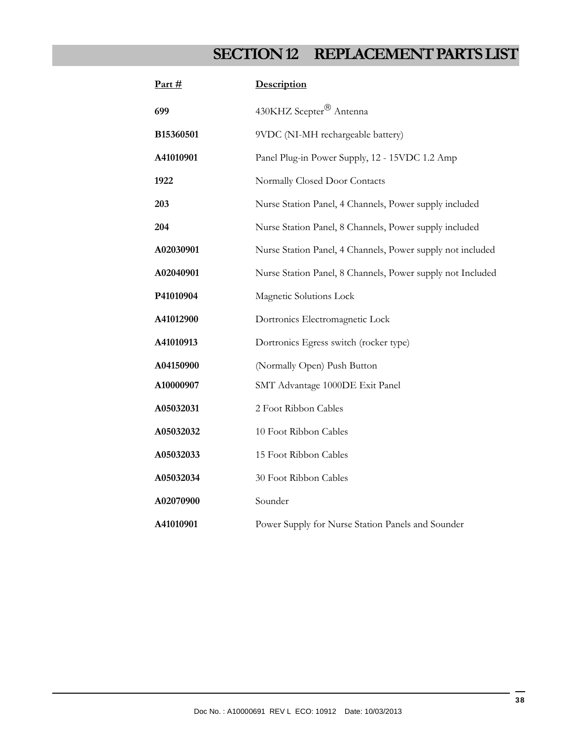# SECTION 12 REPLACEMENT PARTS LIST

| Part # | Description |
|---|---|
| **699** | 430KHZ Scepter® Antenna |
| **B15360501** | 9VDC (NI-MH rechargeable battery) |
| **A41010901** | Panel Plug-in Power Supply, 12 - 15VDC 1.2 Amp |
| **1922** | Normally Closed Door Contacts |
| **203** | Nurse Station Panel, 4 Channels, Power supply included |
| **204** | Nurse Station Panel, 8 Channels, Power supply included |
| **A02030901** | Nurse Station Panel, 4 Channels, Power supply not included |
| **A02040901** | Nurse Station Panel, 8 Channels, Power supply not Included |
| **P41010904** | Magnetic Solutions Lock |
| **A41012900** | Dortronics Electromagnetic Lock |
| **A41010913** | Dortronics Egress switch (rocker type) |
| **A04150900** | (Normally Open) Push Button |
| **A10000907** | SMT Advantage 1000DE Exit Panel |
| **A05032031** | 2 Foot Ribbon Cables |
| **A05032032** | 10 Foot Ribbon Cables |
| **A05032033** | 15 Foot Ribbon Cables |
| **A05032034** | 30 Foot Ribbon Cables |
| **A02070900** | Sounder |
| **A41010901** | Power Supply for Nurse Station Panels and Sounder |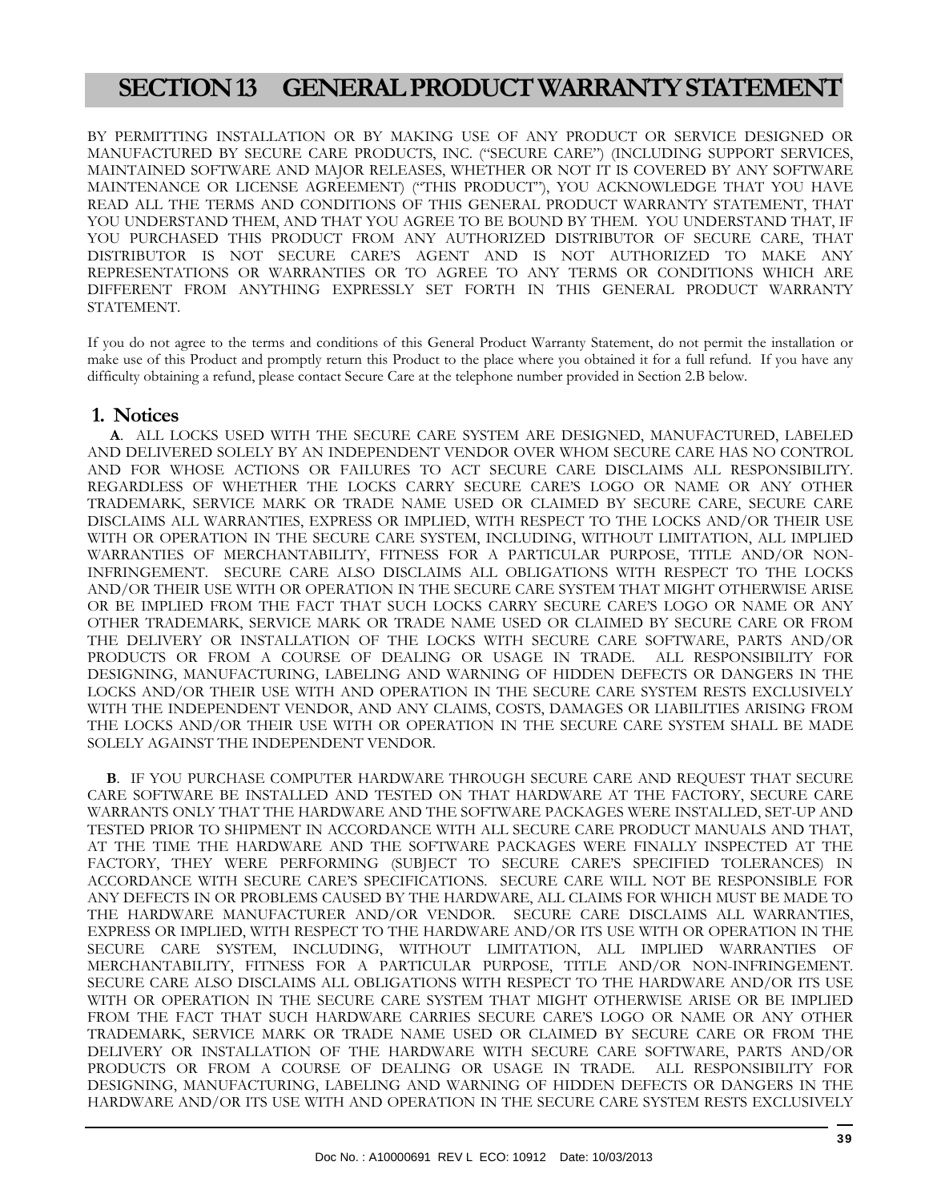# SECTION 13 GENERAL PRODUCT WARRANTY STATEMENT

BY PERMITTING INSTALLATION OR BY MAKING USE OF ANY PRODUCT OR SERVICE DESIGNED OR MANUFACTURED BY SECURE CARE PRODUCTS, INC. ("SECURE CARE") (INCLUDING SUPPORT SERVICES, MAINTAINED SOFTWARE AND MAJOR RELEASES, WHETHER OR NOT IT IS COVERED BY ANY SOFTWARE MAINTENANCE OR LICENSE AGREEMENT) ("THIS PRODUCT"), YOU ACKNOWLEDGE THAT YOU HAVE READ ALL THE TERMS AND CONDITIONS OF THIS GENERAL PRODUCT WARRANTY STATEMENT, THAT YOU UNDERSTAND THEM, AND THAT YOU AGREE TO BE BOUND BY THEM. YOU UNDERSTAND THAT, IF YOU PURCHASED THIS PRODUCT FROM ANY AUTHORIZED DISTRIBUTOR OF SECURE CARE, THAT DISTRIBUTOR IS NOT SECURE CARE'S AGENT AND IS NOT AUTHORIZED TO MAKE ANY REPRESENTATIONS OR WARRANTIES OR TO AGREE TO ANY TERMS OR CONDITIONS WHICH ARE DIFFERENT FROM ANYTHING EXPRESSLY SET FORTH IN THIS GENERAL PRODUCT WARRANTY STATEMENT.

If you do not agree to the terms and conditions of this General Product Warranty Statement, do not permit the installation or make use of this Product and promptly return this Product to the place where you obtained it for a full refund. If you have any difficulty obtaining a refund, please contact Secure Care at the telephone number provided in Section 2.B below.

## 1. Notices

**A**. ALL LOCKS USED WITH THE SECURE CARE SYSTEM ARE DESIGNED, MANUFACTURED, LABELED AND DELIVERED SOLELY BY AN INDEPENDENT VENDOR OVER WHOM SECURE CARE HAS NO CONTROL AND FOR WHOSE ACTIONS OR FAILURES TO ACT SECURE CARE DISCLAIMS ALL RESPONSIBILITY. REGARDLESS OF WHETHER THE LOCKS CARRY SECURE CARE'S LOGO OR NAME OR ANY OTHER TRADEMARK, SERVICE MARK OR TRADE NAME USED OR CLAIMED BY SECURE CARE, SECURE CARE DISCLAIMS ALL WARRANTIES, EXPRESS OR IMPLIED, WITH RESPECT TO THE LOCKS AND/OR THEIR USE WITH OR OPERATION IN THE SECURE CARE SYSTEM, INCLUDING, WITHOUT LIMITATION, ALL IMPLIED WARRANTIES OF MERCHANTABILITY, FITNESS FOR A PARTICULAR PURPOSE, TITLE AND/OR NON-INFRINGEMENT. SECURE CARE ALSO DISCLAIMS ALL OBLIGATIONS WITH RESPECT TO THE LOCKS AND/OR THEIR USE WITH OR OPERATION IN THE SECURE CARE SYSTEM THAT MIGHT OTHERWISE ARISE OR BE IMPLIED FROM THE FACT THAT SUCH LOCKS CARRY SECURE CARE'S LOGO OR NAME OR ANY OTHER TRADEMARK, SERVICE MARK OR TRADE NAME USED OR CLAIMED BY SECURE CARE OR FROM THE DELIVERY OR INSTALLATION OF THE LOCKS WITH SECURE CARE SOFTWARE, PARTS AND/OR PRODUCTS OR FROM A COURSE OF DEALING OR USAGE IN TRADE. ALL RESPONSIBILITY FOR DESIGNING, MANUFACTURING, LABELING AND WARNING OF HIDDEN DEFECTS OR DANGERS IN THE LOCKS AND/OR THEIR USE WITH AND OPERATION IN THE SECURE CARE SYSTEM RESTS EXCLUSIVELY WITH THE INDEPENDENT VENDOR, AND ANY CLAIMS, COSTS, DAMAGES OR LIABILITIES ARISING FROM THE LOCKS AND/OR THEIR USE WITH OR OPERATION IN THE SECURE CARE SYSTEM SHALL BE MADE SOLELY AGAINST THE INDEPENDENT VENDOR.

**B**. IF YOU PURCHASE COMPUTER HARDWARE THROUGH SECURE CARE AND REQUEST THAT SECURE CARE SOFTWARE BE INSTALLED AND TESTED ON THAT HARDWARE AT THE FACTORY, SECURE CARE WARRANTS ONLY THAT THE HARDWARE AND THE SOFTWARE PACKAGES WERE INSTALLED, SET-UP AND TESTED PRIOR TO SHIPMENT IN ACCORDANCE WITH ALL SECURE CARE PRODUCT MANUALS AND THAT, AT THE TIME THE HARDWARE AND THE SOFTWARE PACKAGES WERE FINALLY INSPECTED AT THE FACTORY, THEY WERE PERFORMING (SUBJECT TO SECURE CARE'S SPECIFIED TOLERANCES) IN ACCORDANCE WITH SECURE CARE'S SPECIFICATIONS. SECURE CARE WILL NOT BE RESPONSIBLE FOR ANY DEFECTS IN OR PROBLEMS CAUSED BY THE HARDWARE, ALL CLAIMS FOR WHICH MUST BE MADE TO THE HARDWARE MANUFACTURER AND/OR VENDOR. SECURE CARE DISCLAIMS ALL WARRANTIES, EXPRESS OR IMPLIED, WITH RESPECT TO THE HARDWARE AND/OR ITS USE WITH OR OPERATION IN THE SECURE CARE SYSTEM, INCLUDING, WITHOUT LIMITATION, ALL IMPLIED WARRANTIES OF MERCHANTABILITY, FITNESS FOR A PARTICULAR PURPOSE, TITLE AND/OR NON-INFRINGEMENT. SECURE CARE ALSO DISCLAIMS ALL OBLIGATIONS WITH RESPECT TO THE HARDWARE AND/OR ITS USE WITH OR OPERATION IN THE SECURE CARE SYSTEM THAT MIGHT OTHERWISE ARISE OR BE IMPLIED FROM THE FACT THAT SUCH HARDWARE CARRIES SECURE CARE'S LOGO OR NAME OR ANY OTHER TRADEMARK, SERVICE MARK OR TRADE NAME USED OR CLAIMED BY SECURE CARE OR FROM THE DELIVERY OR INSTALLATION OF THE HARDWARE WITH SECURE CARE SOFTWARE, PARTS AND/OR PRODUCTS OR FROM A COURSE OF DEALING OR USAGE IN TRADE. ALL RESPONSIBILITY FOR DESIGNING, MANUFACTURING, LABELING AND WARNING OF HIDDEN DEFECTS OR DANGERS IN THE HARDWARE AND/OR ITS USE WITH AND OPERATION IN THE SECURE CARE SYSTEM RESTS EXCLUSIVELY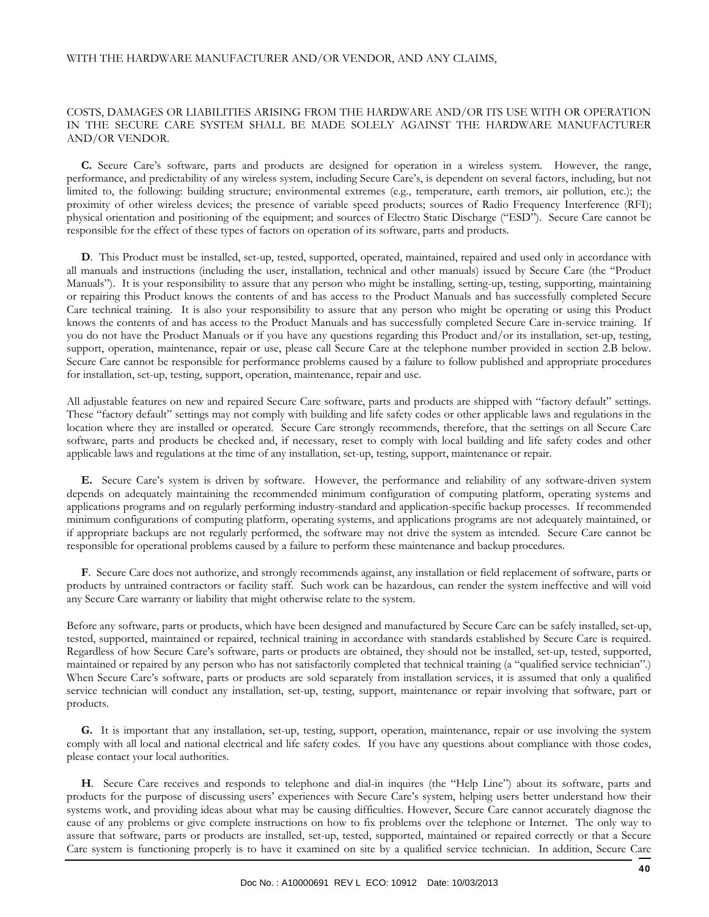WITH THE HARDWARE MANUFACTURER AND/OR VENDOR, AND ANY CLAIMS,

COSTS, DAMAGES OR LIABILITIES ARISING FROM THE HARDWARE AND/OR ITS USE WITH OR OPERATION IN THE SECURE CARE SYSTEM SHALL BE MADE SOLELY AGAINST THE HARDWARE MANUFACTURER AND/OR VENDOR.

**C.** Secure Care's software, parts and products are designed for operation in a wireless system. However, the range, performance, and predictability of any wireless system, including Secure Care's, is dependent on several factors, including, but not limited to, the following: building structure; environmental extremes (e.g., temperature, earth tremors, air pollution, etc.); the proximity of other wireless devices; the presence of variable speed products; sources of Radio Frequency Interference (RFI); physical orientation and positioning of the equipment; and sources of Electro Static Discharge ("ESD"). Secure Care cannot be responsible for the effect of these types of factors on operation of its software, parts and products.

**D**. This Product must be installed, set-up, tested, supported, operated, maintained, repaired and used only in accordance with all manuals and instructions (including the user, installation, technical and other manuals) issued by Secure Care (the "Product Manuals"). It is your responsibility to assure that any person who might be installing, setting-up, testing, supporting, maintaining or repairing this Product knows the contents of and has access to the Product Manuals and has successfully completed Secure Care technical training. It is also your responsibility to assure that any person who might be operating or using this Product knows the contents of and has access to the Product Manuals and has successfully completed Secure Care in-service training. If you do not have the Product Manuals or if you have any questions regarding this Product and/or its installation, set-up, testing, support, operation, maintenance, repair or use, please call Secure Care at the telephone number provided in section 2.B below. Secure Care cannot be responsible for performance problems caused by a failure to follow published and appropriate procedures for installation, set-up, testing, support, operation, maintenance, repair and use.

All adjustable features on new and repaired Secure Care software, parts and products are shipped with "factory default" settings. These "factory default" settings may not comply with building and life safety codes or other applicable laws and regulations in the location where they are installed or operated. Secure Care strongly recommends, therefore, that the settings on all Secure Care software, parts and products be checked and, if necessary, reset to comply with local building and life safety codes and other applicable laws and regulations at the time of any installation, set-up, testing, support, maintenance or repair.

**E.** Secure Care's system is driven by software. However, the performance and reliability of any software-driven system depends on adequately maintaining the recommended minimum configuration of computing platform, operating systems and applications programs and on regularly performing industry-standard and application-specific backup processes. If recommended minimum configurations of computing platform, operating systems, and applications programs are not adequately maintained, or if appropriate backups are not regularly performed, the software may not drive the system as intended. Secure Care cannot be responsible for operational problems caused by a failure to perform these maintenance and backup procedures.

**F**. Secure Care does not authorize, and strongly recommends against, any installation or field replacement of software, parts or products by untrained contractors or facility staff. Such work can be hazardous, can render the system ineffective and will void any Secure Care warranty or liability that might otherwise relate to the system.

Before any software, parts or products, which have been designed and manufactured by Secure Care can be safely installed, set-up, tested, supported, maintained or repaired, technical training in accordance with standards established by Secure Care is required. Regardless of how Secure Care's software, parts or products are obtained, they should not be installed, set-up, tested, supported, maintained or repaired by any person who has not satisfactorily completed that technical training (a "qualified service technician".) When Secure Care's software, parts or products are sold separately from installation services, it is assumed that only a qualified service technician will conduct any installation, set-up, testing, support, maintenance or repair involving that software, part or products.

**G.** It is important that any installation, set-up, testing, support, operation, maintenance, repair or use involving the system comply with all local and national electrical and life safety codes. If you have any questions about compliance with those codes, please contact your local authorities.

**H**. Secure Care receives and responds to telephone and dial-in inquires (the "Help Line") about its software, parts and products for the purpose of discussing users' experiences with Secure Care's system, helping users better understand how their systems work, and providing ideas about what may be causing difficulties. However, Secure Care cannot accurately diagnose the cause of any problems or give complete instructions on how to fix problems over the telephone or Internet. The only way to assure that software, parts or products are installed, set-up, tested, supported, maintained or repaired correctly or that a Secure Care system is functioning properly is to have it examined on site by a qualified service technician. In addition, Secure Care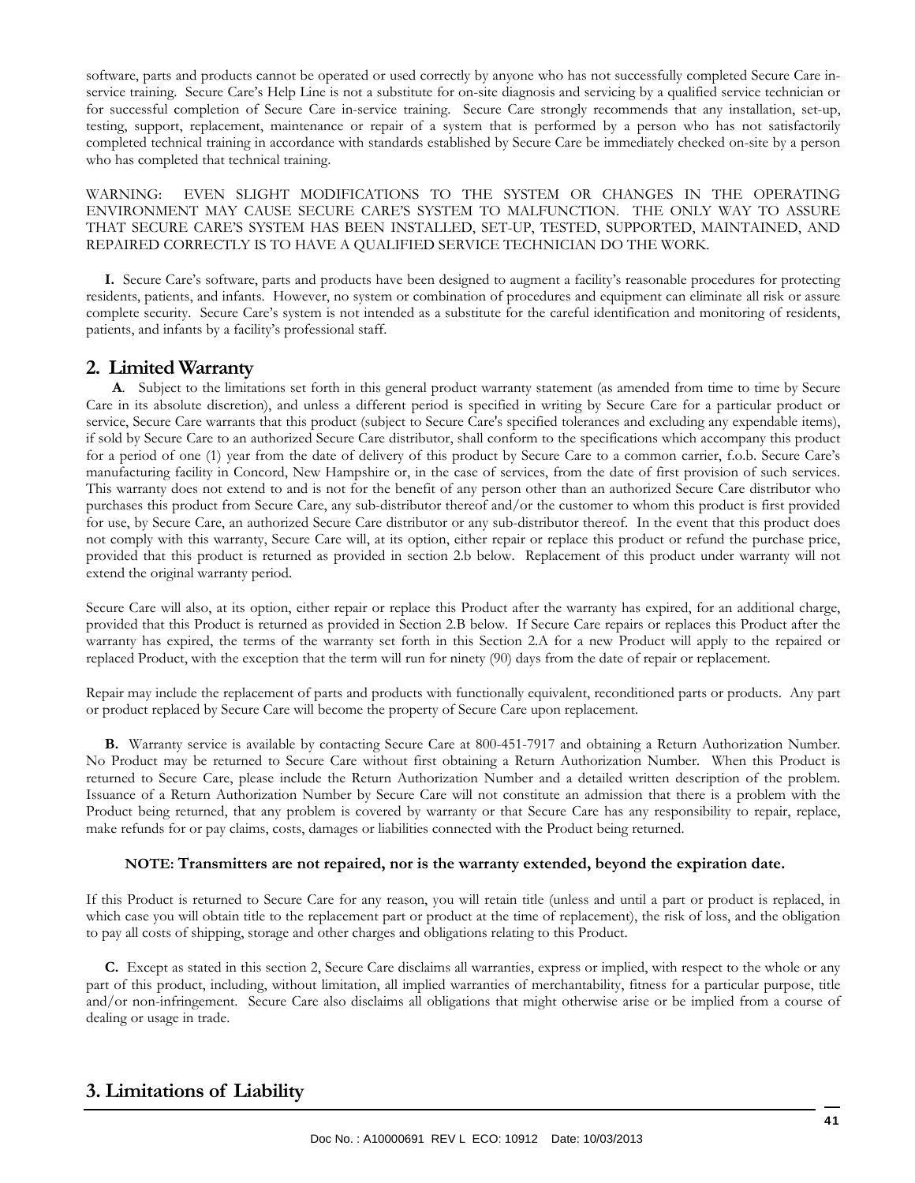software, parts and products cannot be operated or used correctly by anyone who has not successfully completed Secure Care in-service training. Secure Care's Help Line is not a substitute for on-site diagnosis and servicing by a qualified service technician or for successful completion of Secure Care in-service training. Secure Care strongly recommends that any installation, set-up, testing, support, replacement, maintenance or repair of a system that is performed by a person who has not satisfactorily completed technical training in accordance with standards established by Secure Care be immediately checked on-site by a person who has completed that technical training.

WARNING: EVEN SLIGHT MODIFICATIONS TO THE SYSTEM OR CHANGES IN THE OPERATING ENVIRONMENT MAY CAUSE SECURE CARE'S SYSTEM TO MALFUNCTION. THE ONLY WAY TO ASSURE THAT SECURE CARE'S SYSTEM HAS BEEN INSTALLED, SET-UP, TESTED, SUPPORTED, MAINTAINED, AND REPAIRED CORRECTLY IS TO HAVE A QUALIFIED SERVICE TECHNICIAN DO THE WORK.

**I.** Secure Care's software, parts and products have been designed to augment a facility's reasonable procedures for protecting residents, patients, and infants. However, no system or combination of procedures and equipment can eliminate all risk or assure complete security. Secure Care's system is not intended as a substitute for the careful identification and monitoring of residents, patients, and infants by a facility's professional staff.

## 2. Limited Warranty

**A**. Subject to the limitations set forth in this general product warranty statement (as amended from time to time by Secure Care in its absolute discretion), and unless a different period is specified in writing by Secure Care for a particular product or service, Secure Care warrants that this product (subject to Secure Care's specified tolerances and excluding any expendable items), if sold by Secure Care to an authorized Secure Care distributor, shall conform to the specifications which accompany this product for a period of one (1) year from the date of delivery of this product by Secure Care to a common carrier, f.o.b. Secure Care's manufacturing facility in Concord, New Hampshire or, in the case of services, from the date of first provision of such services. This warranty does not extend to and is not for the benefit of any person other than an authorized Secure Care distributor who purchases this product from Secure Care, any sub-distributor thereof and/or the customer to whom this product is first provided for use, by Secure Care, an authorized Secure Care distributor or any sub-distributor thereof. In the event that this product does not comply with this warranty, Secure Care will, at its option, either repair or replace this product or refund the purchase price, provided that this product is returned as provided in section 2.b below. Replacement of this product under warranty will not extend the original warranty period.

Secure Care will also, at its option, either repair or replace this Product after the warranty has expired, for an additional charge, provided that this Product is returned as provided in Section 2.B below. If Secure Care repairs or replaces this Product after the warranty has expired, the terms of the warranty set forth in this Section 2.A for a new Product will apply to the repaired or replaced Product, with the exception that the term will run for ninety (90) days from the date of repair or replacement.

Repair may include the replacement of parts and products with functionally equivalent, reconditioned parts or products. Any part or product replaced by Secure Care will become the property of Secure Care upon replacement.

**B.** Warranty service is available by contacting Secure Care at 800-451-7917 and obtaining a Return Authorization Number. No Product may be returned to Secure Care without first obtaining a Return Authorization Number. When this Product is returned to Secure Care, please include the Return Authorization Number and a detailed written description of the problem. Issuance of a Return Authorization Number by Secure Care will not constitute an admission that there is a problem with the Product being returned, that any problem is covered by warranty or that Secure Care has any responsibility to repair, replace, make refunds for or pay claims, costs, damages or liabilities connected with the Product being returned.

**NOTE: Transmitters are not repaired, nor is the warranty extended, beyond the expiration date.**

If this Product is returned to Secure Care for any reason, you will retain title (unless and until a part or product is replaced, in which case you will obtain title to the replacement part or product at the time of replacement), the risk of loss, and the obligation to pay all costs of shipping, storage and other charges and obligations relating to this Product.

**C.** Except as stated in this section 2, Secure Care disclaims all warranties, express or implied, with respect to the whole or any part of this product, including, without limitation, all implied warranties of merchantability, fitness for a particular purpose, title and/or non-infringement. Secure Care also disclaims all obligations that might otherwise arise or be implied from a course of dealing or usage in trade.

## 3. Limitations of Liability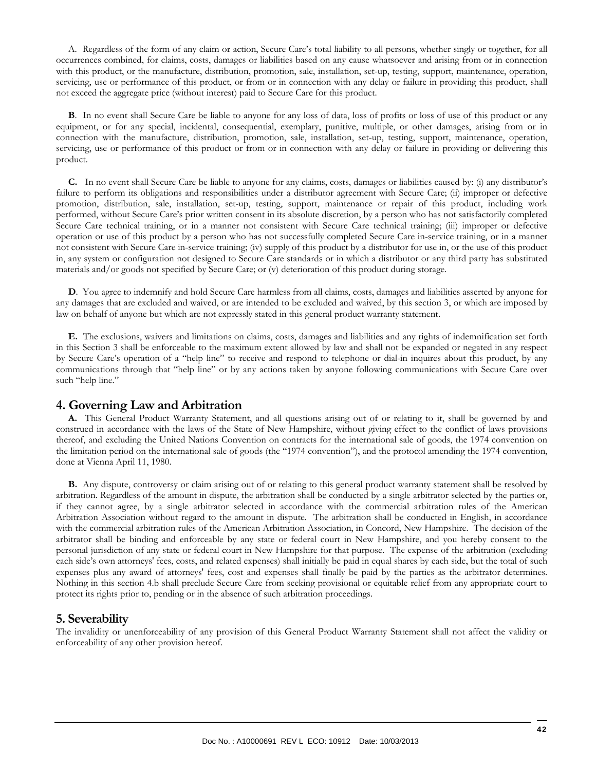A. Regardless of the form of any claim or action, Secure Care's total liability to all persons, whether singly or together, for all occurrences combined, for claims, costs, damages or liabilities based on any cause whatsoever and arising from or in connection with this product, or the manufacture, distribution, promotion, sale, installation, set-up, testing, support, maintenance, operation, servicing, use or performance of this product, or from or in connection with any delay or failure in providing this product, shall not exceed the aggregate price (without interest) paid to Secure Care for this product.

**B**. In no event shall Secure Care be liable to anyone for any loss of data, loss of profits or loss of use of this product or any equipment, or for any special, incidental, consequential, exemplary, punitive, multiple, or other damages, arising from or in connection with the manufacture, distribution, promotion, sale, installation, set-up, testing, support, maintenance, operation, servicing, use or performance of this product or from or in connection with any delay or failure in providing or delivering this product.

**C.** In no event shall Secure Care be liable to anyone for any claims, costs, damages or liabilities caused by: (i) any distributor's failure to perform its obligations and responsibilities under a distributor agreement with Secure Care; (ii) improper or defective promotion, distribution, sale, installation, set-up, testing, support, maintenance or repair of this product, including work performed, without Secure Care's prior written consent in its absolute discretion, by a person who has not satisfactorily completed Secure Care technical training, or in a manner not consistent with Secure Care technical training; (iii) improper or defective operation or use of this product by a person who has not successfully completed Secure Care in-service training, or in a manner not consistent with Secure Care in-service training; (iv) supply of this product by a distributor for use in, or the use of this product in, any system or configuration not designed to Secure Care standards or in which a distributor or any third party has substituted materials and/or goods not specified by Secure Care; or (v) deterioration of this product during storage.

**D**. You agree to indemnify and hold Secure Care harmless from all claims, costs, damages and liabilities asserted by anyone for any damages that are excluded and waived, or are intended to be excluded and waived, by this section 3, or which are imposed by law on behalf of anyone but which are not expressly stated in this general product warranty statement.

**E.** The exclusions, waivers and limitations on claims, costs, damages and liabilities and any rights of indemnification set forth in this Section 3 shall be enforceable to the maximum extent allowed by law and shall not be expanded or negated in any respect by Secure Care's operation of a "help line" to receive and respond to telephone or dial-in inquires about this product, by any communications through that "help line" or by any actions taken by anyone following communications with Secure Care over such "help line."

## 4. Governing Law and Arbitration

**A.** This General Product Warranty Statement, and all questions arising out of or relating to it, shall be governed by and construed in accordance with the laws of the State of New Hampshire, without giving effect to the conflict of laws provisions thereof, and excluding the United Nations Convention on contracts for the international sale of goods, the 1974 convention on the limitation period on the international sale of goods (the "1974 convention"), and the protocol amending the 1974 convention, done at Vienna April 11, 1980.

**B.** Any dispute, controversy or claim arising out of or relating to this general product warranty statement shall be resolved by arbitration. Regardless of the amount in dispute, the arbitration shall be conducted by a single arbitrator selected by the parties or, if they cannot agree, by a single arbitrator selected in accordance with the commercial arbitration rules of the American Arbitration Association without regard to the amount in dispute. The arbitration shall be conducted in English, in accordance with the commercial arbitration rules of the American Arbitration Association, in Concord, New Hampshire. The decision of the arbitrator shall be binding and enforceable by any state or federal court in New Hampshire, and you hereby consent to the personal jurisdiction of any state or federal court in New Hampshire for that purpose. The expense of the arbitration (excluding each side's own attorneys' fees, costs, and related expenses) shall initially be paid in equal shares by each side, but the total of such expenses plus any award of attorneys' fees, cost and expenses shall finally be paid by the parties as the arbitrator determines. Nothing in this section 4.b shall preclude Secure Care from seeking provisional or equitable relief from any appropriate court to protect its rights prior to, pending or in the absence of such arbitration proceedings.

## 5. Severability

The invalidity or unenforceability of any provision of this General Product Warranty Statement shall not affect the validity or enforceability of any other provision hereof.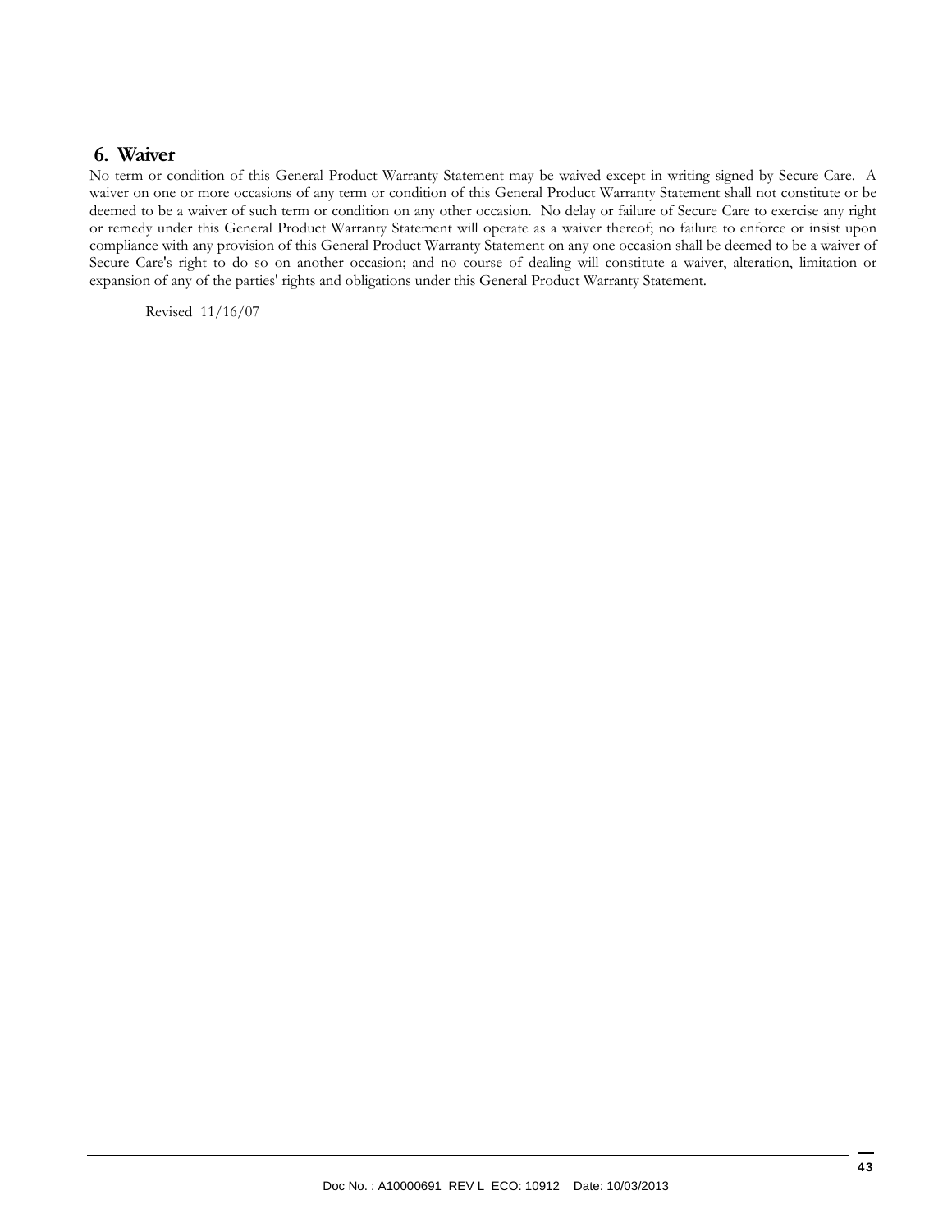## 6. Waiver

No term or condition of this General Product Warranty Statement may be waived except in writing signed by Secure Care. A waiver on one or more occasions of any term or condition of this General Product Warranty Statement shall not constitute or be deemed to be a waiver of such term or condition on any other occasion. No delay or failure of Secure Care to exercise any right or remedy under this General Product Warranty Statement will operate as a waiver thereof; no failure to enforce or insist upon compliance with any provision of this General Product Warranty Statement on any one occasion shall be deemed to be a waiver of Secure Care's right to do so on another occasion; and no course of dealing will constitute a waiver, alteration, limitation or expansion of any of the parties' rights and obligations under this General Product Warranty Statement.

Revised 11/16/07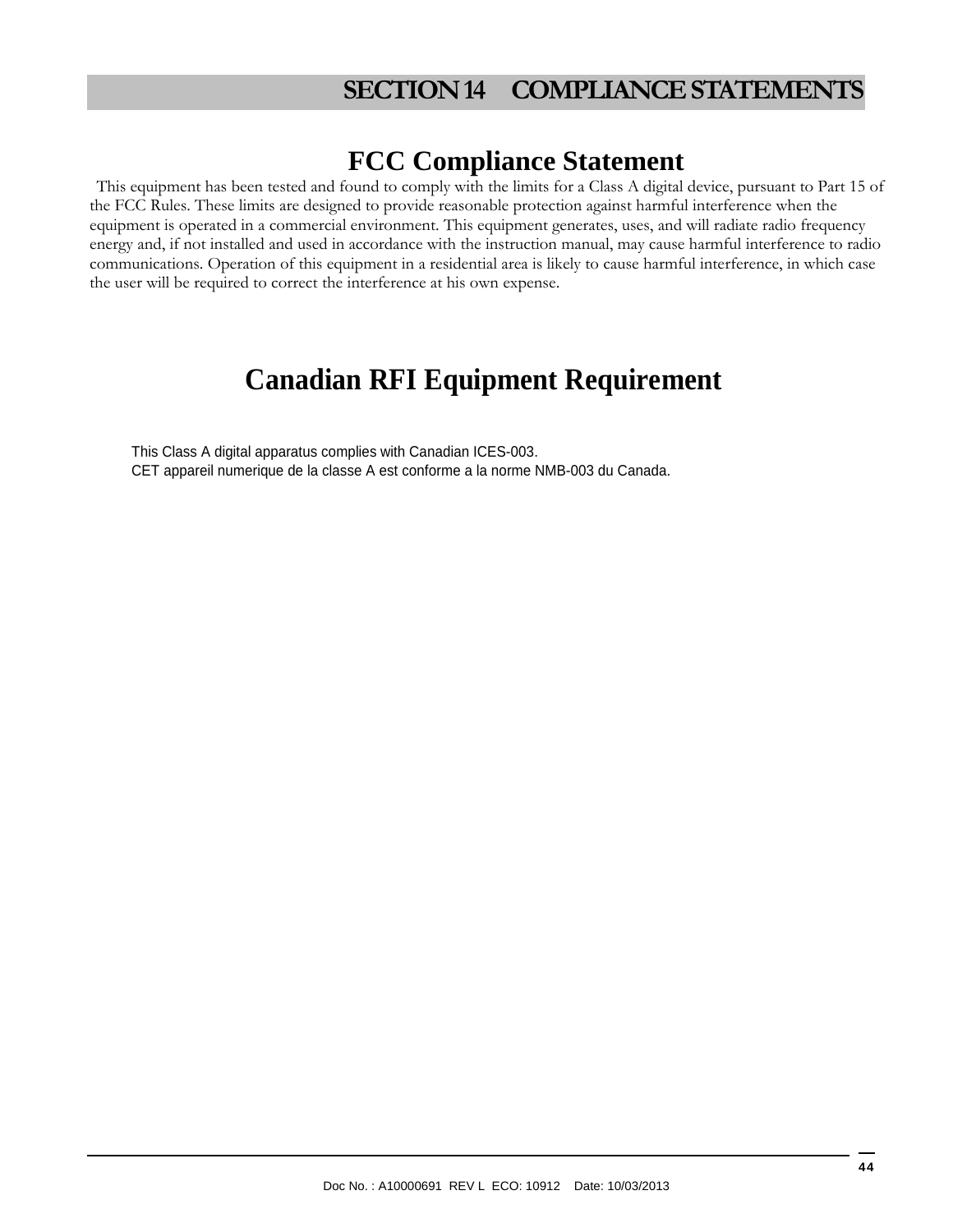# SECTION 14 COMPLIANCE STATEMENTS

## FCC Compliance Statement

This equipment has been tested and found to comply with the limits for a Class A digital device, pursuant to Part 15 of the FCC Rules. These limits are designed to provide reasonable protection against harmful interference when the equipment is operated in a commercial environment. This equipment generates, uses, and will radiate radio frequency energy and, if not installed and used in accordance with the instruction manual, may cause harmful interference to radio communications. Operation of this equipment in a residential area is likely to cause harmful interference, in which case the user will be required to correct the interference at his own expense.

## Canadian RFI Equipment Requirement

This Class A digital apparatus complies with Canadian ICES-003.
CET appareil numerique de la classe A est conforme a la norme NMB-003 du Canada.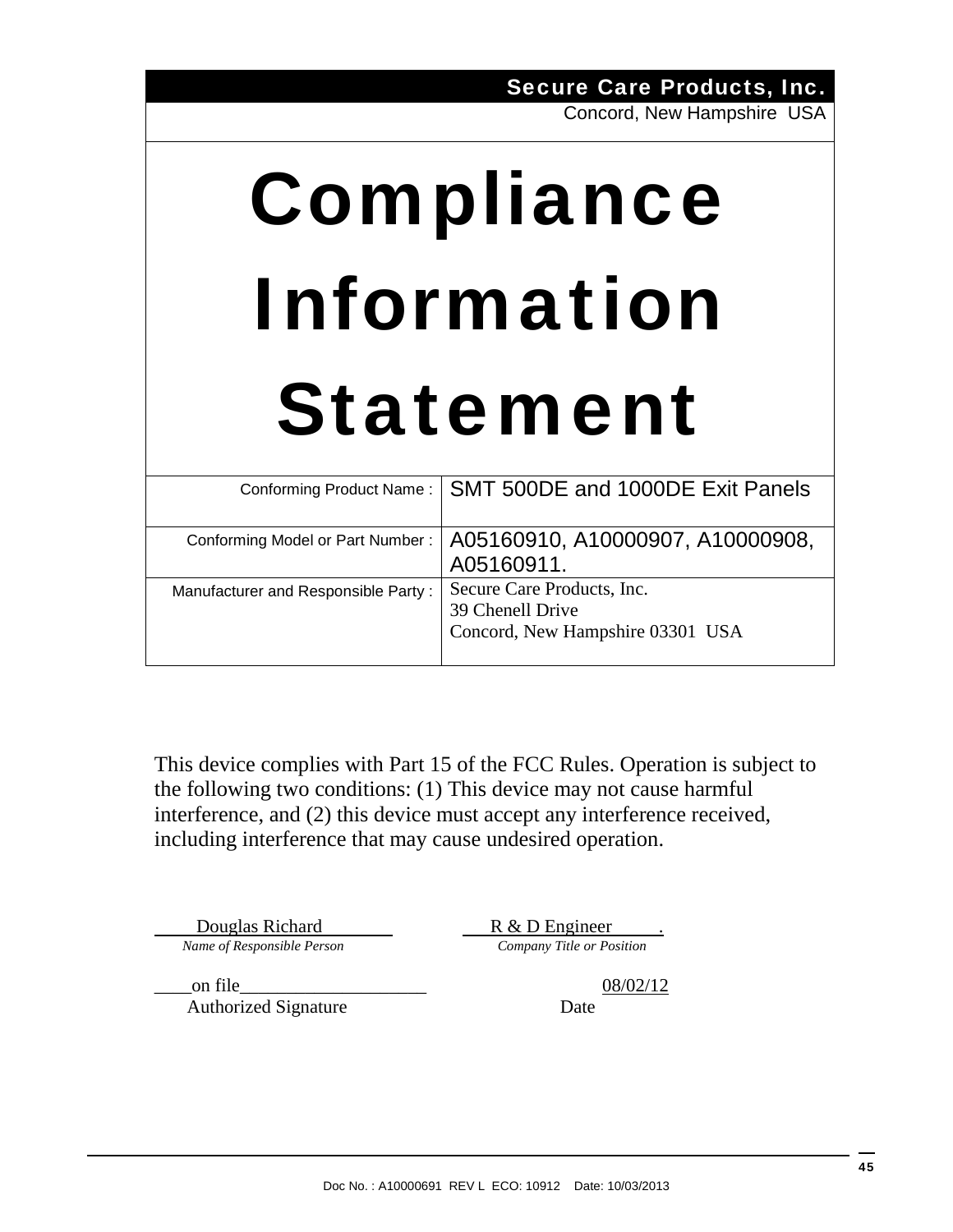**Secure Care Products, Inc.**
Concord, New Hampshire USA

# Compliance Information Statement

| | |
|---|---|
| Conforming Product Name : | SMT 500DE and 1000DE Exit Panels |
| Conforming Model or Part Number : | A05160910, A10000907, A10000908, A05160911. |
| Manufacturer and Responsible Party : | Secure Care Products, Inc.<br>39 Chenell Drive<br>Concord, New Hampshire 03301 USA |

This device complies with Part 15 of the FCC Rules. Operation is subject to the following two conditions: (1) This device may not cause harmful interference, and (2) this device must accept any interference received, including interference that may cause undesired operation.

Douglas Richard — *Name of Responsible Person*

R & D Engineer — *Company Title or Position*

on file — Authorized Signature

08/02/12 — Date

Doc No. : A10000691 REV L ECO: 10912 Date: 10/03/2013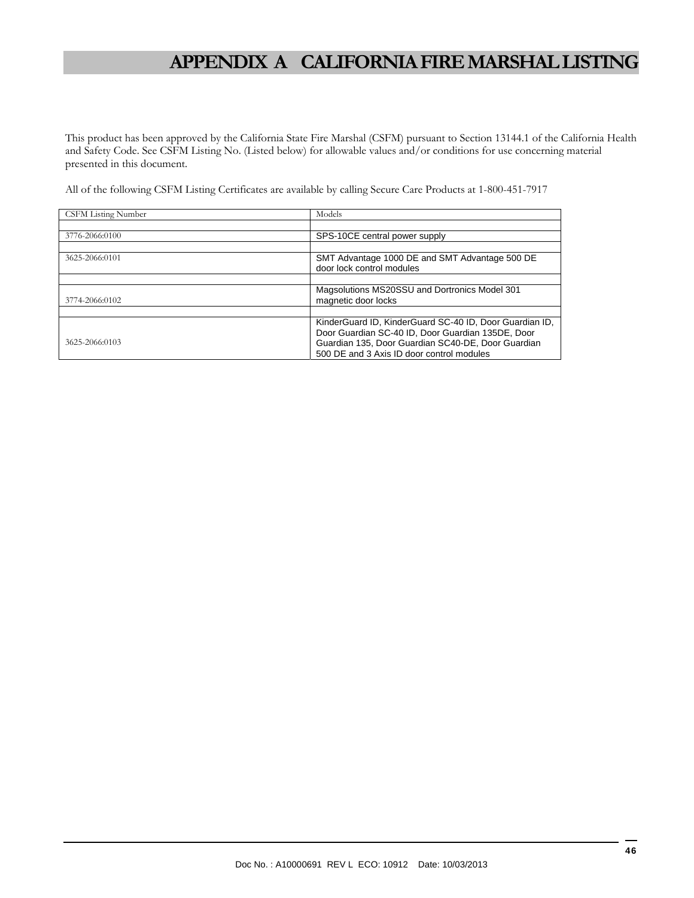# APPENDIX A CALIFORNIA FIRE MARSHAL LISTING

This product has been approved by the California State Fire Marshal (CSFM) pursuant to Section 13144.1 of the California Health and Safety Code. See CSFM Listing No. (Listed below) for allowable values and/or conditions for use concerning material presented in this document.

All of the following CSFM Listing Certificates are available by calling Secure Care Products at 1-800-451-7917

| CSFM Listing Number | Models |
|---|---|
| | |
| 3776-2066:0100 | SPS-10CE central power supply |
| | |
| 3625-2066:0101 | SMT Advantage 1000 DE and SMT Advantage 500 DE door lock control modules |
| | |
| 3774-2066:0102 | Magsolutions MS20SSU and Dortronics Model 301 magnetic door locks |
| | |
| 3625-2066:0103 | KinderGuard ID, KinderGuard SC-40 ID, Door Guardian ID, Door Guardian SC-40 ID, Door Guardian 135DE, Door Guardian 135, Door Guardian SC40-DE, Door Guardian 500 DE and 3 Axis ID door control modules |

Doc No. : A10000691 REV L ECO: 10912 Date: 10/03/2013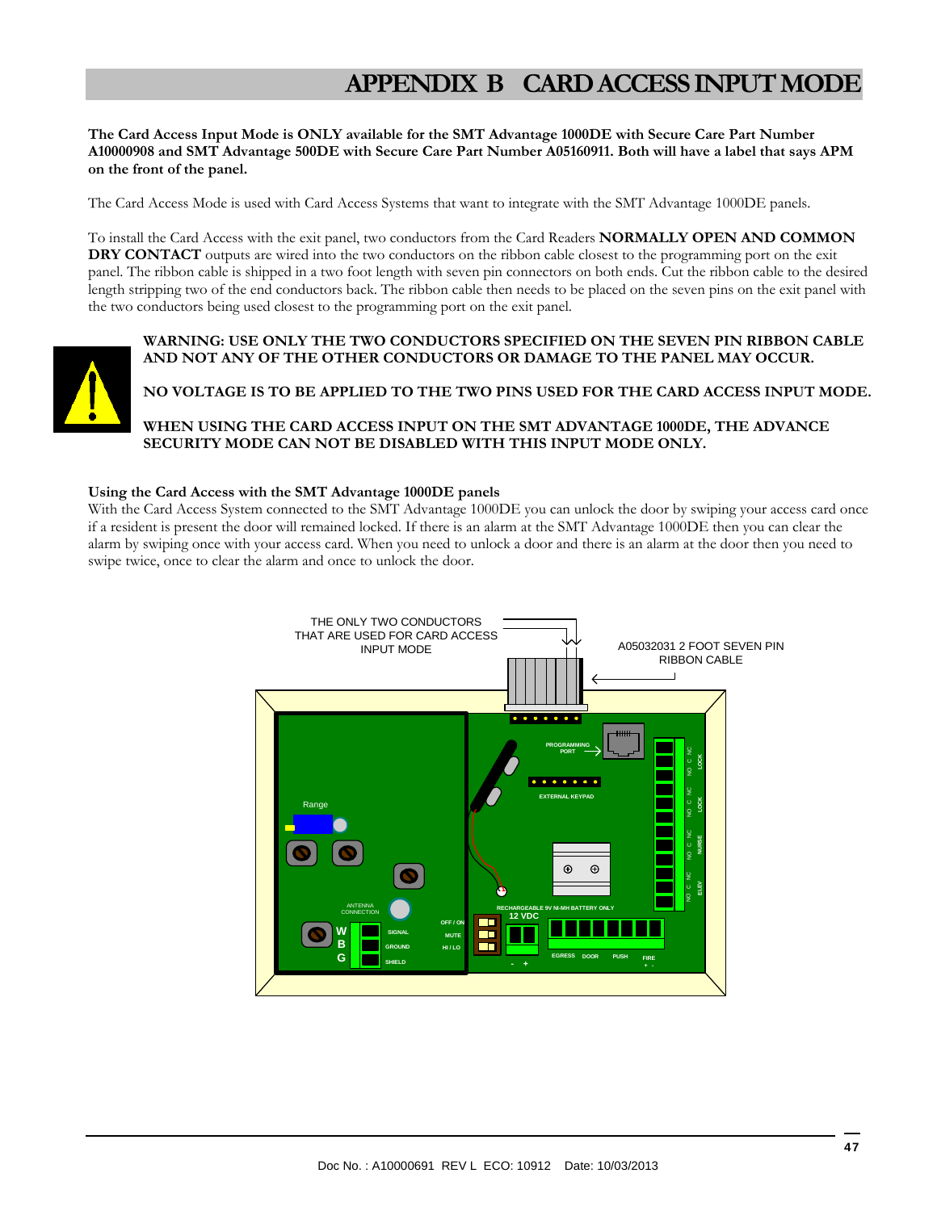# APPENDIX B CARD ACCESS INPUT MODE

**The Card Access Input Mode is ONLY available for the SMT Advantage 1000DE with Secure Care Part Number A10000908 and SMT Advantage 500DE with Secure Care Part Number A05160911. Both will have a label that says APM on the front of the panel.**

The Card Access Mode is used with Card Access Systems that want to integrate with the SMT Advantage 1000DE panels.

To install the Card Access with the exit panel, two conductors from the Card Readers **NORMALLY OPEN AND COMMON DRY CONTACT** outputs are wired into the two conductors on the ribbon cable closest to the programming port on the exit panel. The ribbon cable is shipped in a two foot length with seven pin connectors on both ends. Cut the ribbon cable to the desired length stripping two of the end conductors back. The ribbon cable then needs to be placed on the seven pins on the exit panel with the two conductors being used closest to the programming port on the exit panel.

**WARNING: USE ONLY THE TWO CONDUCTORS SPECIFIED ON THE SEVEN PIN RIBBON CABLE AND NOT ANY OF THE OTHER CONDUCTORS OR DAMAGE TO THE PANEL MAY OCCUR.**

**NO VOLTAGE IS TO BE APPLIED TO THE TWO PINS USED FOR THE CARD ACCESS INPUT MODE.**

**WHEN USING THE CARD ACCESS INPUT ON THE SMT ADVANTAGE 1000DE, THE ADVANCE SECURITY MODE CAN NOT BE DISABLED WITH THIS INPUT MODE ONLY.**

**Using the Card Access with the SMT Advantage 1000DE panels**

With the Card Access System connected to the SMT Advantage 1000DE you can unlock the door by swiping your access card once if a resident is present the door will remained locked. If there is an alarm at the SMT Advantage 1000DE then you can clear the alarm by swiping once with your access card. When you need to unlock a door and there is an alarm at the door then you need to swipe twice, once to clear the alarm and once to unlock the door.

THE ONLY TWO CONDUCTORS THAT ARE USED FOR CARD ACCESS INPUT MODE

A05032031 2 FOOT SEVEN PIN RIBBON CABLE

PROGRAMMING PORT

EXTERNAL KEYPAD

Range

ANTENNA CONNECTION

W B G

SIGNAL GROUND SHIELD

OFF / ON MUTE HI / LO

RECHARGEABLE 9V NI-MH BATTERY ONLY

12 VDC

- +

EGRESS DOOR PUSH FIRE + -

NO C NC LOCK

NO C NC LOCK

NO C NC NURSE

NO C NC ELEV

Doc No. : A10000691 REV L ECO: 10912 Date: 10/03/2013